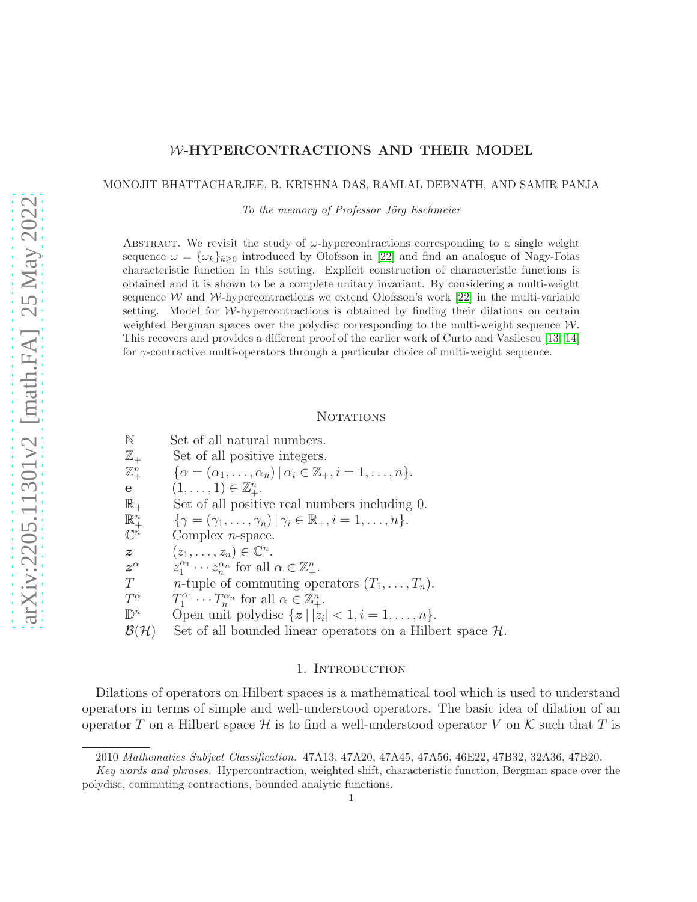# $\mathcal{W}$-HYPERCONTRACTIONS AND THEIR MODEL

MONOJIT BHATTACHARJEE, B. KRISHNA DAS, RAMLAL DEBNATH, AND SAMIR PANJA

*To the memory of Professor Jörg Eschmeier*

Abstract. We revisit the study of $\omega$-hypercontractions corresponding to a single weight sequence $\omega = \{\omega_k\}_{k\geq 0}$ introduced by Olofsson in [22] and find an analogue of Nagy-Foias characteristic function in this setting. Explicit construction of characteristic functions is obtained and it is shown to be a complete unitary invariant. By considering a multi-weight sequence $\mathcal{W}$ and $\mathcal{W}$-hypercontractions we extend Olofsson's work [22] in the multi-variable setting. Model for $\mathcal{W}$-hypercontractions is obtained by finding their dilations on certain weighted Bergman spaces over the polydisc corresponding to the multi-weight sequence $\mathcal{W}$. This recovers and provides a different proof of the earlier work of Curto and Vasilescu [13, 14] for $\gamma$-contractive multi-operators through a particular choice of multi-weight sequence.

## Notations

| | |
|---|---|
| $\mathbb{N}$ | Set of all natural numbers. |
| $\mathbb{Z}_+$ | Set of all positive integers. |
| $\mathbb{Z}_+^n$ | $\{\alpha = (\alpha_1, \dots, \alpha_n) \mid \alpha_i \in \mathbb{Z}_+, i = 1, \dots, n\}$. |
| $\mathbf{e}$ | $(1, \dots, 1) \in \mathbb{Z}_+^n$. |
| $\mathbb{R}_+$ | Set of all positive real numbers including 0. |
| $\mathbb{R}_+^n$ | $\{\gamma = (\gamma_1, \dots, \gamma_n) \mid \gamma_i \in \mathbb{R}_+, i = 1, \dots, n\}$. |
| $\mathbb{C}^n$ | Complex $n$-space. |
| $\boldsymbol{z}$ | $(z_1, \dots, z_n) \in \mathbb{C}^n$. |
| $\boldsymbol{z}^\alpha$ | $z_1^{\alpha_1} \cdots z_n^{\alpha_n}$ for all $\alpha \in \mathbb{Z}_+^n$. |
| $T$ | $n$-tuple of commuting operators $(T_1, \dots, T_n)$. |
| $T^\alpha$ | $T_1^{\alpha_1} \cdots T_n^{\alpha_n}$ for all $\alpha \in \mathbb{Z}_+^n$. |
| $\mathbb{D}^n$ | Open unit polydisc $\{\boldsymbol{z} \mid \lvert z_i\rvert < 1, i = 1, \dots, n\}$. |
| $\mathcal{B}(\mathcal{H})$ | Set of all bounded linear operators on a Hilbert space $\mathcal{H}$. |

## 1. Introduction

Dilations of operators on Hilbert spaces is a mathematical tool which is used to understand operators in terms of simple and well-understood operators. The basic idea of dilation of an operator $T$ on a Hilbert space $\mathcal{H}$ is to find a well-understood operator $V$ on $\mathcal{K}$ such that $T$ is

2010 *Mathematics Subject Classification.* 47A13, 47A20, 47A45, 47A56, 46E22, 47B32, 32A36, 47B20.

*Key words and phrases.* Hypercontraction, weighted shift, characteristic function, Bergman space over the polydisc, commuting contractions, bounded analytic functions.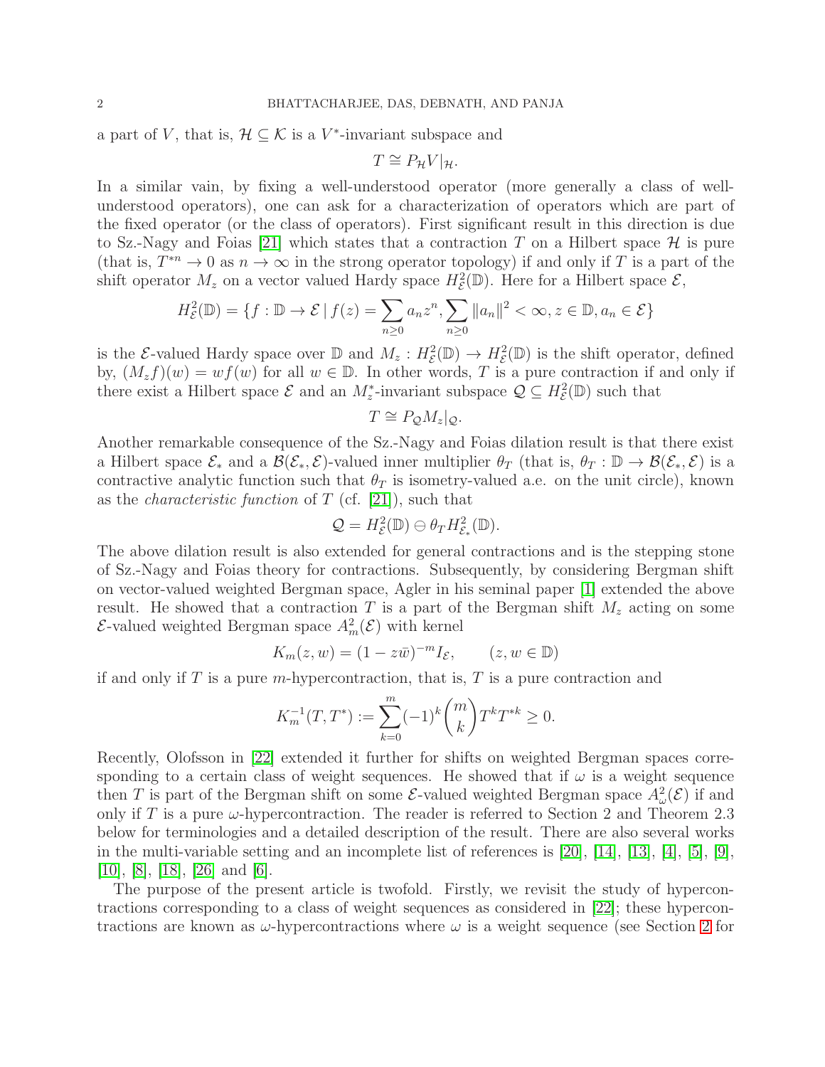a part of $V$, that is, $\mathcal{H} \subseteq \mathcal{K}$ is a $V^*$-invariant subspace and

$$T \cong P_{\mathcal{H}} V|_{\mathcal{H}}.$$

In a similar vain, by fixing a well-understood operator (more generally a class of well-understood operators), one can ask for a characterization of operators which are part of the fixed operator (or the class of operators). First significant result in this direction is due to Sz.-Nagy and Foias [21] which states that a contraction $T$ on a Hilbert space $\mathcal{H}$ is pure (that is, $T^{*n} \to 0$ as $n \to \infty$ in the strong operator topology) if and only if $T$ is a part of the shift operator $M_z$ on a vector valued Hardy space $H^2_{\mathcal{E}}(\mathbb{D})$. Here for a Hilbert space $\mathcal{E}$,

$$H^2_{\mathcal{E}}(\mathbb{D}) = \{f : \mathbb{D} \to \mathcal{E} \mid f(z) = \sum_{n \geq 0} a_n z^n, \sum_{n \geq 0} \|a_n\|^2 < \infty, z \in \mathbb{D}, a_n \in \mathcal{E}\}$$

is the $\mathcal{E}$-valued Hardy space over $\mathbb{D}$ and $M_z : H^2_{\mathcal{E}}(\mathbb{D}) \to H^2_{\mathcal{E}}(\mathbb{D})$ is the shift operator, defined by, $(M_z f)(w) = wf(w)$ for all $w \in \mathbb{D}$. In other words, $T$ is a pure contraction if and only if there exist a Hilbert space $\mathcal{E}$ and an $M_z^*$-invariant subspace $\mathcal{Q} \subseteq H^2_{\mathcal{E}}(\mathbb{D})$ such that

$$T \cong P_{\mathcal{Q}} M_z|_{\mathcal{Q}}.$$

Another remarkable consequence of the Sz.-Nagy and Foias dilation result is that there exist a Hilbert space $\mathcal{E}_*$ and a $\mathcal{B}(\mathcal{E}_*, \mathcal{E})$-valued inner multiplier $\theta_T$ (that is, $\theta_T : \mathbb{D} \to \mathcal{B}(\mathcal{E}_*, \mathcal{E})$ is a contractive analytic function such that $\theta_T$ is isometry-valued a.e. on the unit circle), known as the *characteristic function* of $T$ (cf. [21]), such that

$$\mathcal{Q} = H^2_{\mathcal{E}}(\mathbb{D}) \ominus \theta_T H^2_{\mathcal{E}_*}(\mathbb{D}).$$

The above dilation result is also extended for general contractions and is the stepping stone of Sz.-Nagy and Foias theory for contractions. Subsequently, by considering Bergman shift on vector-valued weighted Bergman space, Agler in his seminal paper [1] extended the above result. He showed that a contraction $T$ is a part of the Bergman shift $M_z$ acting on some $\mathcal{E}$-valued weighted Bergman space $A^2_m(\mathcal{E})$ with kernel

$$K_m(z, w) = (1 - z\bar{w})^{-m} I_{\mathcal{E}}, \qquad (z, w \in \mathbb{D})$$

if and only if $T$ is a pure $m$-hypercontraction, that is, $T$ is a pure contraction and

$$K_m^{-1}(T, T^*) := \sum_{k=0}^{m} (-1)^k \binom{m}{k} T^k T^{*k} \geq 0.$$

Recently, Olofsson in [22] extended it further for shifts on weighted Bergman spaces corresponding to a certain class of weight sequences. He showed that if $\omega$ is a weight sequence then $T$ is part of the Bergman shift on some $\mathcal{E}$-valued weighted Bergman space $A^2_\omega(\mathcal{E})$ if and only if $T$ is a pure $\omega$-hypercontraction. The reader is referred to Section 2 and Theorem 2.3 below for terminologies and a detailed description of the result. There are also several works in the multi-variable setting and an incomplete list of references is [20], [14], [13], [4], [5], [9], [10], [8], [18], [26] and [6].

The purpose of the present article is twofold. Firstly, we revisit the study of hypercontractions corresponding to a class of weight sequences as considered in [22]; these hypercontractions are known as $\omega$-hypercontractions where $\omega$ is a weight sequence (see Section 2 for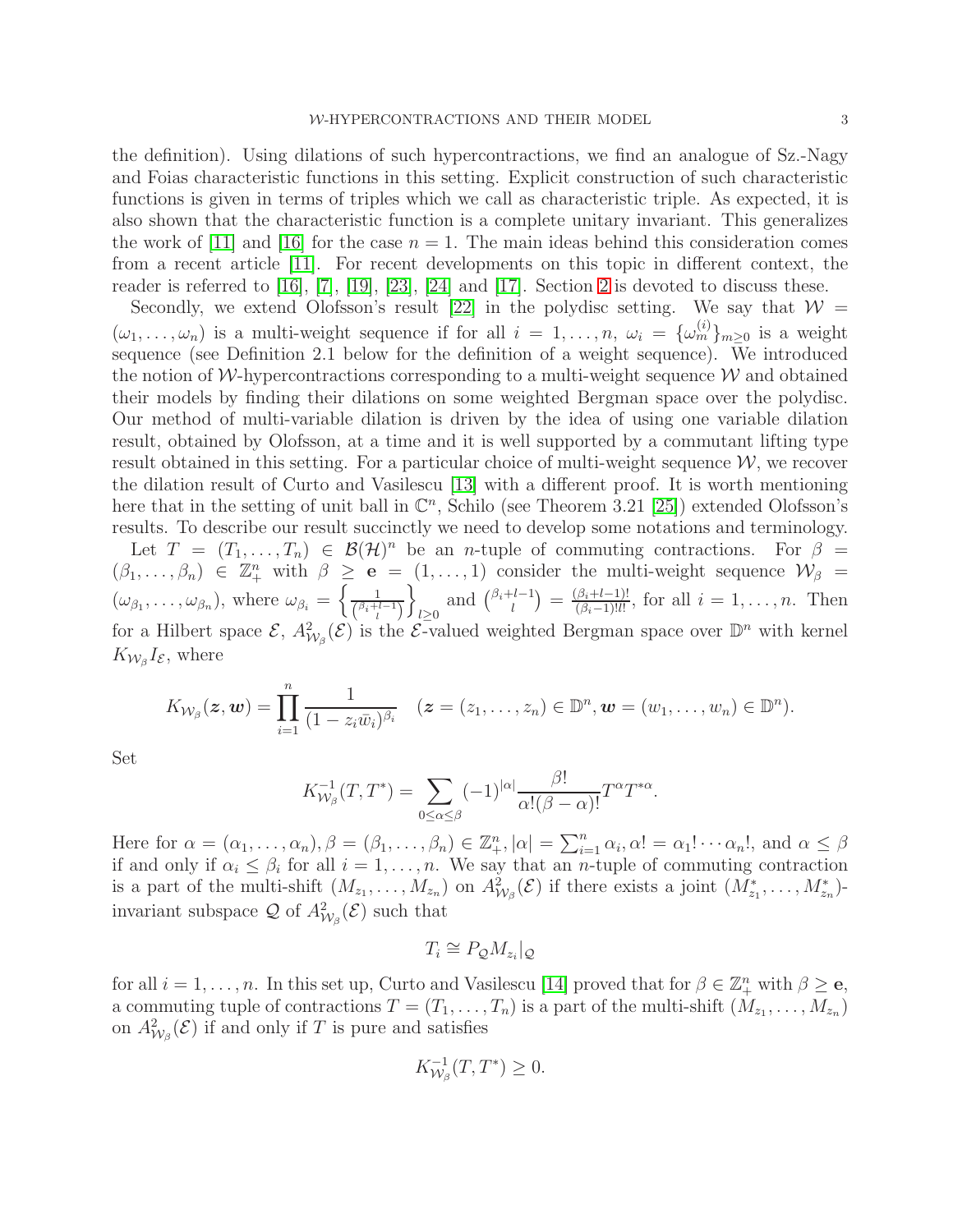the definition). Using dilations of such hypercontractions, we find an analogue of Sz.-Nagy and Foias characteristic functions in this setting. Explicit construction of such characteristic functions is given in terms of triples which we call as characteristic triple. As expected, it is also shown that the characteristic function is a complete unitary invariant. This generalizes the work of [11] and [16] for the case $n = 1$. The main ideas behind this consideration comes from a recent article [11]. For recent developments on this topic in different context, the reader is referred to [16], [7], [19], [23], [24] and [17]. Section 2 is devoted to discuss these.

Secondly, we extend Olofsson's result [22] in the polydisc setting. We say that $\mathcal{W} = (\omega_1, \ldots, \omega_n)$ is a multi-weight sequence if for all $i = 1, \ldots, n$, $\omega_i = \{\omega_m^{(i)}\}_{m \geq 0}$ is a weight sequence (see Definition 2.1 below for the definition of a weight sequence). We introduced the notion of $\mathcal{W}$-hypercontractions corresponding to a multi-weight sequence $\mathcal{W}$ and obtained their models by finding their dilations on some weighted Bergman space over the polydisc. Our method of multi-variable dilation is driven by the idea of using one variable dilation result, obtained by Olofsson, at a time and it is well supported by a commutant lifting type result obtained in this setting. For a particular choice of multi-weight sequence $\mathcal{W}$, we recover the dilation result of Curto and Vasilescu [13] with a different proof. It is worth mentioning here that in the setting of unit ball in $\mathbb{C}^n$, Schilo (see Theorem 3.21 [25]) extended Olofsson's results. To describe our result succinctly we need to develop some notations and terminology.

Let $T = (T_1, \ldots, T_n) \in \mathcal{B}(\mathcal{H})^n$ be an $n$-tuple of commuting contractions. For $\beta = (\beta_1, \ldots, \beta_n) \in \mathbb{Z}_+^n$ with $\beta \geq \mathbf{e} = (1, \ldots, 1)$ consider the multi-weight sequence $\mathcal{W}_\beta = (\omega_{\beta_1}, \ldots, \omega_{\beta_n})$, where $\omega_{\beta_i} = \left\{ \frac{1}{\binom{\beta_i + l - 1}{l}} \right\}_{l \geq 0}$ and $\binom{\beta_i + l - 1}{l} = \frac{(\beta_i + l - 1)!}{(\beta_i - 1)! l!}$, for all $i = 1, \ldots, n$. Then for a Hilbert space $\mathcal{E}$, $A^2_{\mathcal{W}_\beta}(\mathcal{E})$ is the $\mathcal{E}$-valued weighted Bergman space over $\mathbb{D}^n$ with kernel $K_{\mathcal{W}_\beta} I_{\mathcal{E}}$, where

$$K_{\mathcal{W}_\beta}(\boldsymbol{z}, \boldsymbol{w}) = \prod_{i=1}^n \frac{1}{(1 - z_i \bar{w}_i)^{\beta_i}} \quad (\boldsymbol{z} = (z_1, \ldots, z_n) \in \mathbb{D}^n, \boldsymbol{w} = (w_1, \ldots, w_n) \in \mathbb{D}^n).$$

Set

$$K^{-1}_{\mathcal{W}_\beta}(T, T^*) = \sum_{0 \leq \alpha \leq \beta} (-1)^{|\alpha|} \frac{\beta!}{\alpha!(\beta - \alpha)!} T^\alpha T^{*\alpha}.$$

Here for $\alpha = (\alpha_1, \ldots, \alpha_n), \beta = (\beta_1, \ldots, \beta_n) \in \mathbb{Z}_+^n, |\alpha| = \sum_{i=1}^n \alpha_i, \alpha! = \alpha_1! \cdots \alpha_n!$, and $\alpha \leq \beta$ if and only if $\alpha_i \leq \beta_i$ for all $i = 1, \ldots, n$. We say that an $n$-tuple of commuting contraction is a part of the multi-shift $(M_{z_1}, \ldots, M_{z_n})$ on $A^2_{\mathcal{W}_\beta}(\mathcal{E})$ if there exists a joint $(M^*_{z_1}, \ldots, M^*_{z_n})$-invariant subspace $\mathcal{Q}$ of $A^2_{\mathcal{W}_\beta}(\mathcal{E})$ such that

$$T_i \cong P_{\mathcal{Q}} M_{z_i}|_{\mathcal{Q}}$$

for all $i = 1, \ldots, n$. In this set up, Curto and Vasilescu [14] proved that for $\beta \in \mathbb{Z}_+^n$ with $\beta \geq \mathbf{e}$, a commuting tuple of contractions $T = (T_1, \ldots, T_n)$ is a part of the multi-shift $(M_{z_1}, \ldots, M_{z_n})$ on $A^2_{\mathcal{W}_\beta}(\mathcal{E})$ if and only if $T$ is pure and satisfies

$$K^{-1}_{\mathcal{W}_\beta}(T, T^*) \geq 0.$$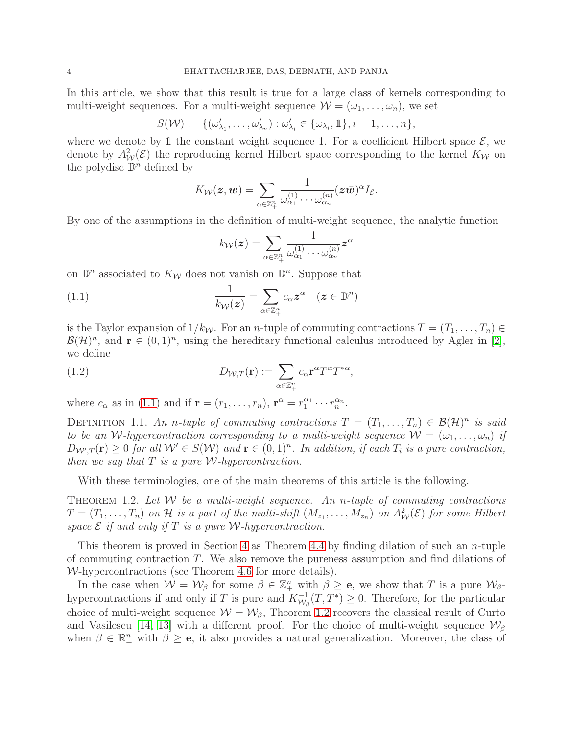In this article, we show that this result is true for a large class of kernels corresponding to multi-weight sequences. For a multi-weight sequence $\mathcal{W} = (\omega_1, \ldots, \omega_n)$, we set

$$S(\mathcal{W}) := \{(\omega'_{\lambda_1}, \ldots, \omega'_{\lambda_n}) : \omega'_{\lambda_i} \in \{\omega_{\lambda_i}, \mathbb{1}\}, i = 1, \ldots, n\},$$

where we denote by $\mathbb{1}$ the constant weight sequence 1. For a coefficient Hilbert space $\mathcal{E}$, we denote by $A^2_{\mathcal{W}}(\mathcal{E})$ the reproducing kernel Hilbert space corresponding to the kernel $K_{\mathcal{W}}$ on the polydisc $\mathbb{D}^n$ defined by

$$K_{\mathcal{W}}(\boldsymbol{z}, \boldsymbol{w}) = \sum_{\alpha \in \mathbb{Z}^n_+} \frac{1}{\omega^{(1)}_{\alpha_1} \cdots \omega^{(n)}_{\alpha_n}} (\boldsymbol{z}\bar{\boldsymbol{w}})^\alpha I_{\mathcal{E}}.$$

By one of the assumptions in the definition of multi-weight sequence, the analytic function

$$k_{\mathcal{W}}(\boldsymbol{z}) = \sum_{\alpha \in \mathbb{Z}^n_+} \frac{1}{\omega^{(1)}_{\alpha_1} \cdots \omega^{(n)}_{\alpha_n}} \boldsymbol{z}^\alpha$$

on $\mathbb{D}^n$ associated to $K_{\mathcal{W}}$ does not vanish on $\mathbb{D}^n$. Suppose that

$$\frac{1}{k_{\mathcal{W}}(\boldsymbol{z})} = \sum_{\alpha \in \mathbb{Z}^n_+} c_\alpha \boldsymbol{z}^\alpha \quad (\boldsymbol{z} \in \mathbb{D}^n) \tag{1.1}$$

is the Taylor expansion of $1/k_{\mathcal{W}}$. For an $n$-tuple of commuting contractions $T = (T_1, \ldots, T_n) \in \mathcal{B}(\mathcal{H})^n$, and $\mathbf{r} \in (0,1)^n$, using the hereditary functional calculus introduced by Agler in [2], we define

$$D_{\mathcal{W},T}(\mathbf{r}) := \sum_{\alpha \in \mathbb{Z}^n_+} c_\alpha \mathbf{r}^\alpha T^\alpha T^{*\alpha}, \tag{1.2}$$

where $c_\alpha$ as in (1.1) and if $\mathbf{r} = (r_1, \ldots, r_n)$, $\mathbf{r}^\alpha = r_1^{\alpha_1} \cdots r_n^{\alpha_n}$.

Definition 1.1. *An $n$-tuple of commuting contractions $T = (T_1, \ldots, T_n) \in \mathcal{B}(\mathcal{H})^n$ is said to be an $\mathcal{W}$-hypercontraction corresponding to a multi-weight sequence $\mathcal{W} = (\omega_1, \ldots, \omega_n)$ if $D_{\mathcal{W}',T}(\mathbf{r}) \geq 0$ for all $\mathcal{W}' \in S(\mathcal{W})$ and $\mathbf{r} \in (0,1)^n$. In addition, if each $T_i$ is a pure contraction, then we say that $T$ is a pure $\mathcal{W}$-hypercontraction.*

With these terminologies, one of the main theorems of this article is the following.

Theorem 1.2. *Let $\mathcal{W}$ be a multi-weight sequence. An $n$-tuple of commuting contractions $T = (T_1, \ldots, T_n)$ on $\mathcal{H}$ is a part of the multi-shift $(M_{z_1}, \ldots, M_{z_n})$ on $A^2_{\mathcal{W}}(\mathcal{E})$ for some Hilbert space $\mathcal{E}$ if and only if $T$ is a pure $\mathcal{W}$-hypercontraction.*

This theorem is proved in Section 4 as Theorem 4.4 by finding dilation of such an $n$-tuple of commuting contraction $T$. We also remove the pureness assumption and find dilations of $\mathcal{W}$-hypercontractions (see Theorem 4.6 for more details).

In the case when $\mathcal{W} = \mathcal{W}_\beta$ for some $\beta \in \mathbb{Z}^n_+$ with $\beta \geq \mathbf{e}$, we show that $T$ is a pure $\mathcal{W}_\beta$-hypercontractions if and only if $T$ is pure and $K^{-1}_{\mathcal{W}_\beta}(T, T^*) \geq 0$. Therefore, for the particular choice of multi-weight sequence $\mathcal{W} = \mathcal{W}_\beta$, Theorem 1.2 recovers the classical result of Curto and Vasilescu [14, 13] with a different proof. For the choice of multi-weight sequence $\mathcal{W}_\beta$ when $\beta \in \mathbb{R}^n_+$ with $\beta \geq \mathbf{e}$, it also provides a natural generalization. Moreover, the class of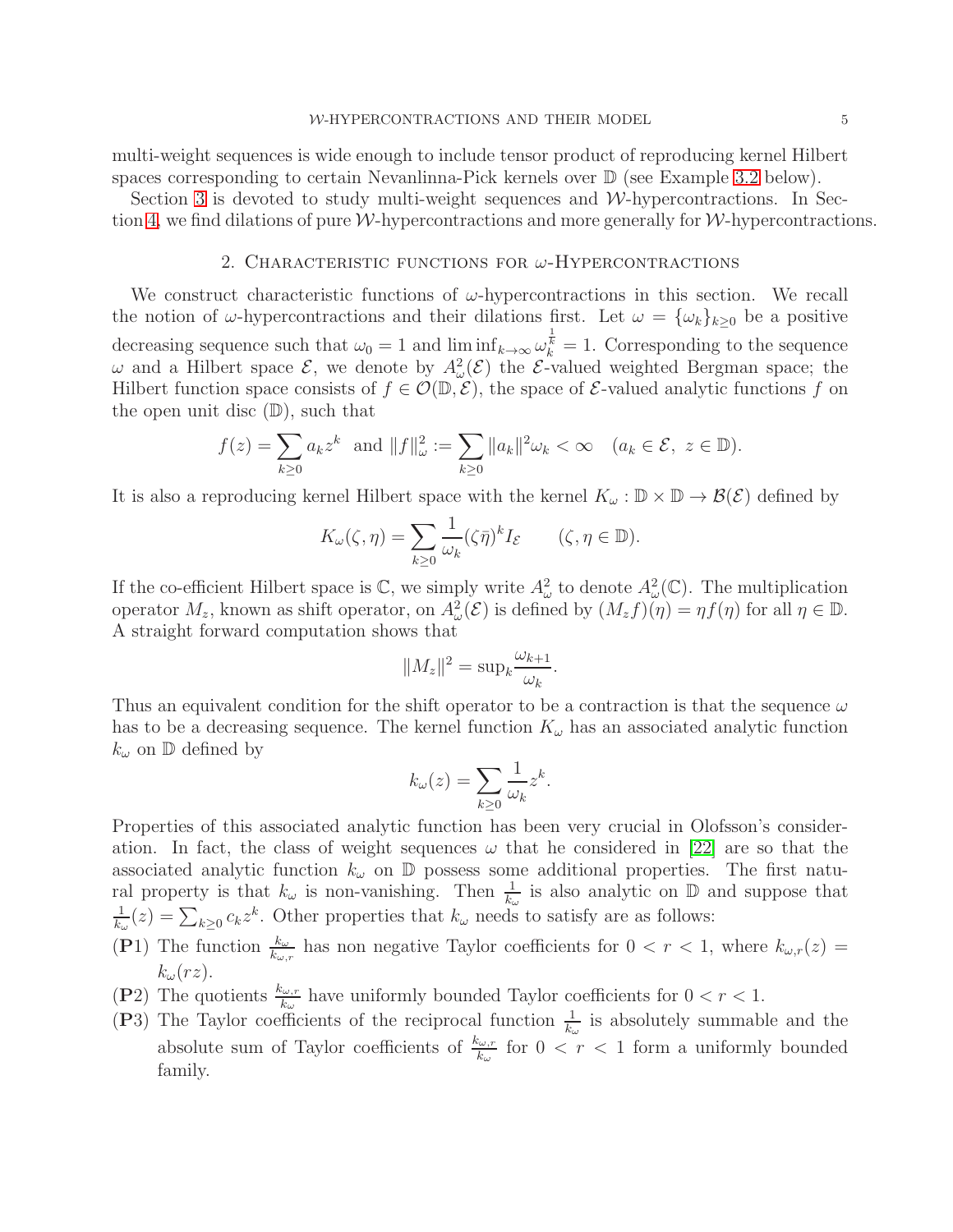multi-weight sequences is wide enough to include tensor product of reproducing kernel Hilbert spaces corresponding to certain Nevanlinna-Pick kernels over $\mathbb{D}$ (see Example 3.2 below).

Section 3 is devoted to study multi-weight sequences and $\mathcal{W}$-hypercontractions. In Section 4, we find dilations of pure $\mathcal{W}$-hypercontractions and more generally for $\mathcal{W}$-hypercontractions.

## 2. Characteristic functions for $\omega$-Hypercontractions

We construct characteristic functions of $\omega$-hypercontractions in this section. We recall the notion of $\omega$-hypercontractions and their dilations first. Let $\omega = \{\omega_k\}_{k\geq 0}$ be a positive decreasing sequence such that $\omega_0 = 1$ and $\liminf_{k\to\infty} \omega_k^{\frac{1}{k}} = 1$. Corresponding to the sequence $\omega$ and a Hilbert space $\mathcal{E}$, we denote by $A^2_\omega(\mathcal{E})$ the $\mathcal{E}$-valued weighted Bergman space; the Hilbert function space consists of $f \in \mathcal{O}(\mathbb{D}, \mathcal{E})$, the space of $\mathcal{E}$-valued analytic functions $f$ on the open unit disc ($\mathbb{D}$), such that

$$f(z) = \sum_{k\geq 0} a_k z^k \text{ and } \|f\|^2_\omega := \sum_{k\geq 0} \|a_k\|^2 \omega_k < \infty \quad (a_k \in \mathcal{E},\ z \in \mathbb{D}).$$

It is also a reproducing kernel Hilbert space with the kernel $K_\omega : \mathbb{D} \times \mathbb{D} \to \mathcal{B}(\mathcal{E})$ defined by

$$K_\omega(\zeta, \eta) = \sum_{k\geq 0} \frac{1}{\omega_k} (\zeta\bar{\eta})^k I_{\mathcal{E}} \qquad (\zeta, \eta \in \mathbb{D}).$$

If the co-efficient Hilbert space is $\mathbb{C}$, we simply write $A^2_\omega$ to denote $A^2_\omega(\mathbb{C})$. The multiplication operator $M_z$, known as shift operator, on $A^2_\omega(\mathcal{E})$ is defined by $(M_z f)(\eta) = \eta f(\eta)$ for all $\eta \in \mathbb{D}$. A straight forward computation shows that

$$\|M_z\|^2 = \sup_k \frac{\omega_{k+1}}{\omega_k}.$$

Thus an equivalent condition for the shift operator to be a contraction is that the sequence $\omega$ has to be a decreasing sequence. The kernel function $K_\omega$ has an associated analytic function $k_\omega$ on $\mathbb{D}$ defined by

$$k_\omega(z) = \sum_{k\geq 0} \frac{1}{\omega_k} z^k.$$

Properties of this associated analytic function has been very crucial in Olofsson's consideration. In fact, the class of weight sequences $\omega$ that he considered in [22] are so that the associated analytic function $k_\omega$ on $\mathbb{D}$ possess some additional properties. The first natural property is that $k_\omega$ is non-vanishing. Then $\frac{1}{k_\omega}$ is also analytic on $\mathbb{D}$ and suppose that $\frac{1}{k_\omega}(z) = \sum_{k\geq 0} c_k z^k$. Other properties that $k_\omega$ needs to satisfy are as follows:

- (**P**1) The function $\frac{k_\omega}{k_{\omega,r}}$ has non negative Taylor coefficients for $0 < r < 1$, where $k_{\omega,r}(z) = k_\omega(rz)$.
- (**P**2) The quotients $\frac{k_{\omega,r}}{k_\omega}$ have uniformly bounded Taylor coefficients for $0 < r < 1$.
- (**P**3) The Taylor coefficients of the reciprocal function $\frac{1}{k_\omega}$ is absolutely summable and the absolute sum of Taylor coefficients of $\frac{k_{\omega,r}}{k_\omega}$ for $0 < r < 1$ form a uniformly bounded family.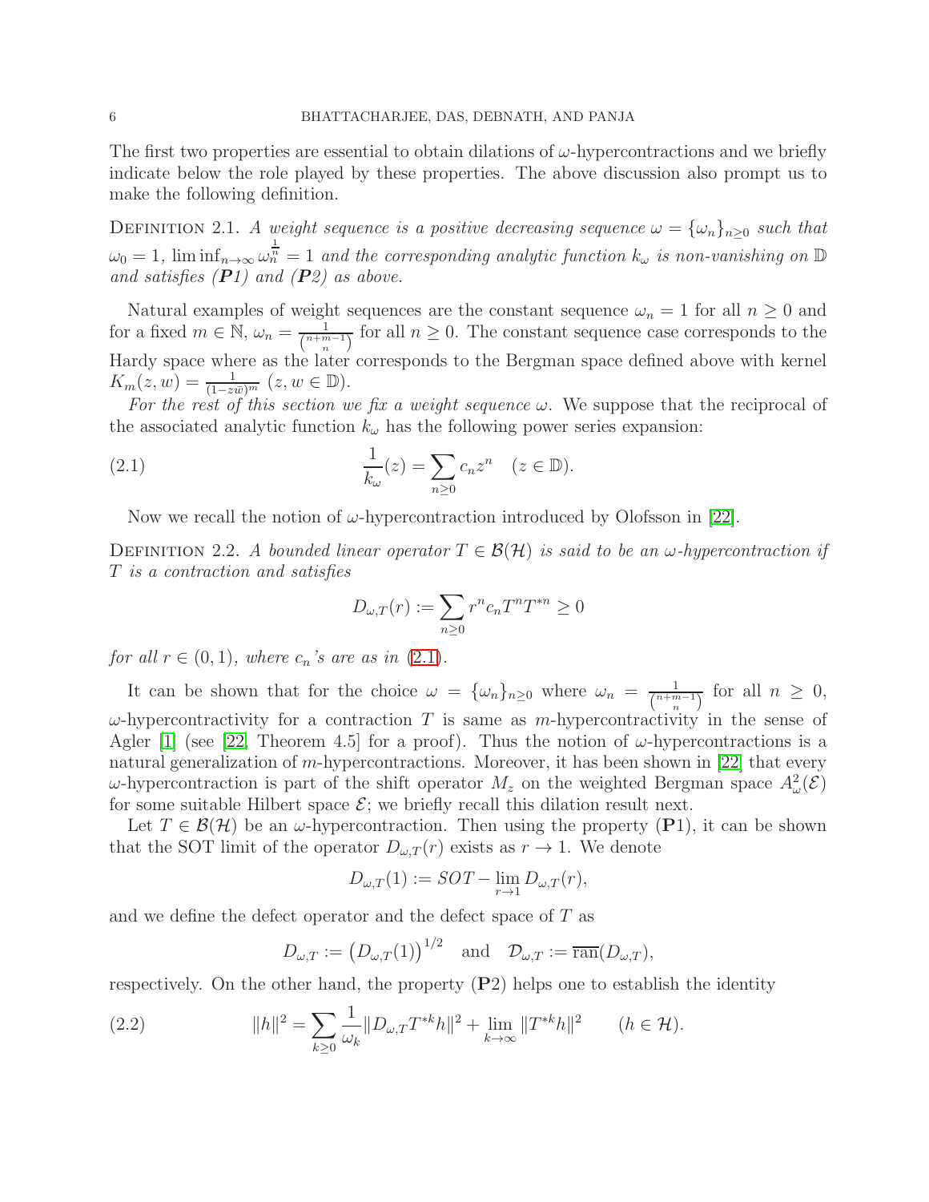The first two properties are essential to obtain dilations of $\omega$-hypercontractions and we briefly indicate below the role played by these properties. The above discussion also prompt us to make the following definition.

Definition 2.1. *A weight sequence is a positive decreasing sequence $\omega = \{\omega_n\}_{n\geq 0}$ such that $\omega_0 = 1$, $\liminf_{n\to\infty} \omega_n^{\frac{1}{n}} = 1$ and the corresponding analytic function $k_\omega$ is non-vanishing on $\mathbb{D}$ and satisfies (**P**1) and (**P**2) as above.*

Natural examples of weight sequences are the constant sequence $\omega_n = 1$ for all $n \geq 0$ and for a fixed $m \in \mathbb{N}$, $\omega_n = \frac{1}{\binom{n+m-1}{n}}$ for all $n \geq 0$. The constant sequence case corresponds to the Hardy space where as the later corresponds to the Bergman space defined above with kernel $K_m(z, w) = \frac{1}{(1-z\bar{w})^m}$ $(z, w \in \mathbb{D})$.

*For the rest of this section we fix a weight sequence $\omega$.* We suppose that the reciprocal of the associated analytic function $k_\omega$ has the following power series expansion:

$$\frac{1}{k_\omega}(z) = \sum_{n\geq 0} c_n z^n \quad (z \in \mathbb{D}). \tag{2.1}$$

Now we recall the notion of $\omega$-hypercontraction introduced by Olofsson in [22].

Definition 2.2. *A bounded linear operator $T \in \mathcal{B}(\mathcal{H})$ is said to be an $\omega$-hypercontraction if $T$ is a contraction and satisfies*

$$D_{\omega,T}(r) := \sum_{n\geq 0} r^n c_n T^n T^{*n} \geq 0$$

*for all $r \in (0, 1)$, where $c_n$'s are as in* (2.1).

It can be shown that for the choice $\omega = \{\omega_n\}_{n\geq 0}$ where $\omega_n = \frac{1}{\binom{n+m-1}{n}}$ for all $n \geq 0$, $\omega$-hypercontractivity for a contraction $T$ is same as $m$-hypercontractivity in the sense of Agler [1] (see [22, Theorem 4.5] for a proof). Thus the notion of $\omega$-hypercontractions is a natural generalization of $m$-hypercontractions. Moreover, it has been shown in [22] that every $\omega$-hypercontraction is part of the shift operator $M_z$ on the weighted Bergman space $A^2_\omega(\mathcal{E})$ for some suitable Hilbert space $\mathcal{E}$; we briefly recall this dilation result next.

Let $T \in \mathcal{B}(\mathcal{H})$ be an $\omega$-hypercontraction. Then using the property (**P**1), it can be shown that the SOT limit of the operator $D_{\omega,T}(r)$ exists as $r \to 1$. We denote

$$D_{\omega,T}(1) := SOT-\lim_{r\to 1} D_{\omega,T}(r),$$

and we define the defect operator and the defect space of $T$ as

$$D_{\omega,T} := \left(D_{\omega,T}(1)\right)^{1/2} \quad \text{and} \quad \mathcal{D}_{\omega,T} := \overline{\text{ran}}(D_{\omega,T}),$$

respectively. On the other hand, the property (**P**2) helps one to establish the identity

$$\|h\|^2 = \sum_{k\geq 0} \frac{1}{\omega_k} \|D_{\omega,T} T^{*k} h\|^2 + \lim_{k\to\infty} \|T^{*k} h\|^2 \qquad (h \in \mathcal{H}). \tag{2.2}$$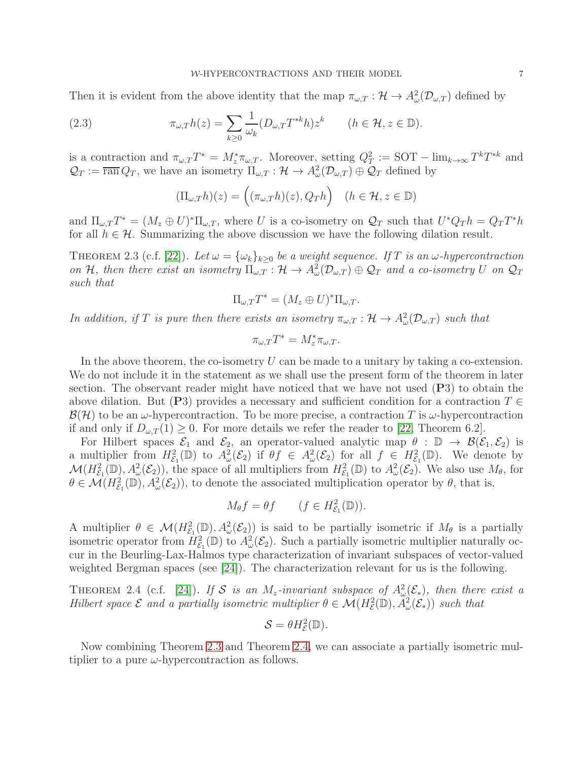Then it is evident from the above identity that the map $\pi_{\omega,T} : \mathcal{H} \to A^2_\omega(\mathcal{D}_{\omega,T})$ defined by

$$\pi_{\omega,T}h(z) = \sum_{k\geq 0} \frac{1}{\omega_k}(D_{\omega,T}T^{*k}h)z^k \qquad (h \in \mathcal{H}, z \in \mathbb{D}). \tag{2.3}$$

is a contraction and $\pi_{\omega,T}T^* = M_z^*\pi_{\omega,T}$. Moreover, setting $Q_T^2 := \mathrm{SOT} - \lim_{k\to\infty} T^kT^{*k}$ and $\mathcal{Q}_T := \overline{\mathrm{ran}}\, Q_T$, we have an isometry $\Pi_{\omega,T} : \mathcal{H} \to A^2_\omega(\mathcal{D}_{\omega,T}) \oplus \mathcal{Q}_T$ defined by

$$(\Pi_{\omega,T}h)(z) = \Big((\pi_{\omega,T}h)(z), Q_Th\Big) \quad (h \in \mathcal{H}, z \in \mathbb{D})$$

and $\Pi_{\omega,T}T^* = (M_z \oplus U)^*\Pi_{\omega,T}$, where $U$ is a co-isometry on $\mathcal{Q}_T$ such that $U^*Q_Th = Q_TT^*h$ for all $h \in \mathcal{H}$. Summarizing the above discussion we have the following dilation result.

Theorem 2.3 (c.f. [22]). *Let $\omega = \{\omega_k\}_{k\geq 0}$ be a weight sequence. If $T$ is an $\omega$-hypercontraction on $\mathcal{H}$, then there exist an isometry $\Pi_{\omega,T} : \mathcal{H} \to A^2_\omega(\mathcal{D}_{\omega,T}) \oplus \mathcal{Q}_T$ and a co-isometry $U$ on $\mathcal{Q}_T$ such that*

$$\Pi_{\omega,T}T^* = (M_z \oplus U)^*\Pi_{\omega,T}.$$

*In addition, if $T$ is pure then there exists an isometry $\pi_{\omega,T} : \mathcal{H} \to A^2_\omega(\mathcal{D}_{\omega,T})$ such that*

$$\pi_{\omega,T}T^* = M_z^*\pi_{\omega,T}.$$

In the above theorem, the co-isometry $U$ can be made to a unitary by taking a co-extension. We do not include it in the statement as we shall use the present form of the theorem in later section. The observant reader might have noticed that we have not used (**P**3) to obtain the above dilation. But (**P**3) provides a necessary and sufficient condition for a contraction $T \in \mathcal{B}(\mathcal{H})$ to be an $\omega$-hypercontraction. To be more precise, a contraction $T$ is $\omega$-hypercontraction if and only if $D_{\omega,T}(1) \geq 0$. For more details we refer the reader to [22, Theorem 6.2].

For Hilbert spaces $\mathcal{E}_1$ and $\mathcal{E}_2$, an operator-valued analytic map $\theta : \mathbb{D} \to \mathcal{B}(\mathcal{E}_1, \mathcal{E}_2)$ is a multiplier from $H^2_{\mathcal{E}_1}(\mathbb{D})$ to $A^2_\omega(\mathcal{E}_2)$ if $\theta f \in A^2_\omega(\mathcal{E}_2)$ for all $f \in H^2_{\mathcal{E}_1}(\mathbb{D})$. We denote by $\mathcal{M}(H^2_{\mathcal{E}_1}(\mathbb{D}), A^2_\omega(\mathcal{E}_2))$, the space of all multipliers from $H^2_{\mathcal{E}_1}(\mathbb{D})$ to $A^2_\omega(\mathcal{E}_2)$. We also use $M_\theta$, for $\theta \in \mathcal{M}(H^2_{\mathcal{E}_1}(\mathbb{D}), A^2_\omega(\mathcal{E}_2))$, to denote the associated multiplication operator by $\theta$, that is,

$$M_\theta f = \theta f \qquad (f \in H^2_{\mathcal{E}_1}(\mathbb{D})).$$

A multiplier $\theta \in \mathcal{M}(H^2_{\mathcal{E}_1}(\mathbb{D}), A^2_\omega(\mathcal{E}_2))$ is said to be partially isometric if $M_\theta$ is a partially isometric operator from $H^2_{\mathcal{E}_1}(\mathbb{D})$ to $A^2_\omega(\mathcal{E}_2)$. Such a partially isometric multiplier naturally occur in the Beurling-Lax-Halmos type characterization of invariant subspaces of vector-valued weighted Bergman spaces (see [24]). The characterization relevant for us is the following.

Theorem 2.4 (c.f. [24]). *If $\mathcal{S}$ is an $M_z$-invariant subspace of $A^2_\omega(\mathcal{E}_*)$, then there exist a Hilbert space $\mathcal{E}$ and a partially isometric multiplier $\theta \in \mathcal{M}(H^2_{\mathcal{E}}(\mathbb{D}), A^2_\omega(\mathcal{E}_*))$ such that*

$$\mathcal{S} = \theta H^2_{\mathcal{E}}(\mathbb{D}).$$

Now combining Theorem 2.3 and Theorem 2.4, we can associate a partially isometric multiplier to a pure $\omega$-hypercontraction as follows.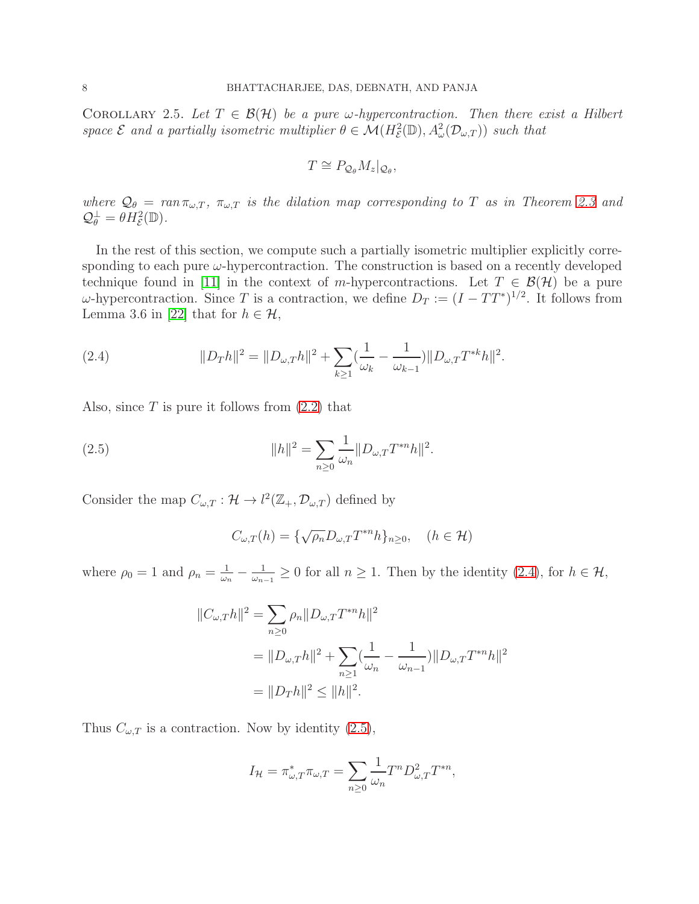Corollary 2.5. *Let $T \in \mathcal{B}(\mathcal{H})$ be a pure $\omega$-hypercontraction. Then there exist a Hilbert space $\mathcal{E}$ and a partially isometric multiplier $\theta \in \mathcal{M}(H^2_{\mathcal{E}}(\mathbb{D}), A^2_\omega(\mathcal{D}_{\omega,T}))$ such that*

$$T \cong P_{\mathcal{Q}_\theta} M_z|_{\mathcal{Q}_\theta},$$

*where $\mathcal{Q}_\theta = ran\, \pi_{\omega,T}$, $\pi_{\omega,T}$ is the dilation map corresponding to $T$ as in Theorem 2.3 and $\mathcal{Q}_\theta^\perp = \theta H^2_{\mathcal{E}}(\mathbb{D})$.*

In the rest of this section, we compute such a partially isometric multiplier explicitly corresponding to each pure $\omega$-hypercontraction. The construction is based on a recently developed technique found in [11] in the context of $m$-hypercontractions. Let $T \in \mathcal{B}(\mathcal{H})$ be a pure $\omega$-hypercontraction. Since $T$ is a contraction, we define $D_T := (I - TT^*)^{1/2}$. It follows from Lemma 3.6 in [22] that for $h \in \mathcal{H}$,

$$\|D_T h\|^2 = \|D_{\omega,T} h\|^2 + \sum_{k \geq 1} \left(\frac{1}{\omega_k} - \frac{1}{\omega_{k-1}}\right) \|D_{\omega,T} T^{*k} h\|^2. \tag{2.4}$$

Also, since $T$ is pure it follows from (2.2) that

$$\|h\|^2 = \sum_{n \geq 0} \frac{1}{\omega_n} \|D_{\omega,T} T^{*n} h\|^2. \tag{2.5}$$

Consider the map $C_{\omega,T} : \mathcal{H} \to l^2(\mathbb{Z}_+, \mathcal{D}_{\omega,T})$ defined by

$$C_{\omega,T}(h) = \{\sqrt{\rho_n} D_{\omega,T} T^{*n} h\}_{n \geq 0}, \quad (h \in \mathcal{H})$$

where $\rho_0 = 1$ and $\rho_n = \frac{1}{\omega_n} - \frac{1}{\omega_{n-1}} \geq 0$ for all $n \geq 1$. Then by the identity (2.4), for $h \in \mathcal{H}$,

$$\begin{aligned}
\|C_{\omega,T} h\|^2 &= \sum_{n \geq 0} \rho_n \|D_{\omega,T} T^{*n} h\|^2 \\
&= \|D_{\omega,T} h\|^2 + \sum_{n \geq 1} \left(\frac{1}{\omega_n} - \frac{1}{\omega_{n-1}}\right) \|D_{\omega,T} T^{*n} h\|^2 \\
&= \|D_T h\|^2 \leq \|h\|^2.
\end{aligned}$$

Thus $C_{\omega,T}$ is a contraction. Now by identity (2.5),

$$I_{\mathcal{H}} = \pi_{\omega,T}^* \pi_{\omega,T} = \sum_{n \geq 0} \frac{1}{\omega_n} T^n D^2_{\omega,T} T^{*n},$$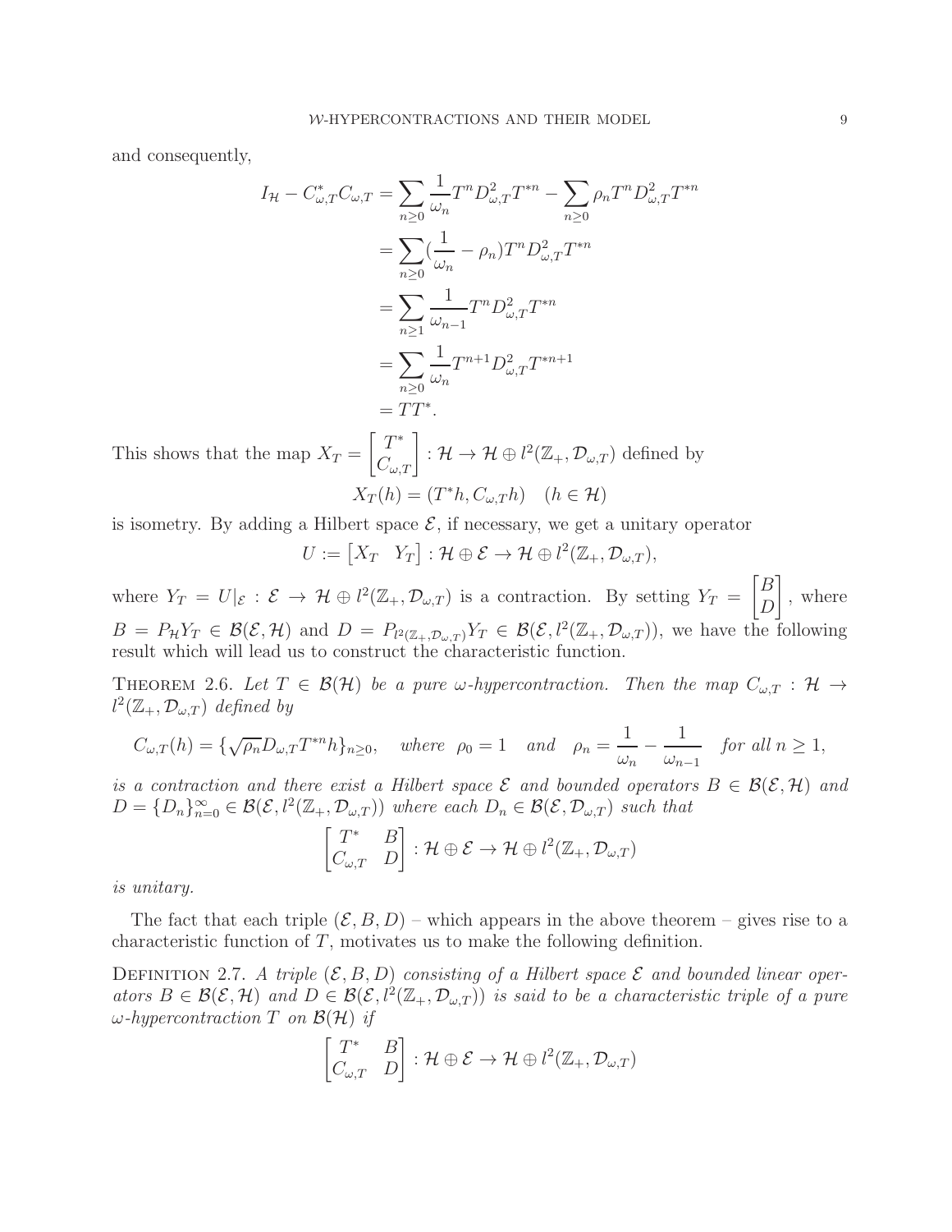and consequently,

$$
\begin{aligned}
I_{\mathcal{H}} - C_{\omega,T}^* C_{\omega,T} &= \sum_{n\geq 0} \frac{1}{\omega_n} T^n D_{\omega,T}^2 T^{*n} - \sum_{n\geq 0} \rho_n T^n D_{\omega,T}^2 T^{*n} \\
&= \sum_{n\geq 0} (\frac{1}{\omega_n} - \rho_n) T^n D_{\omega,T}^2 T^{*n} \\
&= \sum_{n\geq 1} \frac{1}{\omega_{n-1}} T^n D_{\omega,T}^2 T^{*n} \\
&= \sum_{n\geq 0} \frac{1}{\omega_n} T^{n+1} D_{\omega,T}^2 T^{*n+1} \\
&= TT^*.
\end{aligned}
$$

This shows that the map $X_T = \begin{bmatrix} T^* \\ C_{\omega,T} \end{bmatrix} : \mathcal{H} \to \mathcal{H} \oplus l^2(\mathbb{Z}_+, \mathcal{D}_{\omega,T})$ defined by

$$
X_T(h) = (T^*h, C_{\omega,T}h) \quad (h \in \mathcal{H})
$$

is isometry. By adding a Hilbert space $\mathcal{E}$, if necessary, we get a unitary operator

$$
U := \begin{bmatrix} X_T & Y_T \end{bmatrix} : \mathcal{H} \oplus \mathcal{E} \to \mathcal{H} \oplus l^2(\mathbb{Z}_+, \mathcal{D}_{\omega,T}),
$$

where $Y_T = U|_{\mathcal{E}} : \mathcal{E} \to \mathcal{H} \oplus l^2(\mathbb{Z}_+, \mathcal{D}_{\omega,T})$ is a contraction. By setting $Y_T = \begin{bmatrix} B \\ D \end{bmatrix}$, where $B = P_{\mathcal{H}} Y_T \in \mathcal{B}(\mathcal{E}, \mathcal{H})$ and $D = P_{l^2(\mathbb{Z}_+, \mathcal{D}_{\omega,T})} Y_T \in \mathcal{B}(\mathcal{E}, l^2(\mathbb{Z}_+, \mathcal{D}_{\omega,T}))$, we have the following result which will lead us to construct the characteristic function.

**Theorem 2.6.** *Let $T \in \mathcal{B}(\mathcal{H})$ be a pure $\omega$-hypercontraction. Then the map $C_{\omega,T} : \mathcal{H} \to l^2(\mathbb{Z}_+, \mathcal{D}_{\omega,T})$ defined by*

$$
C_{\omega,T}(h) = \{\sqrt{\rho_n} D_{\omega,T} T^{*n} h\}_{n\geq 0}, \quad \text{where} \ \ \rho_0 = 1 \quad \text{and} \quad \rho_n = \frac{1}{\omega_n} - \frac{1}{\omega_{n-1}} \quad \text{for all } n \geq 1,
$$

*is a contraction and there exist a Hilbert space $\mathcal{E}$ and bounded operators $B \in \mathcal{B}(\mathcal{E}, \mathcal{H})$ and $D = \{D_n\}_{n=0}^\infty \in \mathcal{B}(\mathcal{E}, l^2(\mathbb{Z}_+, \mathcal{D}_{\omega,T}))$ where each $D_n \in \mathcal{B}(\mathcal{E}, \mathcal{D}_{\omega,T})$ such that*

$$
\begin{bmatrix} T^* & B \\ C_{\omega,T} & D \end{bmatrix} : \mathcal{H} \oplus \mathcal{E} \to \mathcal{H} \oplus l^2(\mathbb{Z}_+, \mathcal{D}_{\omega,T})
$$

*is unitary.*

The fact that each triple $(\mathcal{E}, B, D)$ – which appears in the above theorem – gives rise to a characteristic function of $T$, motivates us to make the following definition.

**Definition 2.7.** *A triple $(\mathcal{E}, B, D)$ consisting of a Hilbert space $\mathcal{E}$ and bounded linear operators $B \in \mathcal{B}(\mathcal{E}, \mathcal{H})$ and $D \in \mathcal{B}(\mathcal{E}, l^2(\mathbb{Z}_+, \mathcal{D}_{\omega,T}))$ is said to be a characteristic triple of a pure $\omega$-hypercontraction $T$ on $\mathcal{B}(\mathcal{H})$ if*

$$
\begin{bmatrix} T^* & B \\ C_{\omega,T} & D \end{bmatrix} : \mathcal{H} \oplus \mathcal{E} \to \mathcal{H} \oplus l^2(\mathbb{Z}_+, \mathcal{D}_{\omega,T})
$$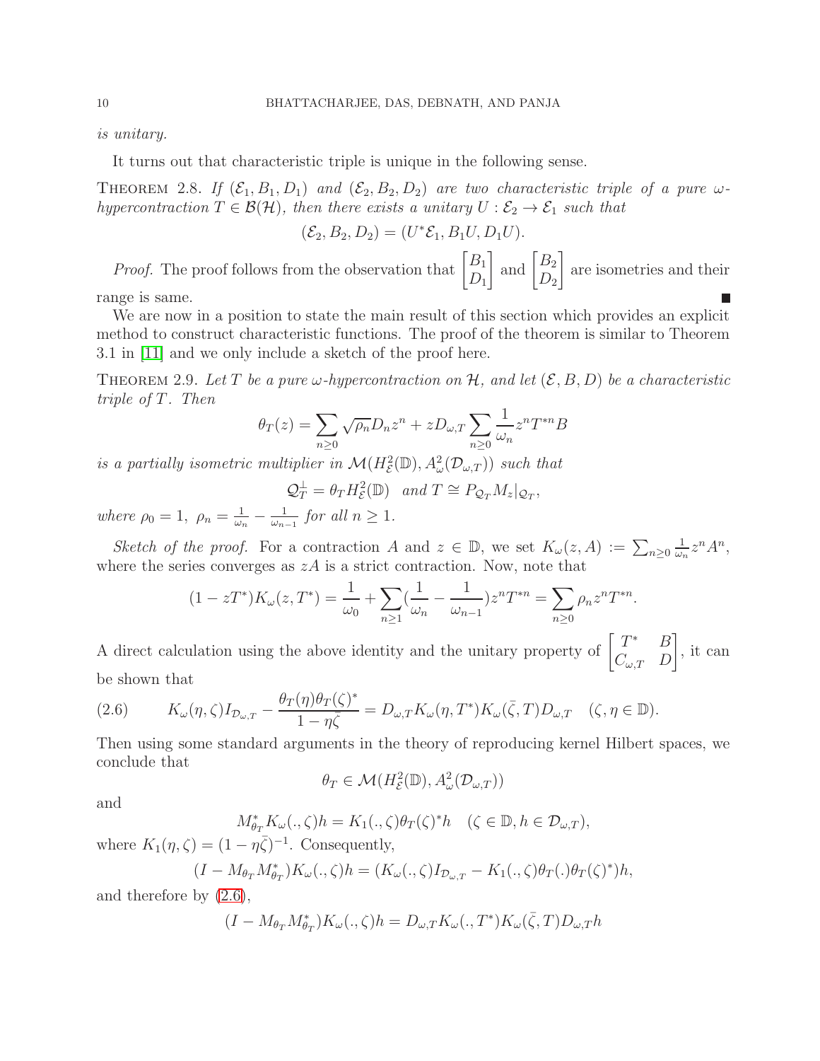*is unitary.*

It turns out that characteristic triple is unique in the following sense.

THEOREM 2.8. *If $(\mathcal{E}_1, B_1, D_1)$ and $(\mathcal{E}_2, B_2, D_2)$ are two characteristic triple of a pure $\omega$-hypercontraction $T \in \mathcal{B}(\mathcal{H})$, then there exists a unitary $U : \mathcal{E}_2 \to \mathcal{E}_1$ such that*

$$(\mathcal{E}_2, B_2, D_2) = (U^*\mathcal{E}_1, B_1U, D_1U).$$

*Proof.* The proof follows from the observation that $\begin{bmatrix} B_1 \\ D_1 \end{bmatrix}$ and $\begin{bmatrix} B_2 \\ D_2 \end{bmatrix}$ are isometries and their range is same. ∎

We are now in a position to state the main result of this section which provides an explicit method to construct characteristic functions. The proof of the theorem is similar to Theorem 3.1 in [11] and we only include a sketch of the proof here.

THEOREM 2.9. *Let $T$ be a pure $\omega$-hypercontraction on $\mathcal{H}$, and let $(\mathcal{E}, B, D)$ be a characteristic triple of $T$. Then*

$$\theta_T(z) = \sum_{n\geq 0} \sqrt{\rho_n} D_n z^n + zD_{\omega,T} \sum_{n\geq 0} \frac{1}{\omega_n} z^n T^{*n} B$$

*is a partially isometric multiplier in $\mathcal{M}(H^2_{\mathcal{E}}(\mathbb{D}), A^2_\omega(\mathcal{D}_{\omega,T}))$ such that*

$$\mathcal{Q}_T^{\perp} = \theta_T H^2_{\mathcal{E}}(\mathbb{D}) \quad \text{and } T \cong P_{\mathcal{Q}_T} M_z|_{\mathcal{Q}_T},$$

*where $\rho_0 = 1$, $\rho_n = \frac{1}{\omega_n} - \frac{1}{\omega_{n-1}}$ for all $n \geq 1$.*

*Sketch of the proof.* For a contraction $A$ and $z \in \mathbb{D}$, we set $K_\omega(z, A) := \sum_{n\geq 0} \frac{1}{\omega_n} z^n A^n$, where the series converges as $zA$ is a strict contraction. Now, note that

$$(1 - zT^*)K_\omega(z, T^*) = \frac{1}{\omega_0} + \sum_{n\geq 1} (\frac{1}{\omega_n} - \frac{1}{\omega_{n-1}}) z^n T^{*n} = \sum_{n\geq 0} \rho_n z^n T^{*n}.$$

A direct calculation using the above identity and the unitary property of $\begin{bmatrix} T^* & B \\ C_{\omega,T} & D \end{bmatrix}$, it can be shown that

$$K_\omega(\eta, \zeta) I_{\mathcal{D}_{\omega,T}} - \frac{\theta_T(\eta)\theta_T(\zeta)^*}{1 - \eta\bar{\zeta}} = D_{\omega,T} K_\omega(\eta, T^*) K_\omega(\bar{\zeta}, T) D_{\omega,T} \quad (\zeta, \eta \in \mathbb{D}). \tag{2.6}$$

Then using some standard arguments in the theory of reproducing kernel Hilbert spaces, we conclude that

$$\theta_T \in \mathcal{M}(H^2_{\mathcal{E}}(\mathbb{D}), A^2_\omega(\mathcal{D}_{\omega,T}))$$

and

$$M^*_{\theta_T} K_\omega(., \zeta)h = K_1(., \zeta)\theta_T(\zeta)^* h \quad (\zeta \in \mathbb{D}, h \in \mathcal{D}_{\omega,T}),$$

where $K_1(\eta, \zeta) = (1 - \eta\bar{\zeta})^{-1}$. Consequently,

$$(I - M_{\theta_T} M^*_{\theta_T}) K_\omega(., \zeta)h = (K_\omega(., \zeta) I_{\mathcal{D}_{\omega,T}} - K_1(., \zeta)\theta_T(.)\theta_T(\zeta)^*)h,$$

and therefore by (2.6),

$$(I - M_{\theta_T} M^*_{\theta_T}) K_\omega(., \zeta)h = D_{\omega,T} K_\omega(., T^*) K_\omega(\bar{\zeta}, T) D_{\omega,T} h$$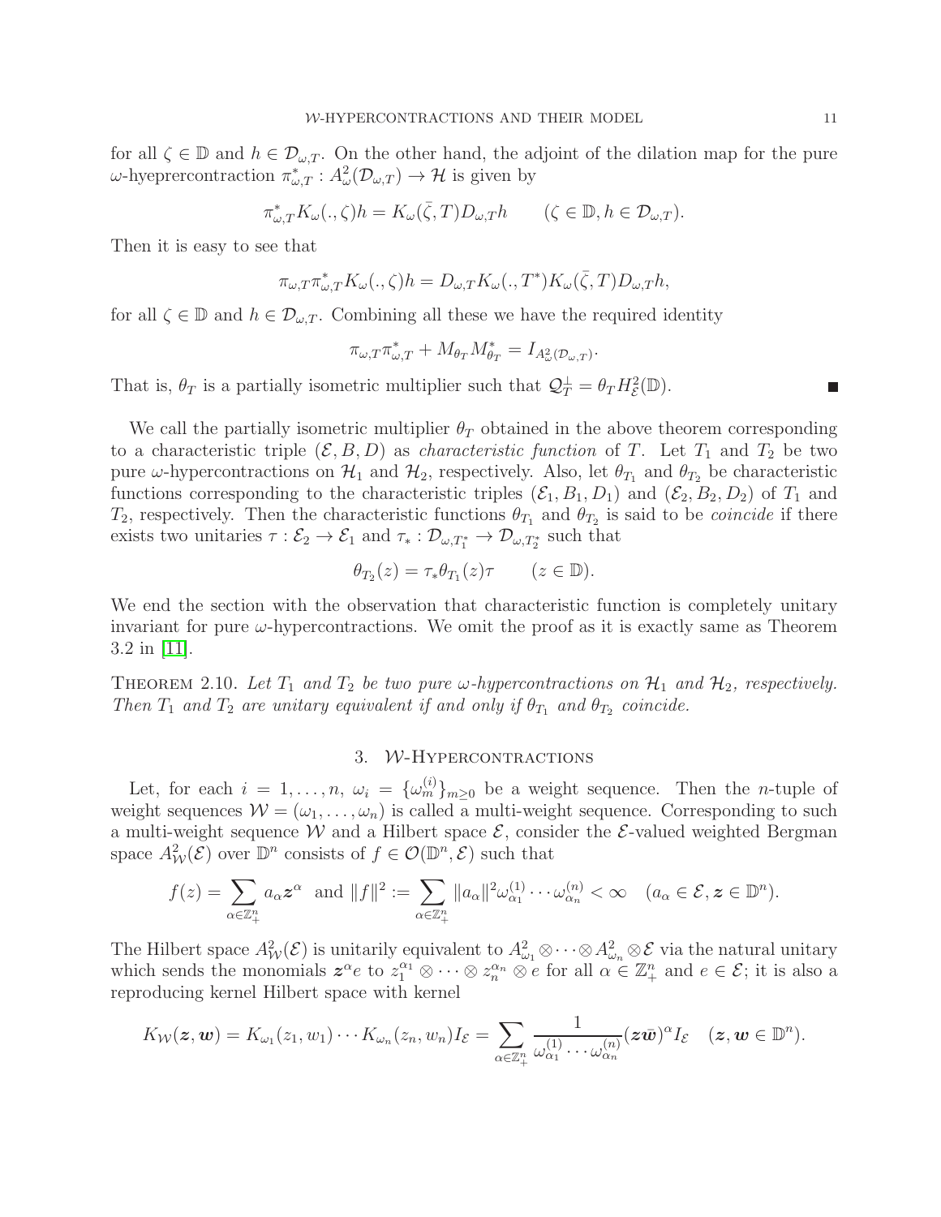for all $\zeta \in \mathbb{D}$ and $h \in \mathcal{D}_{\omega,T}$. On the other hand, the adjoint of the dilation map for the pure $\omega$-hyeprercontraction $\pi_{\omega,T}^* : A^2_\omega(\mathcal{D}_{\omega,T}) \to \mathcal{H}$ is given by

$$\pi_{\omega,T}^* K_\omega(.,\zeta)h = K_\omega(\bar{\zeta}, T) D_{\omega,T} h \qquad (\zeta \in \mathbb{D}, h \in \mathcal{D}_{\omega,T}).$$

Then it is easy to see that

$$\pi_{\omega,T}\pi_{\omega,T}^* K_\omega(.,\zeta)h = D_{\omega,T} K_\omega(.,T^*) K_\omega(\bar{\zeta}, T) D_{\omega,T} h,$$

for all $\zeta \in \mathbb{D}$ and $h \in \mathcal{D}_{\omega,T}$. Combining all these we have the required identity

$$\pi_{\omega,T}\pi_{\omega,T}^* + M_{\theta_T} M_{\theta_T}^* = I_{A^2_\omega(\mathcal{D}_{\omega,T})}.$$

That is, $\theta_T$ is a partially isometric multiplier such that $\mathcal{Q}_T^\perp = \theta_T H^2_{\mathcal{E}}(\mathbb{D})$. ∎

We call the partially isometric multiplier $\theta_T$ obtained in the above theorem corresponding to a characteristic triple $(\mathcal{E}, B, D)$ as *characteristic function* of $T$. Let $T_1$ and $T_2$ be two pure $\omega$-hypercontractions on $\mathcal{H}_1$ and $\mathcal{H}_2$, respectively. Also, let $\theta_{T_1}$ and $\theta_{T_2}$ be characteristic functions corresponding to the characteristic triples $(\mathcal{E}_1, B_1, D_1)$ and $(\mathcal{E}_2, B_2, D_2)$ of $T_1$ and $T_2$, respectively. Then the characteristic functions $\theta_{T_1}$ and $\theta_{T_2}$ is said to be *coincide* if there exists two unitaries $\tau : \mathcal{E}_2 \to \mathcal{E}_1$ and $\tau_* : \mathcal{D}_{\omega,T_1^*} \to \mathcal{D}_{\omega,T_2^*}$ such that

$$\theta_{T_2}(z) = \tau_* \theta_{T_1}(z) \tau \qquad (z \in \mathbb{D}).$$

We end the section with the observation that characteristic function is completely unitary invariant for pure $\omega$-hypercontractions. We omit the proof as it is exactly same as Theorem 3.2 in [11].

Theorem 2.10. *Let $T_1$ and $T_2$ be two pure $\omega$-hypercontractions on $\mathcal{H}_1$ and $\mathcal{H}_2$, respectively. Then $T_1$ and $T_2$ are unitary equivalent if and only if $\theta_{T_1}$ and $\theta_{T_2}$ coincide.*

## 3. $\mathcal{W}$-Hypercontractions

Let, for each $i = 1, \ldots, n$, $\omega_i = \{\omega_m^{(i)}\}_{m \geq 0}$ be a weight sequence. Then the $n$-tuple of weight sequences $\mathcal{W} = (\omega_1, \ldots, \omega_n)$ is called a multi-weight sequence. Corresponding to such a multi-weight sequence $\mathcal{W}$ and a Hilbert space $\mathcal{E}$, consider the $\mathcal{E}$-valued weighted Bergman space $A^2_{\mathcal{W}}(\mathcal{E})$ over $\mathbb{D}^n$ consists of $f \in \mathcal{O}(\mathbb{D}^n, \mathcal{E})$ such that

$$f(z) = \sum_{\alpha \in \mathbb{Z}^n_+} a_\alpha \boldsymbol{z}^\alpha \;\text{ and }\; \|f\|^2 := \sum_{\alpha \in \mathbb{Z}^n_+} \|a_\alpha\|^2 \omega^{(1)}_{\alpha_1} \cdots \omega^{(n)}_{\alpha_n} < \infty \quad (a_\alpha \in \mathcal{E}, \boldsymbol{z} \in \mathbb{D}^n).$$

The Hilbert space $A^2_{\mathcal{W}}(\mathcal{E})$ is unitarily equivalent to $A^2_{\omega_1} \otimes \cdots \otimes A^2_{\omega_n} \otimes \mathcal{E}$ via the natural unitary which sends the monomials $\boldsymbol{z}^\alpha e$ to $z_1^{\alpha_1} \otimes \cdots \otimes z_n^{\alpha_n} \otimes e$ for all $\alpha \in \mathbb{Z}^n_+$ and $e \in \mathcal{E}$; it is also a reproducing kernel Hilbert space with kernel

$$K_{\mathcal{W}}(\boldsymbol{z}, \boldsymbol{w}) = K_{\omega_1}(z_1, w_1) \cdots K_{\omega_n}(z_n, w_n) I_{\mathcal{E}} = \sum_{\alpha \in \mathbb{Z}^n_+} \frac{1}{\omega^{(1)}_{\alpha_1} \cdots \omega^{(n)}_{\alpha_n}} (\boldsymbol{z}\bar{\boldsymbol{w}})^\alpha I_{\mathcal{E}} \quad (\boldsymbol{z}, \boldsymbol{w} \in \mathbb{D}^n).$$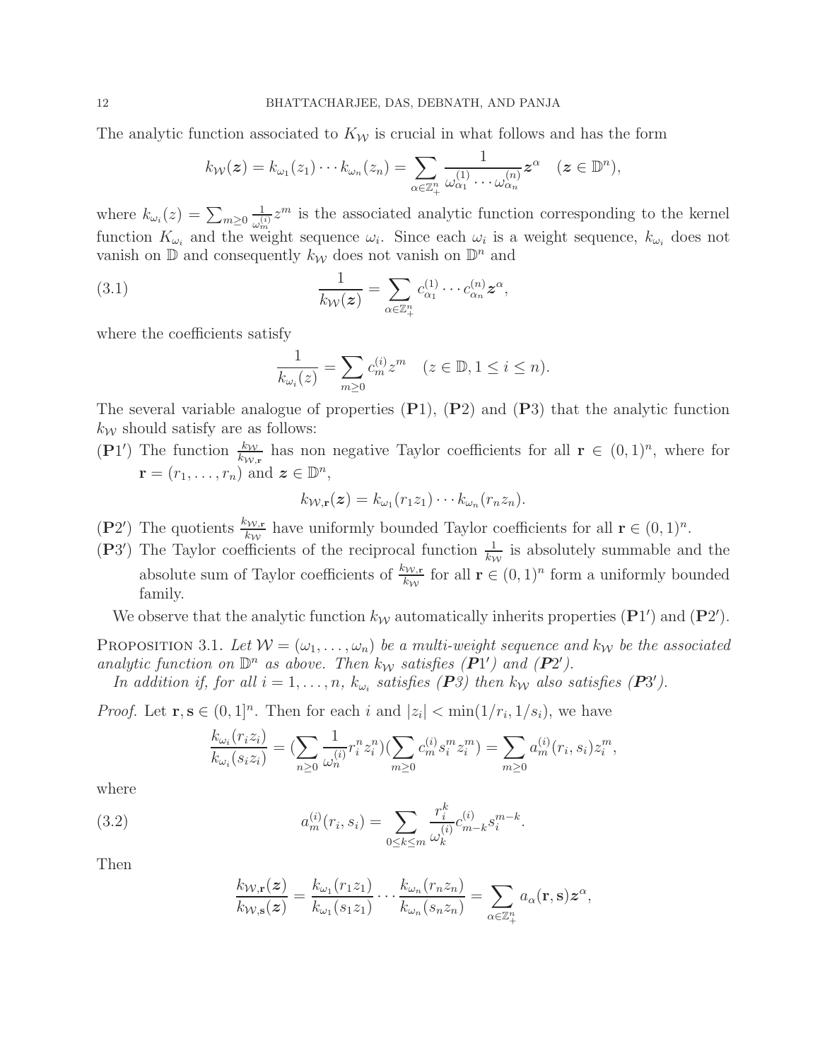The analytic function associated to $K_{\mathcal{W}}$ is crucial in what follows and has the form

$$k_{\mathcal{W}}(\boldsymbol{z}) = k_{\omega_1}(z_1)\cdots k_{\omega_n}(z_n) = \sum_{\alpha\in\mathbb{Z}_+^n} \frac{1}{\omega^{(1)}_{\alpha_1}\cdots\omega^{(n)}_{\alpha_n}}\boldsymbol{z}^\alpha \quad (\boldsymbol{z}\in\mathbb{D}^n),$$

where $k_{\omega_i}(z) = \sum_{m\geq 0}\frac{1}{\omega^{(i)}_m}z^m$ is the associated analytic function corresponding to the kernel function $K_{\omega_i}$ and the weight sequence $\omega_i$. Since each $\omega_i$ is a weight sequence, $k_{\omega_i}$ does not vanish on $\mathbb{D}$ and consequently $k_{\mathcal{W}}$ does not vanish on $\mathbb{D}^n$ and

$$\frac{1}{k_{\mathcal{W}}(\boldsymbol{z})} = \sum_{\alpha\in\mathbb{Z}_+^n} c^{(1)}_{\alpha_1}\cdots c^{(n)}_{\alpha_n}\boldsymbol{z}^\alpha, \tag{3.1}$$

where the coefficients satisfy

$$\frac{1}{k_{\omega_i}(z)} = \sum_{m\geq 0} c^{(i)}_m z^m \quad (z\in\mathbb{D}, 1\leq i\leq n).$$

The several variable analogue of properties (**P**1), (**P**2) and (**P**3) that the analytic function $k_{\mathcal{W}}$ should satisfy are as follows:

($\mathbf{P}1'$) The function $\frac{k_{\mathcal{W}}}{k_{\mathcal{W},\mathbf{r}}}$ has non negative Taylor coefficients for all $\mathbf{r}\in(0,1)^n$, where for $\mathbf{r}=(r_1,\ldots,r_n)$ and $\boldsymbol{z}\in\mathbb{D}^n$,

$$k_{\mathcal{W},\mathbf{r}}(\boldsymbol{z}) = k_{\omega_1}(r_1z_1)\cdots k_{\omega_n}(r_nz_n).$$

($\mathbf{P}2'$) The quotients $\frac{k_{\mathcal{W},\mathbf{r}}}{k_{\mathcal{W}}}$ have uniformly bounded Taylor coefficients for all $\mathbf{r}\in(0,1)^n$.

($\mathbf{P}3'$) The Taylor coefficients of the reciprocal function $\frac{1}{k_{\mathcal{W}}}$ is absolutely summable and the absolute sum of Taylor coefficients of $\frac{k_{\mathcal{W},\mathbf{r}}}{k_{\mathcal{W}}}$ for all $\mathbf{r}\in(0,1)^n$ form a uniformly bounded family.

We observe that the analytic function $k_{\mathcal{W}}$ automatically inherits properties ($\mathbf{P}1'$) and ($\mathbf{P}2'$).

**Proposition 3.1.** *Let $\mathcal{W}=(\omega_1,\ldots,\omega_n)$ be a multi-weight sequence and $k_{\mathcal{W}}$ be the associated analytic function on $\mathbb{D}^n$ as above. Then $k_{\mathcal{W}}$ satisfies ($\mathbf{P}1'$) and ($\mathbf{P}2'$).*

*In addition if, for all $i=1,\ldots,n$, $k_{\omega_i}$ satisfies (**P**3) then $k_{\mathcal{W}}$ also satisfies ($\mathbf{P}3'$).*

*Proof.* Let $\mathbf{r},\mathbf{s}\in(0,1]^n$. Then for each $i$ and $|z_i|<\min(1/r_i,1/s_i)$, we have

$$\frac{k_{\omega_i}(r_iz_i)}{k_{\omega_i}(s_iz_i)} = \Big(\sum_{n\geq 0}\frac{1}{\omega^{(i)}_n}r_i^nz_i^n\Big)\Big(\sum_{m\geq 0}c^{(i)}_m s_i^m z_i^m\Big) = \sum_{m\geq 0} a^{(i)}_m(r_i,s_i)z_i^m,$$

where

$$a^{(i)}_m(r_i,s_i) = \sum_{0\leq k\leq m}\frac{r_i^k}{\omega^{(i)}_k}c^{(i)}_{m-k}s_i^{m-k}. \tag{3.2}$$

Then

$$\frac{k_{\mathcal{W},\mathbf{r}}(\boldsymbol{z})}{k_{\mathcal{W},\mathbf{s}}(\boldsymbol{z})} = \frac{k_{\omega_1}(r_1z_1)}{k_{\omega_1}(s_1z_1)}\cdots\frac{k_{\omega_n}(r_nz_n)}{k_{\omega_n}(s_nz_n)} = \sum_{\alpha\in\mathbb{Z}_+^n} a_\alpha(\mathbf{r},\mathbf{s})\boldsymbol{z}^\alpha,$$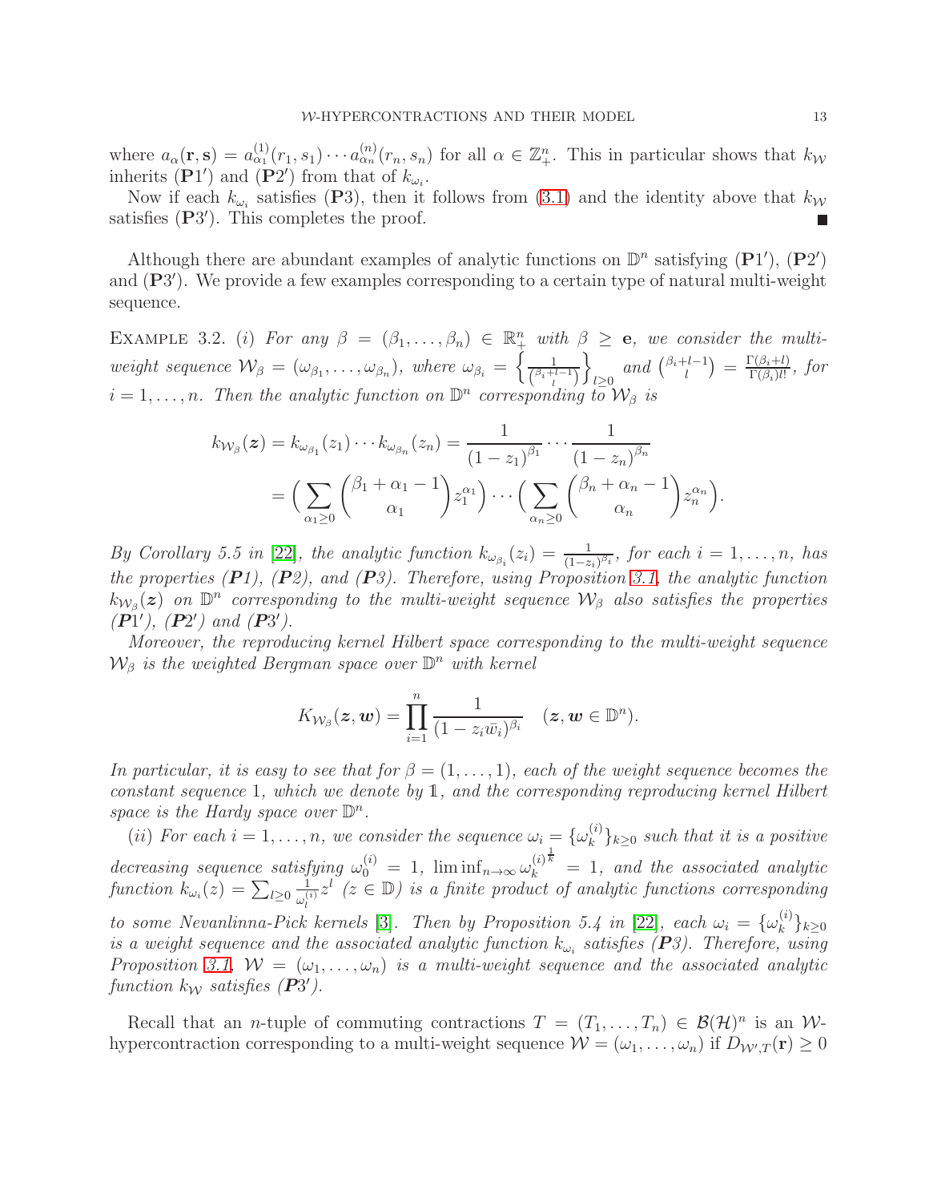where $a_\alpha(\mathbf{r},\mathbf{s}) = a^{(1)}_{\alpha_1}(r_1,s_1)\cdots a^{(n)}_{\alpha_n}(r_n,s_n)$ for all $\alpha \in \mathbb{Z}^n_+$. This in particular shows that $k_{\mathcal{W}}$ inherits (**P**1′) and (**P**2′) from that of $k_{\omega_i}$.

Now if each $k_{\omega_i}$ satisfies (**P**3), then it follows from (3.1) and the identity above that $k_{\mathcal{W}}$ satisfies (**P**3′). This completes the proof. ■

Although there are abundant examples of analytic functions on $\mathbb{D}^n$ satisfying (**P**1′), (**P**2′) and (**P**3′). We provide a few examples corresponding to a certain type of natural multi-weight sequence.

Example 3.2. (*i*) *For any $\beta = (\beta_1,\dots,\beta_n) \in \mathbb{R}^n_+$ with $\beta \geq \mathbf{e}$, we consider the multi-weight sequence $\mathcal{W}_\beta = (\omega_{\beta_1},\dots,\omega_{\beta_n})$, where $\omega_{\beta_i} = \left\{\frac{1}{\binom{\beta_i+l-1}{l}}\right\}_{l\geq 0}$ and $\binom{\beta_i+l-1}{l} = \frac{\Gamma(\beta_i+l)}{\Gamma(\beta_i)l!}$, for $i = 1,\dots,n$. Then the analytic function on $\mathbb{D}^n$ corresponding to $\mathcal{W}_\beta$ is*

$$
\begin{aligned}
k_{\mathcal{W}_\beta}(\boldsymbol{z}) = k_{\omega_{\beta_1}}(z_1)\cdots k_{\omega_{\beta_n}}(z_n) &= \frac{1}{(1-z_1)^{\beta_1}}\cdots\frac{1}{(1-z_n)^{\beta_n}}\\
&= \Big(\sum_{\alpha_1\geq 0}\binom{\beta_1+\alpha_1-1}{\alpha_1}z_1^{\alpha_1}\Big)\cdots\Big(\sum_{\alpha_n\geq 0}\binom{\beta_n+\alpha_n-1}{\alpha_n}z_n^{\alpha_n}\Big).
\end{aligned}
$$

*By Corollary 5.5 in [22], the analytic function $k_{\omega_{\beta_i}}(z_i) = \frac{1}{(1-z_i)^{\beta_i}}$, for each $i = 1,\dots,n$, has the properties (**P**1), (**P**2), and (**P**3). Therefore, using Proposition 3.1, the analytic function $k_{\mathcal{W}_\beta}(\boldsymbol{z})$ on $\mathbb{D}^n$ corresponding to the multi-weight sequence $\mathcal{W}_\beta$ also satisfies the properties (**P**1′), (**P**2′) and (**P**3′).*

*Moreover, the reproducing kernel Hilbert space corresponding to the multi-weight sequence $\mathcal{W}_\beta$ is the weighted Bergman space over $\mathbb{D}^n$ with kernel*

$$
K_{\mathcal{W}_\beta}(\boldsymbol{z},\boldsymbol{w}) = \prod_{i=1}^n \frac{1}{(1-z_i\bar{w}_i)^{\beta_i}} \quad (\boldsymbol{z},\boldsymbol{w}\in\mathbb{D}^n).
$$

*In particular, it is easy to see that for $\beta = (1,\dots,1)$, each of the weight sequence becomes the constant sequence 1, which we denote by $\mathbb{1}$, and the corresponding reproducing kernel Hilbert space is the Hardy space over $\mathbb{D}^n$.*

(*ii*) *For each $i = 1,\dots,n$, we consider the sequence $\omega_i = \{\omega^{(i)}_k\}_{k\geq 0}$ such that it is a positive decreasing sequence satisfying $\omega^{(i)}_0 = 1$, $\liminf_{n\to\infty}\omega^{(i)\frac{1}{k}}_k = 1$, and the associated analytic function $k_{\omega_i}(z) = \sum_{l\geq 0}\frac{1}{\omega^{(i)}_l}z^l$ ($z\in\mathbb{D}$) is a finite product of analytic functions corresponding to some Nevanlinna-Pick kernels [3]. Then by Proposition 5.4 in [22], each $\omega_i = \{\omega^{(i)}_k\}_{k\geq 0}$ is a weight sequence and the associated analytic function $k_{\omega_i}$ satisfies (**P**3). Therefore, using Proposition 3.1, $\mathcal{W} = (\omega_1,\dots,\omega_n)$ is a multi-weight sequence and the associated analytic function $k_{\mathcal{W}}$ satisfies (**P**3′).*

Recall that an $n$-tuple of commuting contractions $T = (T_1,\dots,T_n) \in \mathcal{B}(\mathcal{H})^n$ is an $\mathcal{W}$-hypercontraction corresponding to a multi-weight sequence $\mathcal{W} = (\omega_1,\dots,\omega_n)$ if $D_{\mathcal{W}',T}(\mathbf{r}) \geq 0$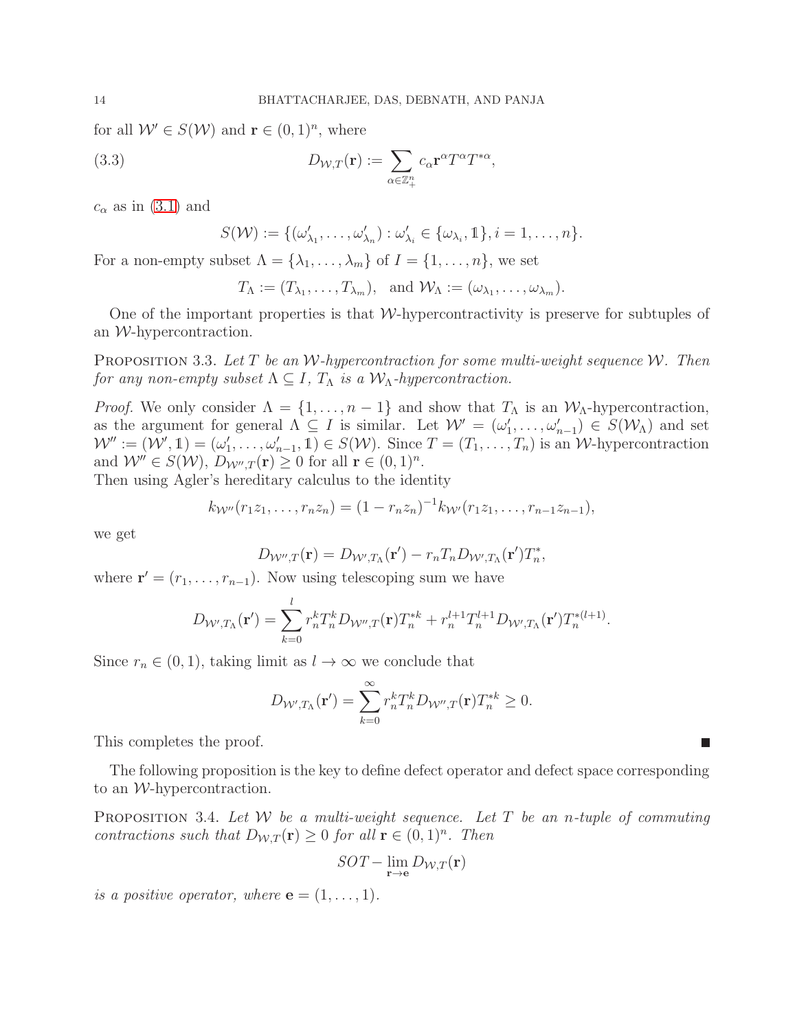for all $\mathcal{W}' \in S(\mathcal{W})$ and $\mathbf{r} \in (0,1)^n$, where

$$D_{\mathcal{W},T}(\mathbf{r}) := \sum_{\alpha \in \mathbb{Z}_+^n} c_\alpha \mathbf{r}^\alpha T^\alpha T^{*\alpha}, \tag{3.3}$$

$c_\alpha$ as in (3.1) and

$$S(\mathcal{W}) := \{(\omega'_{\lambda_1}, \ldots, \omega'_{\lambda_n}) : \omega'_{\lambda_i} \in \{\omega_{\lambda_i}, \mathbb{1}\}, i = 1, \ldots, n\}.$$

For a non-empty subset $\Lambda = \{\lambda_1, \ldots, \lambda_m\}$ of $I = \{1, \ldots, n\}$, we set

$$T_\Lambda := (T_{\lambda_1}, \ldots, T_{\lambda_m}), \quad \text{and } \mathcal{W}_\Lambda := (\omega_{\lambda_1}, \ldots, \omega_{\lambda_m}).$$

One of the important properties is that $\mathcal{W}$-hypercontractivity is preserve for subtuples of an $\mathcal{W}$-hypercontraction.

**Proposition 3.3.** *Let $T$ be an $\mathcal{W}$-hypercontraction for some multi-weight sequence $\mathcal{W}$. Then for any non-empty subset $\Lambda \subseteq I$, $T_\Lambda$ is a $\mathcal{W}_\Lambda$-hypercontraction.*

*Proof.* We only consider $\Lambda = \{1, \ldots, n-1\}$ and show that $T_\Lambda$ is an $\mathcal{W}_\Lambda$-hypercontraction, as the argument for general $\Lambda \subseteq I$ is similar. Let $\mathcal{W}' = (\omega'_1, \ldots, \omega'_{n-1}) \in S(\mathcal{W}_\Lambda)$ and set $\mathcal{W}'' := (\mathcal{W}', \mathbb{1}) = (\omega'_1, \ldots, \omega'_{n-1}, \mathbb{1}) \in S(\mathcal{W})$. Since $T = (T_1, \ldots, T_n)$ is an $\mathcal{W}$-hypercontraction and $\mathcal{W}'' \in S(\mathcal{W})$, $D_{\mathcal{W}'',T}(\mathbf{r}) \geq 0$ for all $\mathbf{r} \in (0,1)^n$.
Then using Agler's hereditary calculus to the identity

$$k_{\mathcal{W}''}(r_1 z_1, \ldots, r_n z_n) = (1 - r_n z_n)^{-1} k_{\mathcal{W}'}(r_1 z_1, \ldots, r_{n-1} z_{n-1}),$$

we get

$$D_{\mathcal{W}'',T}(\mathbf{r}) = D_{\mathcal{W}',T_\Lambda}(\mathbf{r}') - r_n T_n D_{\mathcal{W}',T_\Lambda}(\mathbf{r}') T_n^*,$$

where $\mathbf{r}' = (r_1, \ldots, r_{n-1})$. Now using telescoping sum we have

$$D_{\mathcal{W}',T_\Lambda}(\mathbf{r}') = \sum_{k=0}^{l} r_n^k T_n^k D_{\mathcal{W}'',T}(\mathbf{r}) T_n^{*k} + r_n^{l+1} T_n^{l+1} D_{\mathcal{W}',T_\Lambda}(\mathbf{r}') T_n^{*(l+1)}.$$

Since $r_n \in (0,1)$, taking limit as $l \to \infty$ we conclude that

$$D_{\mathcal{W}',T_\Lambda}(\mathbf{r}') = \sum_{k=0}^{\infty} r_n^k T_n^k D_{\mathcal{W}'',T}(\mathbf{r}) T_n^{*k} \geq 0.$$

This completes the proof. ∎

The following proposition is the key to define defect operator and defect space corresponding to an $\mathcal{W}$-hypercontraction.

**Proposition 3.4.** *Let $\mathcal{W}$ be a multi-weight sequence. Let $T$ be an $n$-tuple of commuting contractions such that $D_{\mathcal{W},T}(\mathbf{r}) \geq 0$ for all $\mathbf{r} \in (0,1)^n$. Then*

$$SOT - \lim_{\mathbf{r} \to \mathbf{e}} D_{\mathcal{W},T}(\mathbf{r})$$

*is a positive operator, where $\mathbf{e} = (1, \ldots, 1)$.*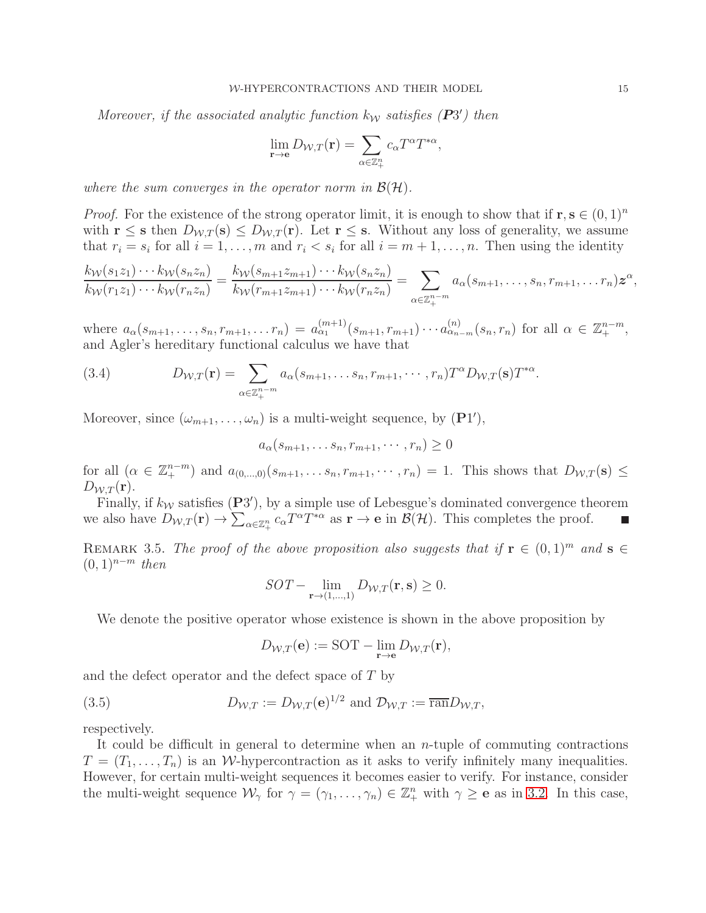*Moreover, if the associated analytic function $k_{\mathcal{W}}$ satisfies ($\boldsymbol{P}3'$) then*

$$\lim_{\mathbf{r}\to\mathbf{e}} D_{\mathcal{W},T}(\mathbf{r}) = \sum_{\alpha\in\mathbb{Z}_+^n} c_\alpha T^\alpha T^{*\alpha},$$

*where the sum converges in the operator norm in $\mathcal{B}(\mathcal{H})$.*

*Proof.* For the existence of the strong operator limit, it is enough to show that if $\mathbf{r}, \mathbf{s} \in (0,1)^n$ with $\mathbf{r} \leq \mathbf{s}$ then $D_{\mathcal{W},T}(\mathbf{s}) \leq D_{\mathcal{W},T}(\mathbf{r})$. Let $\mathbf{r} \leq \mathbf{s}$. Without any loss of generality, we assume that $r_i = s_i$ for all $i = 1, \ldots, m$ and $r_i < s_i$ for all $i = m+1, \ldots, n$. Then using the identity

$$\frac{k_{\mathcal{W}}(s_1 z_1)\cdots k_{\mathcal{W}}(s_n z_n)}{k_{\mathcal{W}}(r_1 z_1)\cdots k_{\mathcal{W}}(r_n z_n)} = \frac{k_{\mathcal{W}}(s_{m+1} z_{m+1})\cdots k_{\mathcal{W}}(s_n z_n)}{k_{\mathcal{W}}(r_{m+1} z_{m+1})\cdots k_{\mathcal{W}}(r_n z_n)} = \sum_{\alpha\in\mathbb{Z}_+^{n-m}} a_\alpha(s_{m+1}, \ldots, s_n, r_{m+1}, \ldots r_n)\boldsymbol{z}^\alpha,$$

where $a_\alpha(s_{m+1}, \ldots, s_n, r_{m+1}, \ldots r_n) = a_{\alpha_1}^{(m+1)}(s_{m+1}, r_{m+1})\cdots a_{\alpha_{n-m}}^{(n)}(s_n, r_n)$ for all $\alpha \in \mathbb{Z}_+^{n-m}$, and Agler's hereditary functional calculus we have that

$$D_{\mathcal{W},T}(\mathbf{r}) = \sum_{\alpha\in\mathbb{Z}_+^{n-m}} a_\alpha(s_{m+1}, \ldots s_n, r_{m+1}, \cdots, r_n) T^\alpha D_{\mathcal{W},T}(\mathbf{s}) T^{*\alpha}. \tag{3.4}$$

Moreover, since $(\omega_{m+1}, \ldots, \omega_n)$ is a multi-weight sequence, by ($\mathbf{P}1'$),

$$a_\alpha(s_{m+1}, \ldots s_n, r_{m+1}, \cdots, r_n) \geq 0$$

for all ($\alpha \in \mathbb{Z}_+^{n-m}$) and $a_{(0,\ldots,0)}(s_{m+1}, \ldots s_n, r_{m+1}, \cdots, r_n) = 1$. This shows that $D_{\mathcal{W},T}(\mathbf{s}) \leq D_{\mathcal{W},T}(\mathbf{r})$.

Finally, if $k_{\mathcal{W}}$ satisfies ($\mathbf{P}3'$), by a simple use of Lebesgue's dominated convergence theorem we also have $D_{\mathcal{W},T}(\mathbf{r}) \to \sum_{\alpha\in\mathbb{Z}_+^n} c_\alpha T^\alpha T^{*\alpha}$ as $\mathbf{r} \to \mathbf{e}$ in $\mathcal{B}(\mathcal{H})$. This completes the proof. ∎

Remark 3.5. *The proof of the above proposition also suggests that if $\mathbf{r} \in (0,1)^m$ and $\mathbf{s} \in (0,1)^{n-m}$ then*

$$SOT - \lim_{\mathbf{r}\to(1,\ldots,1)} D_{\mathcal{W},T}(\mathbf{r}, \mathbf{s}) \geq 0.$$

We denote the positive operator whose existence is shown in the above proposition by

$$D_{\mathcal{W},T}(\mathbf{e}) := \text{SOT} - \lim_{\mathbf{r}\to\mathbf{e}} D_{\mathcal{W},T}(\mathbf{r}),$$

and the defect operator and the defect space of $T$ by

$$D_{\mathcal{W},T} := D_{\mathcal{W},T}(\mathbf{e})^{1/2} \text{ and } \mathcal{D}_{\mathcal{W},T} := \overline{\text{ran}} D_{\mathcal{W},T}, \tag{3.5}$$

respectively.

It could be difficult in general to determine when an $n$-tuple of commuting contractions $T = (T_1, \ldots, T_n)$ is an $\mathcal{W}$-hypercontraction as it asks to verify infinitely many inequalities. However, for certain multi-weight sequences it becomes easier to verify. For instance, consider the multi-weight sequence $\mathcal{W}_\gamma$ for $\gamma = (\gamma_1, \ldots, \gamma_n) \in \mathbb{Z}_+^n$ with $\gamma \geq \mathbf{e}$ as in 3.2. In this case,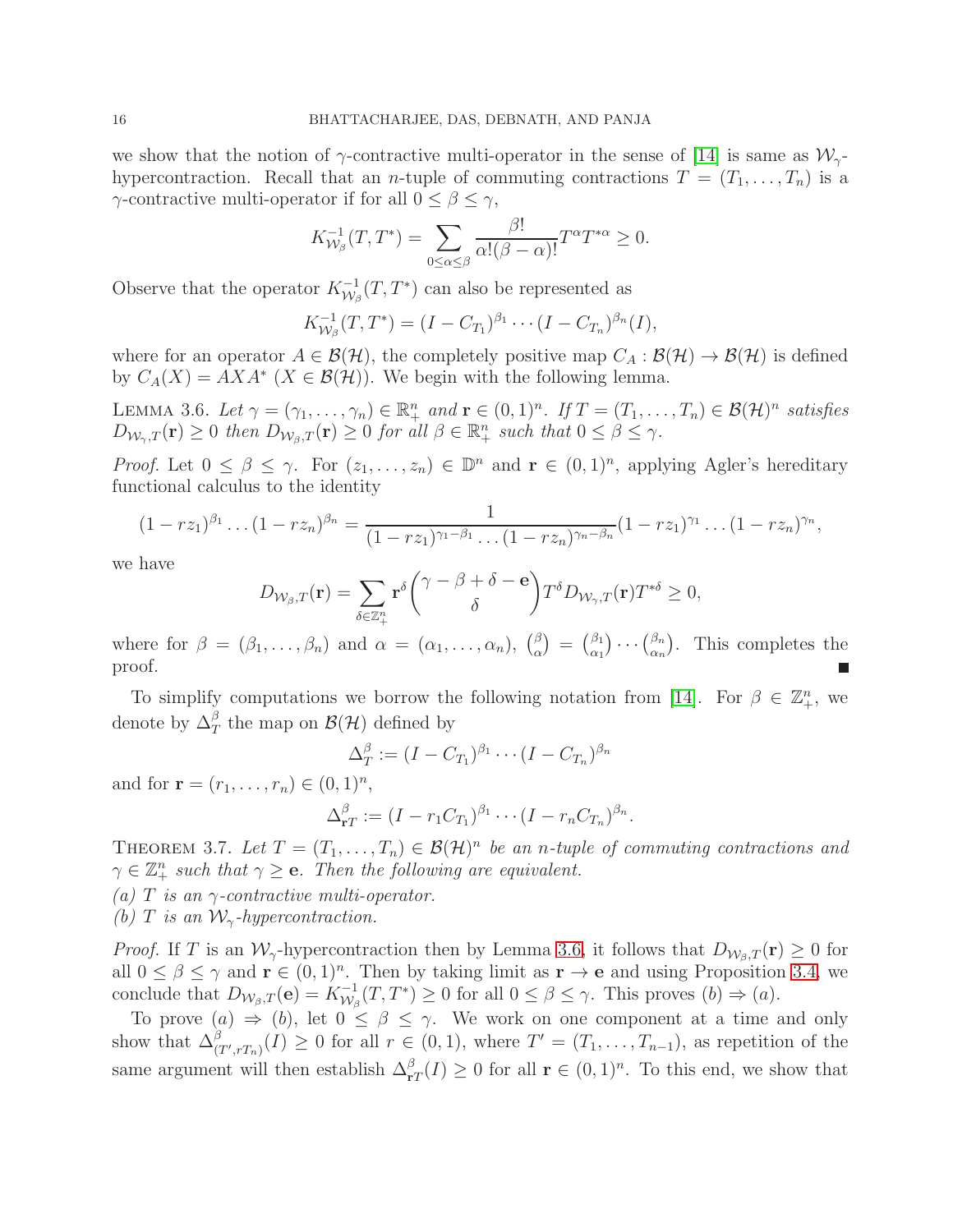we show that the notion of $\gamma$-contractive multi-operator in the sense of [14] is same as $\mathcal{W}_\gamma$-hypercontraction. Recall that an $n$-tuple of commuting contractions $T = (T_1, \ldots, T_n)$ is a $\gamma$-contractive multi-operator if for all $0 \le \beta \le \gamma$,

$$K^{-1}_{\mathcal{W}_\beta}(T, T^*) = \sum_{0 \le \alpha \le \beta} \frac{\beta!}{\alpha!(\beta - \alpha)!} T^\alpha T^{*\alpha} \ge 0.$$

Observe that the operator $K^{-1}_{\mathcal{W}_\beta}(T, T^*)$ can also be represented as

$$K^{-1}_{\mathcal{W}_\beta}(T, T^*) = (I - C_{T_1})^{\beta_1} \cdots (I - C_{T_n})^{\beta_n}(I),$$

where for an operator $A \in \mathcal{B}(\mathcal{H})$, the completely positive map $C_A : \mathcal{B}(\mathcal{H}) \to \mathcal{B}(\mathcal{H})$ is defined by $C_A(X) = AXA^*$ ($X \in \mathcal{B}(\mathcal{H})$). We begin with the following lemma.

Lemma 3.6. *Let $\gamma = (\gamma_1, \ldots, \gamma_n) \in \mathbb{R}^n_+$ and $\mathbf{r} \in (0,1)^n$. If $T = (T_1, \ldots, T_n) \in \mathcal{B}(\mathcal{H})^n$ satisfies $D_{\mathcal{W}_\gamma, T}(\mathbf{r}) \ge 0$ then $D_{\mathcal{W}_\beta, T}(\mathbf{r}) \ge 0$ for all $\beta \in \mathbb{R}^n_+$ such that $0 \le \beta \le \gamma$.*

*Proof.* Let $0 \le \beta \le \gamma$. For $(z_1, \ldots, z_n) \in \mathbb{D}^n$ and $\mathbf{r} \in (0,1)^n$, applying Agler's hereditary functional calculus to the identity

$$(1 - rz_1)^{\beta_1} \ldots (1 - rz_n)^{\beta_n} = \frac{1}{(1 - rz_1)^{\gamma_1 - \beta_1} \ldots (1 - rz_n)^{\gamma_n - \beta_n}} (1 - rz_1)^{\gamma_1} \ldots (1 - rz_n)^{\gamma_n},$$

we have

$$D_{\mathcal{W}_\beta, T}(\mathbf{r}) = \sum_{\delta \in \mathbb{Z}^n_+} \mathbf{r}^\delta \binom{\gamma - \beta + \delta - \mathbf{e}}{\delta} T^\delta D_{\mathcal{W}_\gamma, T}(\mathbf{r}) T^{*\delta} \ge 0,$$

where for $\beta = (\beta_1, \ldots, \beta_n)$ and $\alpha = (\alpha_1, \ldots, \alpha_n)$, $\binom{\beta}{\alpha} = \binom{\beta_1}{\alpha_1} \cdots \binom{\beta_n}{\alpha_n}$. This completes the proof. ∎

To simplify computations we borrow the following notation from [14]. For $\beta \in \mathbb{Z}^n_+$, we denote by $\Delta^\beta_T$ the map on $\mathcal{B}(\mathcal{H})$ defined by

$$\Delta^\beta_T := (I - C_{T_1})^{\beta_1} \cdots (I - C_{T_n})^{\beta_n}$$

and for $\mathbf{r} = (r_1, \ldots, r_n) \in (0,1)^n$,

$$\Delta^\beta_{\mathbf{r}T} := (I - r_1 C_{T_1})^{\beta_1} \cdots (I - r_n C_{T_n})^{\beta_n}.$$

Theorem 3.7. *Let $T = (T_1, \ldots, T_n) \in \mathcal{B}(\mathcal{H})^n$ be an $n$-tuple of commuting contractions and $\gamma \in \mathbb{Z}^n_+$ such that $\gamma \ge \mathbf{e}$. Then the following are equivalent.*

*(a) $T$ is an $\gamma$-contractive multi-operator.*

*(b) $T$ is an $\mathcal{W}_\gamma$-hypercontraction.*

*Proof.* If $T$ is an $\mathcal{W}_\gamma$-hypercontraction then by Lemma 3.6, it follows that $D_{\mathcal{W}_\beta, T}(\mathbf{r}) \ge 0$ for all $0 \le \beta \le \gamma$ and $\mathbf{r} \in (0,1)^n$. Then by taking limit as $\mathbf{r} \to \mathbf{e}$ and using Proposition 3.4, we conclude that $D_{\mathcal{W}_\beta, T}(\mathbf{e}) = K^{-1}_{\mathcal{W}_\beta}(T, T^*) \ge 0$ for all $0 \le \beta \le \gamma$. This proves (b) $\Rightarrow$ (a).

To prove (a) $\Rightarrow$ (b), let $0 \le \beta \le \gamma$. We work on one component at a time and only show that $\Delta^\beta_{(T', rT_n)}(I) \ge 0$ for all $r \in (0,1)$, where $T' = (T_1, \ldots, T_{n-1})$, as repetition of the same argument will then establish $\Delta^\beta_{\mathbf{r}T}(I) \ge 0$ for all $\mathbf{r} \in (0,1)^n$. To this end, we show that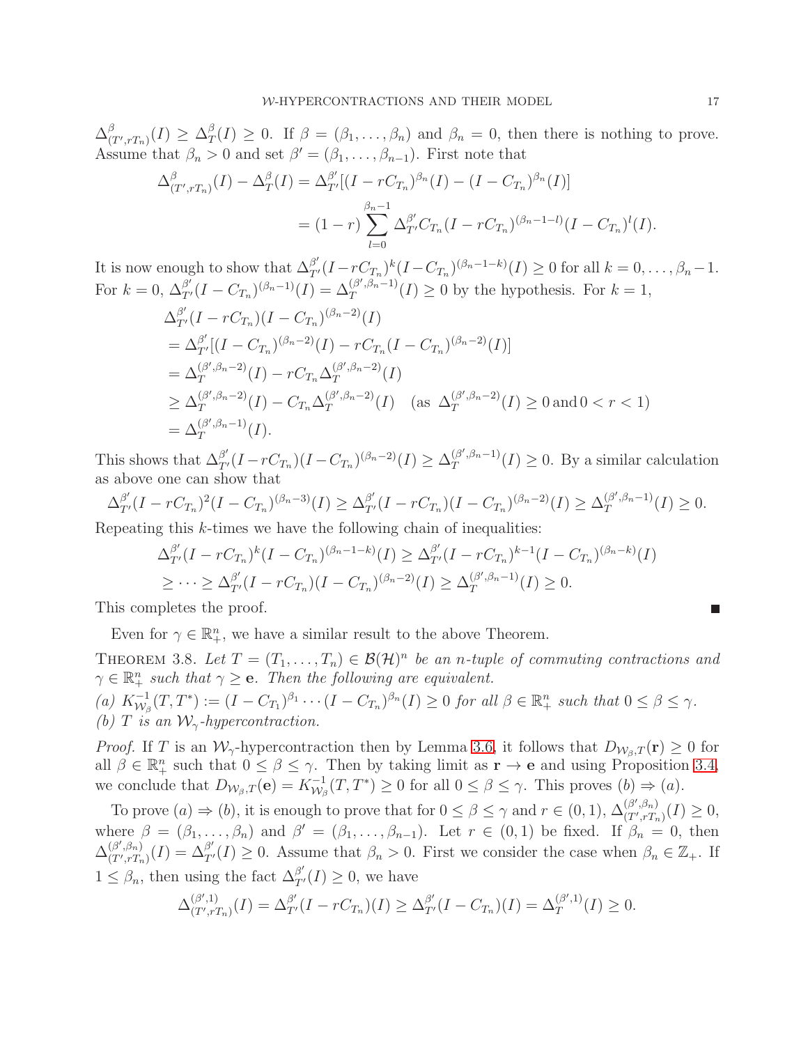$\Delta^{\beta}_{(T',rT_n)}(I) \geq \Delta^{\beta}_{T}(I) \geq 0$. If $\beta = (\beta_1, \ldots, \beta_n)$ and $\beta_n = 0$, then there is nothing to prove. Assume that $\beta_n > 0$ and set $\beta' = (\beta_1, \ldots, \beta_{n-1})$. First note that

$$\begin{aligned}
\Delta^{\beta}_{(T',rT_n)}(I) - \Delta^{\beta}_{T}(I) &= \Delta^{\beta'}_{T'}[(I - rC_{T_n})^{\beta_n}(I) - (I - C_{T_n})^{\beta_n}(I)] \\
&= (1-r)\sum_{l=0}^{\beta_n - 1} \Delta^{\beta'}_{T'} C_{T_n}(I - rC_{T_n})^{(\beta_n - 1 - l)}(I - C_{T_n})^{l}(I).
\end{aligned}$$

It is now enough to show that $\Delta^{\beta'}_{T'}(I - rC_{T_n})^{k}(I - C_{T_n})^{(\beta_n - 1 - k)}(I) \geq 0$ for all $k = 0, \ldots, \beta_n - 1$. For $k = 0$, $\Delta^{\beta'}_{T'}(I - C_{T_n})^{(\beta_n - 1)}(I) = \Delta^{(\beta', \beta_n - 1)}_{T}(I) \geq 0$ by the hypothesis. For $k = 1$,

$$\begin{aligned}
&\Delta^{\beta'}_{T'}(I - rC_{T_n})(I - C_{T_n})^{(\beta_n - 2)}(I) \\
&= \Delta^{\beta'}_{T'}[(I - C_{T_n})^{(\beta_n - 2)}(I) - rC_{T_n}(I - C_{T_n})^{(\beta_n - 2)}(I)] \\
&= \Delta^{(\beta', \beta_n - 2)}_{T}(I) - rC_{T_n}\Delta^{(\beta', \beta_n - 2)}_{T}(I) \\
&\geq \Delta^{(\beta', \beta_n - 2)}_{T}(I) - C_{T_n}\Delta^{(\beta', \beta_n - 2)}_{T}(I) \quad (\text{as } \Delta^{(\beta', \beta_n - 2)}_{T}(I) \geq 0 \text{ and } 0 < r < 1) \\
&= \Delta^{(\beta', \beta_n - 1)}_{T}(I).
\end{aligned}$$

This shows that $\Delta^{\beta'}_{T'}(I - rC_{T_n})(I - C_{T_n})^{(\beta_n - 2)}(I) \geq \Delta^{(\beta', \beta_n - 1)}_{T}(I) \geq 0$. By a similar calculation as above one can show that

$$\Delta^{\beta'}_{T'}(I - rC_{T_n})^{2}(I - C_{T_n})^{(\beta_n - 3)}(I) \geq \Delta^{\beta'}_{T'}(I - rC_{T_n})(I - C_{T_n})^{(\beta_n - 2)}(I) \geq \Delta^{(\beta', \beta_n - 1)}_{T}(I) \geq 0.$$

Repeating this $k$-times we have the following chain of inequalities:

$$\begin{aligned}
&\Delta^{\beta'}_{T'}(I - rC_{T_n})^{k}(I - C_{T_n})^{(\beta_n - 1 - k)}(I) \geq \Delta^{\beta'}_{T'}(I - rC_{T_n})^{k-1}(I - C_{T_n})^{(\beta_n - k)}(I) \\
&\geq \cdots \geq \Delta^{\beta'}_{T'}(I - rC_{T_n})(I - C_{T_n})^{(\beta_n - 2)}(I) \geq \Delta^{(\beta', \beta_n - 1)}_{T}(I) \geq 0.
\end{aligned}$$

This completes the proof. ∎

Even for $\gamma \in \mathbb{R}^n_+$, we have a similar result to the above Theorem.

**Theorem 3.8.** *Let $T = (T_1, \ldots, T_n) \in \mathcal{B}(\mathcal{H})^n$ be an $n$-tuple of commuting contractions and $\gamma \in \mathbb{R}^n_+$ such that $\gamma \geq \mathbf{e}$. Then the following are equivalent.*

*(a) $K^{-1}_{\mathcal{W}_\beta}(T, T^*) := (I - C_{T_1})^{\beta_1} \cdots (I - C_{T_n})^{\beta_n}(I) \geq 0$ for all $\beta \in \mathbb{R}^n_+$ such that $0 \leq \beta \leq \gamma$.*

*(b) $T$ is an $\mathcal{W}_\gamma$-hypercontraction.*

*Proof.* If $T$ is an $\mathcal{W}_\gamma$-hypercontraction then by Lemma 3.6, it follows that $D_{\mathcal{W}_\beta, T}(\mathbf{r}) \geq 0$ for all $\beta \in \mathbb{R}^n_+$ such that $0 \leq \beta \leq \gamma$. Then by taking limit as $\mathbf{r} \to \mathbf{e}$ and using Proposition 3.4, we conclude that $D_{\mathcal{W}_\beta, T}(\mathbf{e}) = K^{-1}_{\mathcal{W}_\beta}(T, T^*) \geq 0$ for all $0 \leq \beta \leq \gamma$. This proves $(b) \Rightarrow (a)$.

To prove $(a) \Rightarrow (b)$, it is enough to prove that for $0 \leq \beta \leq \gamma$ and $r \in (0,1)$, $\Delta^{(\beta', \beta_n)}_{(T', rT_n)}(I) \geq 0$, where $\beta = (\beta_1, \ldots, \beta_n)$ and $\beta' = (\beta_1, \ldots, \beta_{n-1})$. Let $r \in (0,1)$ be fixed. If $\beta_n = 0$, then $\Delta^{(\beta', \beta_n)}_{(T', rT_n)}(I) = \Delta^{\beta'}_{T'}(I) \geq 0$. Assume that $\beta_n > 0$. First we consider the case when $\beta_n \in \mathbb{Z}_+$. If $1 \leq \beta_n$, then using the fact $\Delta^{\beta'}_{T'}(I) \geq 0$, we have

$$\Delta^{(\beta', 1)}_{(T', rT_n)}(I) = \Delta^{\beta'}_{T'}(I - rC_{T_n})(I) \geq \Delta^{\beta'}_{T'}(I - C_{T_n})(I) = \Delta^{(\beta', 1)}_{T}(I) \geq 0.$$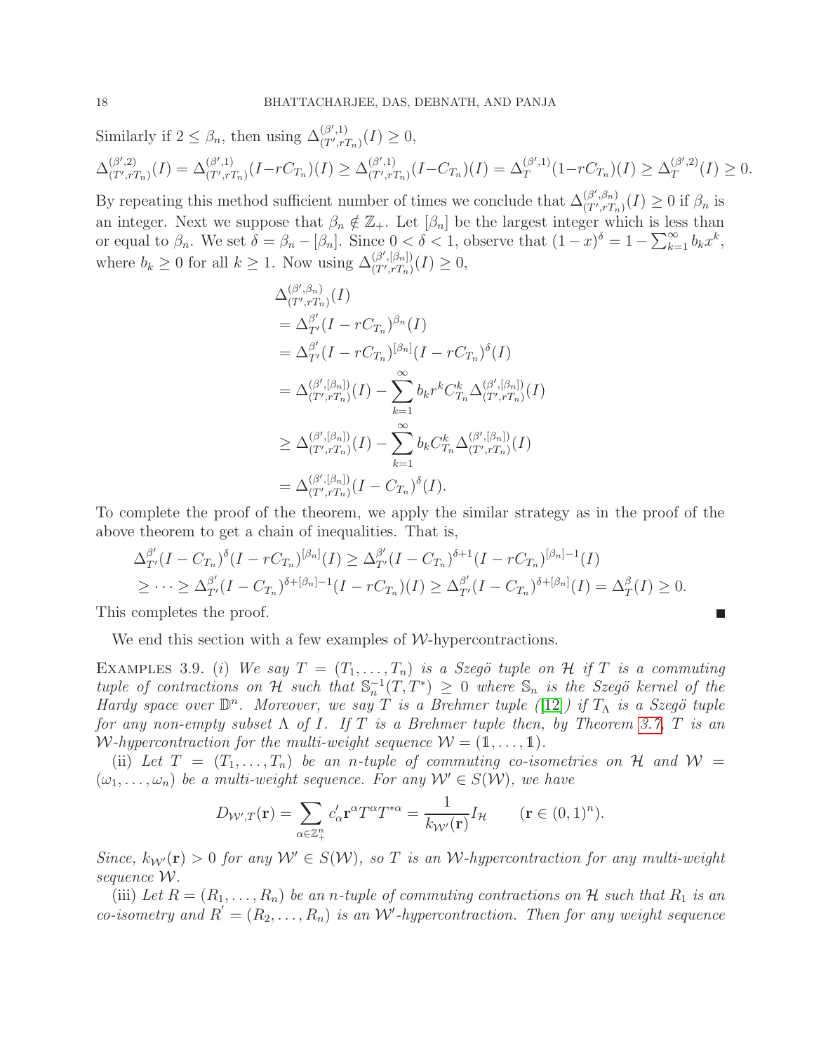Similarly if $2 \leq \beta_n$, then using $\Delta^{(\beta',1)}_{(T',rT_n)}(I) \geq 0$,

$$\Delta^{(\beta',2)}_{(T',rT_n)}(I) = \Delta^{(\beta',1)}_{(T',rT_n)}(I - rC_{T_n})(I) \geq \Delta^{(\beta',1)}_{(T',rT_n)}(I - C_{T_n})(I) = \Delta^{(\beta',1)}_{T}(1 - rC_{T_n})(I) \geq \Delta^{(\beta',2)}_{T}(I) \geq 0.$$

By repeating this method sufficient number of times we conclude that $\Delta^{(\beta',\beta_n)}_{(T',rT_n)}(I) \geq 0$ if $\beta_n$ is an integer. Next we suppose that $\beta_n \notin \mathbb{Z}_+$. Let $[\beta_n]$ be the largest integer which is less than or equal to $\beta_n$. We set $\delta = \beta_n - [\beta_n]$. Since $0 < \delta < 1$, observe that $(1-x)^\delta = 1 - \sum_{k=1}^\infty b_k x^k$, where $b_k \geq 0$ for all $k \geq 1$. Now using $\Delta^{(\beta',[\beta_n])}_{(T',rT_n)}(I) \geq 0$,

$$\begin{aligned}
&\Delta^{(\beta',\beta_n)}_{(T',rT_n)}(I) \\
&= \Delta^{\beta'}_{T'}(I - rC_{T_n})^{\beta_n}(I) \\
&= \Delta^{\beta'}_{T'}(I - rC_{T_n})^{[\beta_n]}(I - rC_{T_n})^{\delta}(I) \\
&= \Delta^{(\beta',[\beta_n])}_{(T',rT_n)}(I) - \sum_{k=1}^\infty b_k r^k C^k_{T_n} \Delta^{(\beta',[\beta_n])}_{(T',rT_n)}(I) \\
&\geq \Delta^{(\beta',[\beta_n])}_{(T',rT_n)}(I) - \sum_{k=1}^\infty b_k C^k_{T_n} \Delta^{(\beta',[\beta_n])}_{(T',rT_n)}(I) \\
&= \Delta^{(\beta',[\beta_n])}_{(T',rT_n)}(I - C_{T_n})^{\delta}(I).
\end{aligned}$$

To complete the proof of the theorem, we apply the similar strategy as in the proof of the above theorem to get a chain of inequalities. That is,

$$\begin{aligned}
&\Delta^{\beta'}_{T'}(I - C_{T_n})^{\delta}(I - rC_{T_n})^{[\beta_n]}(I) \geq \Delta^{\beta'}_{T'}(I - C_{T_n})^{\delta+1}(I - rC_{T_n})^{[\beta_n]-1}(I) \\
&\geq \cdots \geq \Delta^{\beta'}_{T'}(I - C_{T_n})^{\delta+[\beta_n]-1}(I - rC_{T_n})(I) \geq \Delta^{\beta'}_{T'}(I - C_{T_n})^{\delta+[\beta_n]}(I) = \Delta^{\beta}_{T}(I) \geq 0.
\end{aligned}$$

This completes the proof. ∎

We end this section with a few examples of $\mathcal{W}$-hypercontractions.

Examples 3.9. (*i*) *We say $T = (T_1, \ldots, T_n)$ is a Szegö tuple on $\mathcal{H}$ if $T$ is a commuting tuple of contractions on $\mathcal{H}$ such that $\mathbb{S}_n^{-1}(T, T^*) \geq 0$ where $\mathbb{S}_n$ is the Szegö kernel of the Hardy space over $\mathbb{D}^n$. Moreover, we say $T$ is a Brehmer tuple ([12]) if $T_\Lambda$ is a Szegö tuple for any non-empty subset $\Lambda$ of $I$. If $T$ is a Brehmer tuple then, by Theorem 3.7, $T$ is an $\mathcal{W}$-hypercontraction for the multi-weight sequence $\mathcal{W} = (\mathbb{1}, \ldots, \mathbb{1})$.*

(ii) *Let $T = (T_1, \ldots, T_n)$ be an $n$-tuple of commuting co-isometries on $\mathcal{H}$ and $\mathcal{W} = (\omega_1, \ldots, \omega_n)$ be a multi-weight sequence. For any $\mathcal{W}' \in S(\mathcal{W})$, we have*

$$D_{\mathcal{W}',T}(\mathbf{r}) = \sum_{\alpha \in \mathbb{Z}^n_+} c'_\alpha \mathbf{r}^\alpha T^\alpha T^{*\alpha} = \frac{1}{k_{\mathcal{W}'}(\mathbf{r})} I_{\mathcal{H}} \qquad (\mathbf{r} \in (0,1)^n).$$

*Since, $k_{\mathcal{W}'}(\mathbf{r}) > 0$ for any $\mathcal{W}' \in S(\mathcal{W})$, so $T$ is an $\mathcal{W}$-hypercontraction for any multi-weight sequence $\mathcal{W}$.*

(iii) *Let $R = (R_1, \ldots, R_n)$ be an $n$-tuple of commuting contractions on $\mathcal{H}$ such that $R_1$ is an co-isometry and $R' = (R_2, \ldots, R_n)$ is an $\mathcal{W}'$-hypercontraction. Then for any weight sequence*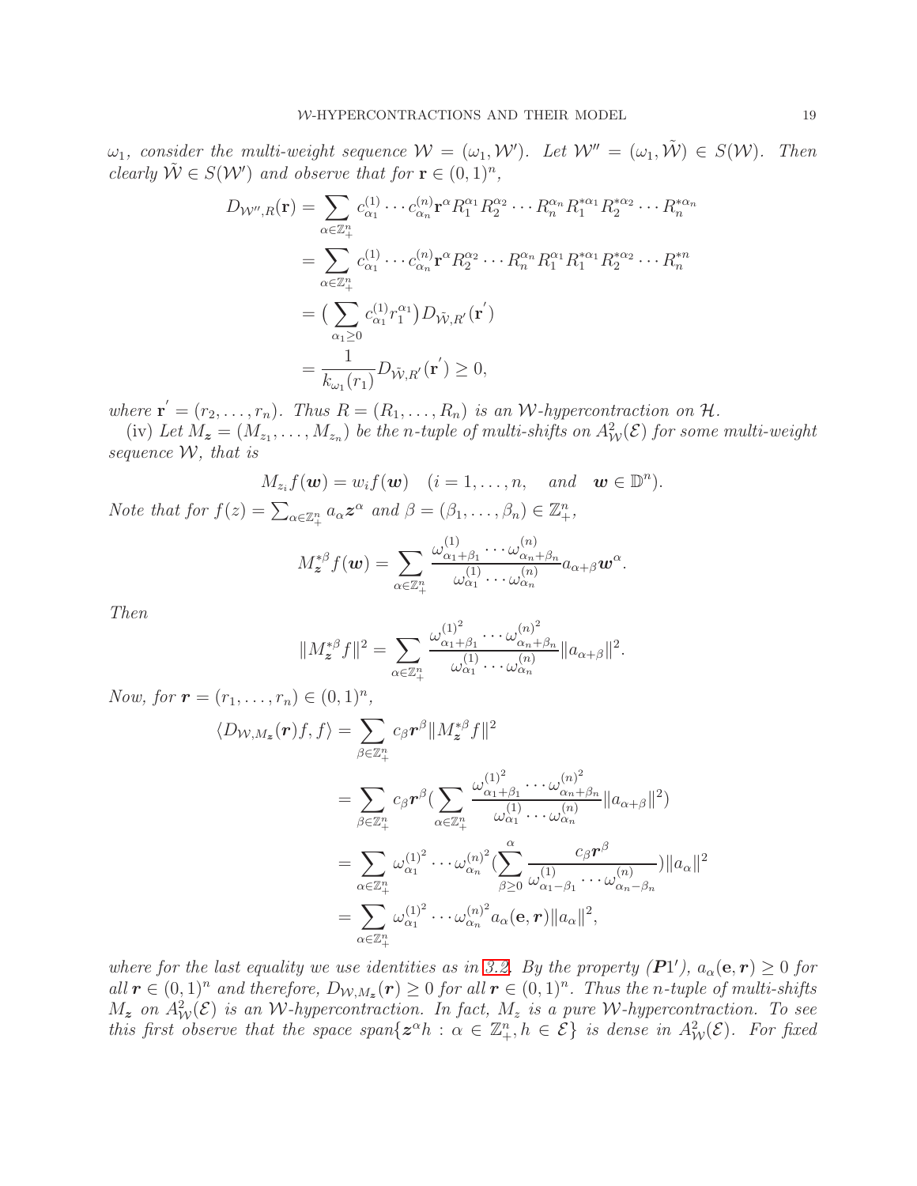*$\omega_1$, consider the multi-weight sequence $\mathcal{W} = (\omega_1, \mathcal{W}')$. Let $\mathcal{W}'' = (\omega_1, \tilde{\mathcal{W}}) \in S(\mathcal{W})$. Then clearly $\tilde{\mathcal{W}} \in S(\mathcal{W}')$ and observe that for $\mathbf{r} \in (0,1)^n$,*

$$
\begin{aligned}
D_{\mathcal{W}'',R}(\mathbf{r}) &= \sum_{\alpha \in \mathbb{Z}_+^n} c_{\alpha_1}^{(1)} \cdots c_{\alpha_n}^{(n)} \mathbf{r}^\alpha R_1^{\alpha_1} R_2^{\alpha_2} \cdots R_n^{\alpha_n} R_1^{*\alpha_1} R_2^{*\alpha_2} \cdots R_n^{*\alpha_n} \\
&= \sum_{\alpha \in \mathbb{Z}_+^n} c_{\alpha_1}^{(1)} \cdots c_{\alpha_n}^{(n)} \mathbf{r}^\alpha R_2^{\alpha_2} \cdots R_n^{\alpha_n} R_1^{\alpha_1} R_1^{*\alpha_1} R_2^{*\alpha_2} \cdots R_n^{*n} \\
&= \big( \sum_{\alpha_1 \geq 0} c_{\alpha_1}^{(1)} r_1^{\alpha_1} \big) D_{\tilde{\mathcal{W}},R'}(\mathbf{r}') \\
&= \frac{1}{k_{\omega_1}(r_1)} D_{\tilde{\mathcal{W}},R'}(\mathbf{r}') \geq 0,
\end{aligned}
$$

*where $\mathbf{r}' = (r_2, \ldots, r_n)$. Thus $R = (R_1, \ldots, R_n)$ is an $\mathcal{W}$-hypercontraction on $\mathcal{H}$.*

(iv) *Let $M_{\boldsymbol{z}} = (M_{z_1}, \ldots, M_{z_n})$ be the $n$-tuple of multi-shifts on $A^2_{\mathcal{W}}(\mathcal{E})$ for some multi-weight sequence $\mathcal{W}$, that is*

$$
M_{z_i} f(\boldsymbol{w}) = w_i f(\boldsymbol{w}) \quad (i = 1, \ldots, n, \quad \text{and} \quad \boldsymbol{w} \in \mathbb{D}^n).
$$

*Note that for $f(z) = \sum_{\alpha \in \mathbb{Z}_+^n} a_\alpha \boldsymbol{z}^\alpha$ and $\beta = (\beta_1, \ldots, \beta_n) \in \mathbb{Z}_+^n$,*

$$
M_{\boldsymbol{z}}^{*\beta} f(\boldsymbol{w}) = \sum_{\alpha \in \mathbb{Z}_+^n} \frac{\omega_{\alpha_1+\beta_1}^{(1)} \cdots \omega_{\alpha_n+\beta_n}^{(n)}}{\omega_{\alpha_1}^{(1)} \cdots \omega_{\alpha_n}^{(n)}} a_{\alpha+\beta} \boldsymbol{w}^\alpha.
$$

*Then*

$$
\|M_{\boldsymbol{z}}^{*\beta} f\|^2 = \sum_{\alpha \in \mathbb{Z}_+^n} \frac{\omega_{\alpha_1+\beta_1}^{(1)^2} \cdots \omega_{\alpha_n+\beta_n}^{(n)^2}}{\omega_{\alpha_1}^{(1)} \cdots \omega_{\alpha_n}^{(n)}} \|a_{\alpha+\beta}\|^2.
$$

*Now, for $\boldsymbol{r} = (r_1, \ldots, r_n) \in (0,1)^n$,*

$$
\begin{aligned}
\langle D_{\mathcal{W},M_{\boldsymbol{z}}}(\boldsymbol{r}) f, f \rangle &= \sum_{\beta \in \mathbb{Z}_+^n} c_\beta \boldsymbol{r}^\beta \|M_{\boldsymbol{z}}^{*\beta} f\|^2 \\
&= \sum_{\beta \in \mathbb{Z}_+^n} c_\beta \boldsymbol{r}^\beta \big( \sum_{\alpha \in \mathbb{Z}_+^n} \frac{\omega_{\alpha_1+\beta_1}^{(1)^2} \cdots \omega_{\alpha_n+\beta_n}^{(n)^2}}{\omega_{\alpha_1}^{(1)} \cdots \omega_{\alpha_n}^{(n)}} \|a_{\alpha+\beta}\|^2 \big) \\
&= \sum_{\alpha \in \mathbb{Z}_+^n} \omega_{\alpha_1}^{(1)^2} \cdots \omega_{\alpha_n}^{(n)^2} \big( \sum_{\beta \geq 0}^{\alpha} \frac{c_\beta \boldsymbol{r}^\beta}{\omega_{\alpha_1-\beta_1}^{(1)} \cdots \omega_{\alpha_n-\beta_n}^{(n)}} \big) \|a_\alpha\|^2 \\
&= \sum_{\alpha \in \mathbb{Z}_+^n} \omega_{\alpha_1}^{(1)^2} \cdots \omega_{\alpha_n}^{(n)^2} a_\alpha(\mathbf{e}, \boldsymbol{r}) \|a_\alpha\|^2,
\end{aligned}
$$

*where for the last equality we use identities as in 3.2. By the property (**P**1$'$), $a_\alpha(\mathbf{e}, \boldsymbol{r}) \geq 0$ for all $\boldsymbol{r} \in (0,1)^n$ and therefore, $D_{\mathcal{W},M_{\boldsymbol{z}}}(\boldsymbol{r}) \geq 0$ for all $\boldsymbol{r} \in (0,1)^n$. Thus the $n$-tuple of multi-shifts $M_{\boldsymbol{z}}$ on $A^2_{\mathcal{W}}(\mathcal{E})$ is an $\mathcal{W}$-hypercontraction. In fact, $M_z$ is a pure $\mathcal{W}$-hypercontraction. To see this first observe that the space $span\{\boldsymbol{z}^\alpha h : \alpha \in \mathbb{Z}_+^n, h \in \mathcal{E}\}$ is dense in $A^2_{\mathcal{W}}(\mathcal{E})$. For fixed*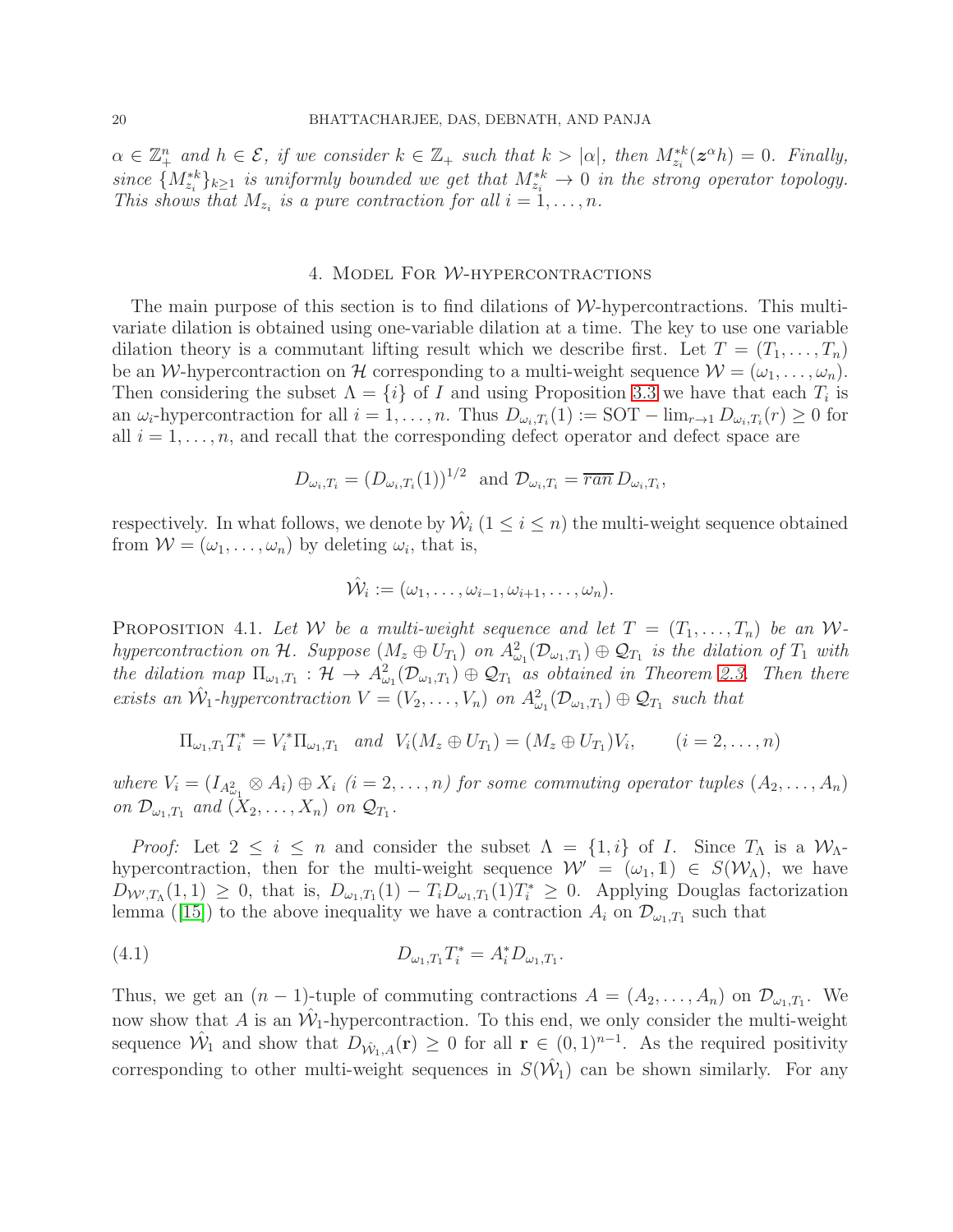*$\alpha \in \mathbb{Z}_+^n$ and $h \in \mathcal{E}$, if we consider $k \in \mathbb{Z}_+$ such that $k > |\alpha|$, then $M_{z_i}^{*k}(\boldsymbol{z}^\alpha h) = 0$. Finally, since $\{M_{z_i}^{*k}\}_{k\geq 1}$ is uniformly bounded we get that $M_{z_i}^{*k} \to 0$ in the strong operator topology. This shows that $M_{z_i}$ is a pure contraction for all $i = 1, \ldots, n$.*

## 4. Model For $\mathcal{W}$-hypercontractions

The main purpose of this section is to find dilations of $\mathcal{W}$-hypercontractions. This multivariate dilation is obtained using one-variable dilation at a time. The key to use one variable dilation theory is a commutant lifting result which we describe first. Let $T = (T_1, \ldots, T_n)$ be an $\mathcal{W}$-hypercontraction on $\mathcal{H}$ corresponding to a multi-weight sequence $\mathcal{W} = (\omega_1, \ldots, \omega_n)$. Then considering the subset $\Lambda = \{i\}$ of $I$ and using Proposition 3.3 we have that each $T_i$ is an $\omega_i$-hypercontraction for all $i = 1, \ldots, n$. Thus $D_{\omega_i,T_i}(1) := \mathrm{SOT} - \lim_{r\to 1} D_{\omega_i,T_i}(r) \geq 0$ for all $i = 1, \ldots, n$, and recall that the corresponding defect operator and defect space are

$$D_{\omega_i,T_i} = (D_{\omega_i,T_i}(1))^{1/2} \ \text{ and } \mathcal{D}_{\omega_i,T_i} = \overline{ran}\, D_{\omega_i,T_i},$$

respectively. In what follows, we denote by $\hat{\mathcal{W}}_i$ $(1 \leq i \leq n)$ the multi-weight sequence obtained from $\mathcal{W} = (\omega_1, \ldots, \omega_n)$ by deleting $\omega_i$, that is,

$$\hat{\mathcal{W}}_i := (\omega_1, \ldots, \omega_{i-1}, \omega_{i+1}, \ldots, \omega_n).$$

Proposition 4.1. *Let $\mathcal{W}$ be a multi-weight sequence and let $T = (T_1, \ldots, T_n)$ be an $\mathcal{W}$-hypercontraction on $\mathcal{H}$. Suppose $(M_z \oplus U_{T_1})$ on $A^2_{\omega_1}(\mathcal{D}_{\omega_1,T_1}) \oplus \mathcal{Q}_{T_1}$ is the dilation of $T_1$ with the dilation map $\Pi_{\omega_1,T_1} : \mathcal{H} \to A^2_{\omega_1}(\mathcal{D}_{\omega_1,T_1}) \oplus \mathcal{Q}_{T_1}$ as obtained in Theorem 2.3. Then there exists an $\hat{\mathcal{W}}_1$-hypercontraction $V = (V_2, \ldots, V_n)$ on $A^2_{\omega_1}(\mathcal{D}_{\omega_1,T_1}) \oplus \mathcal{Q}_{T_1}$ such that*

$$\Pi_{\omega_1,T_1} T_i^* = V_i^* \Pi_{\omega_1,T_1} \quad \text{and} \quad V_i(M_z \oplus U_{T_1}) = (M_z \oplus U_{T_1})V_i, \qquad (i = 2, \ldots, n)$$

*where $V_i = (I_{A^2_{\omega_1}} \otimes A_i) \oplus X_i$ $(i = 2, \ldots, n)$ for some commuting operator tuples $(A_2, \ldots, A_n)$ on $\mathcal{D}_{\omega_1,T_1}$ and $(X_2, \ldots, X_n)$ on $\mathcal{Q}_{T_1}$.*

*Proof:* Let $2 \leq i \leq n$ and consider the subset $\Lambda = \{1, i\}$ of $I$. Since $T_\Lambda$ is a $\mathcal{W}_\Lambda$-hypercontraction, then for the multi-weight sequence $\mathcal{W}' = (\omega_1, \mathbb{1}) \in S(\mathcal{W}_\Lambda)$, we have $D_{\mathcal{W}',T_\Lambda}(1,1) \geq 0$, that is, $D_{\omega_1,T_1}(1) - T_i D_{\omega_1,T_1}(1) T_i^* \geq 0$. Applying Douglas factorization lemma ([15]) to the above inequality we have a contraction $A_i$ on $\mathcal{D}_{\omega_1,T_1}$ such that

$$D_{\omega_1,T_1} T_i^* = A_i^* D_{\omega_1,T_1}. \tag{4.1}$$

Thus, we get an $(n-1)$-tuple of commuting contractions $A = (A_2, \ldots, A_n)$ on $\mathcal{D}_{\omega_1,T_1}$. We now show that $A$ is an $\hat{\mathcal{W}}_1$-hypercontraction. To this end, we only consider the multi-weight sequence $\hat{\mathcal{W}}_1$ and show that $D_{\hat{\mathcal{W}}_1,A}(\mathbf{r}) \geq 0$ for all $\mathbf{r} \in (0,1)^{n-1}$. As the required positivity corresponding to other multi-weight sequences in $S(\hat{\mathcal{W}}_1)$ can be shown similarly. For any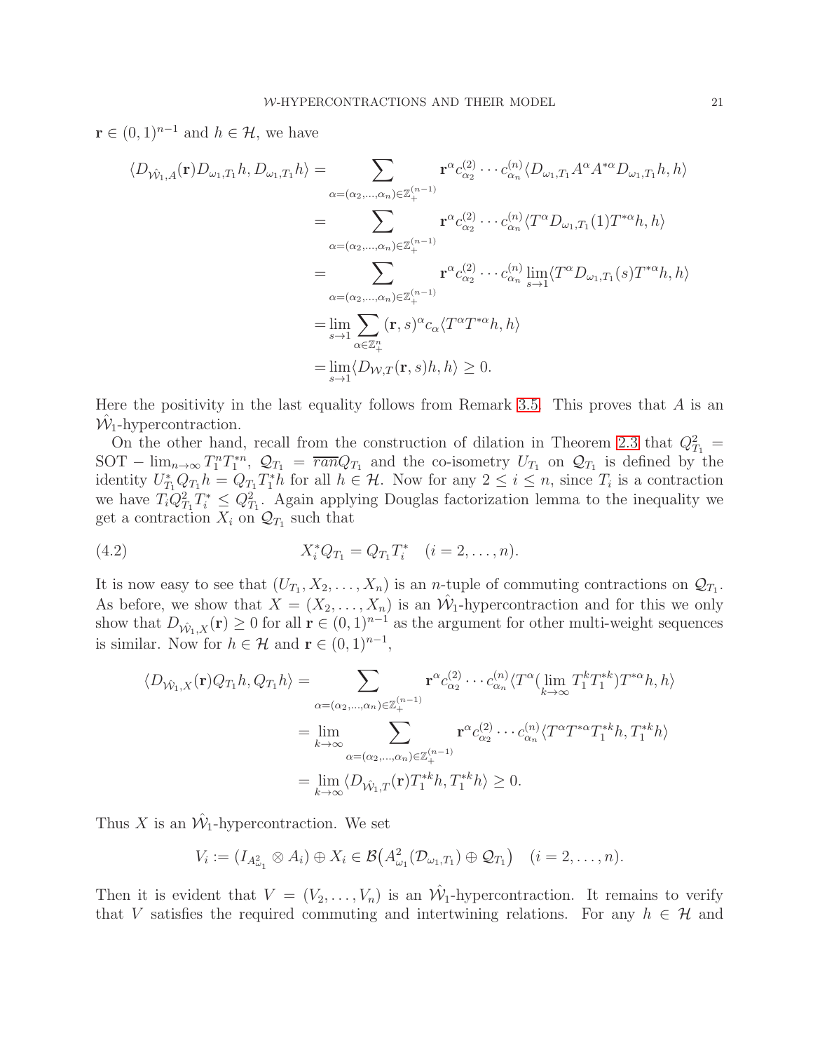$\mathbf{r} \in (0,1)^{n-1}$ and $h \in \mathcal{H}$, we have

$$\begin{aligned}
\langle D_{\hat{\mathcal{W}}_1, A}(\mathbf{r}) D_{\omega_1, T_1} h, D_{\omega_1, T_1} h\rangle &= \sum_{\alpha=(\alpha_2,\ldots,\alpha_n)\in\mathbb{Z}_+^{(n-1)}} \mathbf{r}^\alpha c_{\alpha_2}^{(2)} \cdots c_{\alpha_n}^{(n)} \langle D_{\omega_1, T_1} A^\alpha A^{*\alpha} D_{\omega_1, T_1} h, h\rangle \\
&= \sum_{\alpha=(\alpha_2,\ldots,\alpha_n)\in\mathbb{Z}_+^{(n-1)}} \mathbf{r}^\alpha c_{\alpha_2}^{(2)} \cdots c_{\alpha_n}^{(n)} \langle T^\alpha D_{\omega_1, T_1}(1) T^{*\alpha} h, h\rangle \\
&= \sum_{\alpha=(\alpha_2,\ldots,\alpha_n)\in\mathbb{Z}_+^{(n-1)}} \mathbf{r}^\alpha c_{\alpha_2}^{(2)} \cdots c_{\alpha_n}^{(n)} \lim_{s\to 1} \langle T^\alpha D_{\omega_1, T_1}(s) T^{*\alpha} h, h\rangle \\
&= \lim_{s\to 1} \sum_{\alpha\in\mathbb{Z}_+^n} (\mathbf{r}, s)^\alpha c_\alpha \langle T^\alpha T^{*\alpha} h, h\rangle \\
&= \lim_{s\to 1} \langle D_{\mathcal{W},T}(\mathbf{r}, s) h, h\rangle \geq 0.
\end{aligned}$$

Here the positivity in the last equality follows from Remark 3.5. This proves that $A$ is an $\hat{\mathcal{W}}_1$-hypercontraction.

On the other hand, recall from the construction of dilation in Theorem 2.3 that $Q_{T_1}^2 = \text{SOT} - \lim_{n\to\infty} T_1^n T_1^{*n}$, $\mathcal{Q}_{T_1} = \overline{ran} Q_{T_1}$ and the co-isometry $U_{T_1}$ on $\mathcal{Q}_{T_1}$ is defined by the identity $U_{T_1}^* Q_{T_1} h = Q_{T_1} T_1^* h$ for all $h \in \mathcal{H}$. Now for any $2 \leq i \leq n$, since $T_i$ is a contraction we have $T_i Q_{T_1}^2 T_i^* \leq Q_{T_1}^2$. Again applying Douglas factorization lemma to the inequality we get a contraction $X_i$ on $\mathcal{Q}_{T_1}$ such that

$$X_i^* Q_{T_1} = Q_{T_1} T_i^* \quad (i = 2, \ldots, n). \tag{4.2}$$

It is now easy to see that $(U_{T_1}, X_2, \ldots, X_n)$ is an $n$-tuple of commuting contractions on $\mathcal{Q}_{T_1}$. As before, we show that $X = (X_2, \ldots, X_n)$ is an $\hat{\mathcal{W}}_1$-hypercontraction and for this we only show that $D_{\hat{\mathcal{W}}_1, X}(\mathbf{r}) \geq 0$ for all $\mathbf{r} \in (0,1)^{n-1}$ as the argument for other multi-weight sequences is similar. Now for $h \in \mathcal{H}$ and $\mathbf{r} \in (0,1)^{n-1}$,

$$\begin{aligned}
\langle D_{\hat{\mathcal{W}}_1, X}(\mathbf{r}) Q_{T_1} h, Q_{T_1} h\rangle &= \sum_{\alpha=(\alpha_2,\ldots,\alpha_n)\in\mathbb{Z}_+^{(n-1)}} \mathbf{r}^\alpha c_{\alpha_2}^{(2)} \cdots c_{\alpha_n}^{(n)} \langle T^\alpha (\lim_{k\to\infty} T_1^k T_1^{*k}) T^{*\alpha} h, h\rangle \\
&= \lim_{k\to\infty} \sum_{\alpha=(\alpha_2,\ldots,\alpha_n)\in\mathbb{Z}_+^{(n-1)}} \mathbf{r}^\alpha c_{\alpha_2}^{(2)} \cdots c_{\alpha_n}^{(n)} \langle T^\alpha T^{*\alpha} T_1^{*k} h, T_1^{*k} h\rangle \\
&= \lim_{k\to\infty} \langle D_{\hat{\mathcal{W}}_1, T}(\mathbf{r}) T_1^{*k} h, T_1^{*k} h\rangle \geq 0.
\end{aligned}$$

Thus $X$ is an $\hat{\mathcal{W}}_1$-hypercontraction. We set

$$V_i := (I_{A_{\omega_1}^2} \otimes A_i) \oplus X_i \in \mathcal{B}\big(A_{\omega_1}^2(\mathcal{D}_{\omega_1, T_1}) \oplus \mathcal{Q}_{T_1}\big) \quad (i = 2, \ldots, n).$$

Then it is evident that $V = (V_2, \ldots, V_n)$ is an $\hat{\mathcal{W}}_1$-hypercontraction. It remains to verify that $V$ satisfies the required commuting and intertwining relations. For any $h \in \mathcal{H}$ and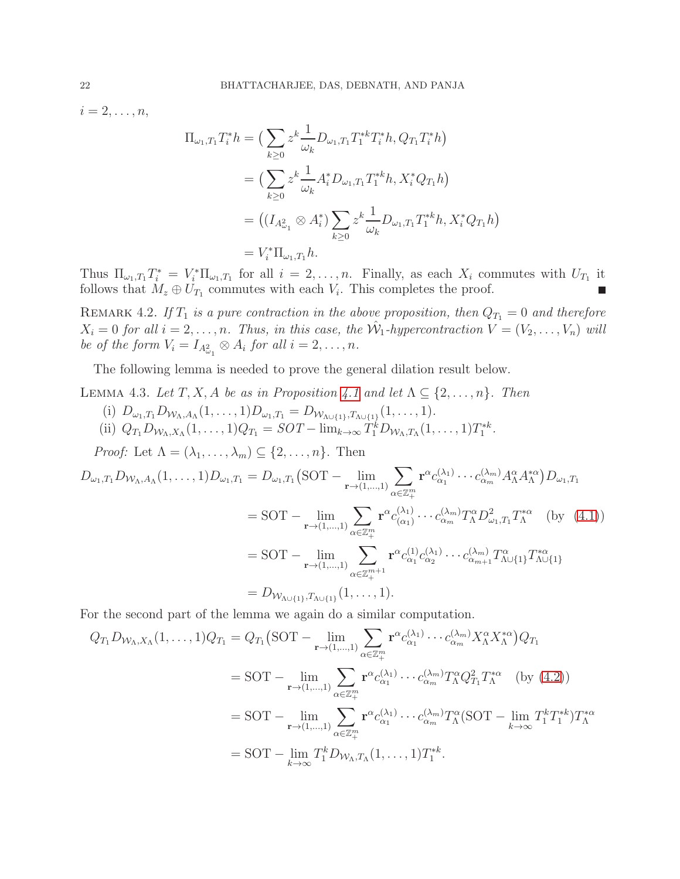$i = 2, \ldots, n,$

$$
\begin{aligned}
\Pi_{\omega_1, T_1} T_i^* h &= \big( \sum_{k \geq 0} z^k \frac{1}{\omega_k} D_{\omega_1, T_1} T_1^{*k} T_i^* h, Q_{T_1} T_i^* h \big) \\
&= \big( \sum_{k \geq 0} z^k \frac{1}{\omega_k} A_i^* D_{\omega_1, T_1} T_1^{*k} h, X_i^* Q_{T_1} h \big) \\
&= \big( (I_{A^2_{\omega_1}} \otimes A_i^*) \sum_{k \geq 0} z^k \frac{1}{\omega_k} D_{\omega_1, T_1} T_1^{*k} h, X_i^* Q_{T_1} h \big) \\
&= V_i^* \Pi_{\omega_1, T_1} h.
\end{aligned}
$$

Thus $\Pi_{\omega_1, T_1} T_i^* = V_i^* \Pi_{\omega_1, T_1}$ for all $i = 2, \ldots, n$. Finally, as each $X_i$ commutes with $U_{T_1}$ it follows that $M_z \oplus U_{T_1}$ commutes with each $V_i$. This completes the proof. ∎

REMARK 4.2. *If $T_1$ is a pure contraction in the above proposition, then $Q_{T_1} = 0$ and therefore $X_i = 0$ for all $i = 2, \ldots, n$. Thus, in this case, the $\hat{\mathcal{W}}_1$-hypercontraction $V = (V_2, \ldots, V_n)$ will be of the form $V_i = I_{A^2_{\omega_1}} \otimes A_i$ for all $i = 2, \ldots, n$.*

The following lemma is needed to prove the general dilation result below.

LEMMA 4.3. *Let $T, X, A$ be as in Proposition 4.1 and let $\Lambda \subseteq \{2, \ldots, n\}$. Then*

(i) $D_{\omega_1, T_1} D_{\mathcal{W}_\Lambda, A_\Lambda}(1, \ldots, 1) D_{\omega_1, T_1} = D_{\mathcal{W}_{\Lambda \cup \{1\}}, T_{\Lambda \cup \{1\}}}(1, \ldots, 1)$.

(ii) $Q_{T_1} D_{\mathcal{W}_\Lambda, X_\Lambda}(1, \ldots, 1) Q_{T_1} = SOT - \lim_{k \to \infty} T_1^k D_{\mathcal{W}_\Lambda, T_\Lambda}(1, \ldots, 1) T_1^{*k}$.

*Proof:* Let $\Lambda = (\lambda_1, \ldots, \lambda_m) \subseteq \{2, \ldots, n\}$. Then

$$
\begin{aligned}
D_{\omega_1, T_1} D_{\mathcal{W}_\Lambda, A_\Lambda}(1, \ldots, 1) D_{\omega_1, T_1} &= D_{\omega_1, T_1} \big( \text{SOT} - \lim_{\mathbf{r} \to (1, \ldots, 1)} \sum_{\alpha \in \mathbb{Z}_+^m} \mathbf{r}^\alpha c^{(\lambda_1)}_{\alpha_1} \cdots c^{(\lambda_m)}_{\alpha_m} A_\Lambda^\alpha A_\Lambda^{*\alpha} \big) D_{\omega_1, T_1} \\
&= \text{SOT} - \lim_{\mathbf{r} \to (1, \ldots, 1)} \sum_{\alpha \in \mathbb{Z}_+^m} \mathbf{r}^\alpha c^{(\lambda_1)}_{(\alpha_1)} \cdots c^{(\lambda_m)}_{\alpha_m} T_\Lambda^\alpha D^2_{\omega_1, T_1} T_\Lambda^{*\alpha} \quad (\text{by } (4.1)) \\
&= \text{SOT} - \lim_{\mathbf{r} \to (1, \ldots, 1)} \sum_{\alpha \in \mathbb{Z}_+^{m+1}} \mathbf{r}^\alpha c^{(1)}_{\alpha_1} c^{(\lambda_1)}_{\alpha_2} \cdots c^{(\lambda_m)}_{\alpha_{m+1}} T^\alpha_{\Lambda \cup \{1\}} T^{*\alpha}_{\Lambda \cup \{1\}} \\
&= D_{\mathcal{W}_{\Lambda \cup \{1\}}, T_{\Lambda \cup \{1\}}}(1, \ldots, 1).
\end{aligned}
$$

For the second part of the lemma we again do a similar computation.

$$
\begin{aligned}
Q_{T_1} D_{\mathcal{W}_\Lambda, X_\Lambda}(1, \ldots, 1) Q_{T_1} &= Q_{T_1} \big( \text{SOT} - \lim_{\mathbf{r} \to (1, \ldots, 1)} \sum_{\alpha \in \mathbb{Z}_+^m} \mathbf{r}^\alpha c^{(\lambda_1)}_{\alpha_1} \cdots c^{(\lambda_m)}_{\alpha_m} X_\Lambda^\alpha X_\Lambda^{*\alpha} \big) Q_{T_1} \\
&= \text{SOT} - \lim_{\mathbf{r} \to (1, \ldots, 1)} \sum_{\alpha \in \mathbb{Z}_+^m} \mathbf{r}^\alpha c^{(\lambda_1)}_{\alpha_1} \cdots c^{(\lambda_m)}_{\alpha_m} T_\Lambda^\alpha Q^2_{T_1} T_\Lambda^{*\alpha} \quad (\text{by } (4.2)) \\
&= \text{SOT} - \lim_{\mathbf{r} \to (1, \ldots, 1)} \sum_{\alpha \in \mathbb{Z}_+^m} \mathbf{r}^\alpha c^{(\lambda_1)}_{\alpha_1} \cdots c^{(\lambda_m)}_{\alpha_m} T_\Lambda^\alpha (\text{SOT} - \lim_{k \to \infty} T_1^k T_1^{*k}) T_\Lambda^{*\alpha} \\
&= \text{SOT} - \lim_{k \to \infty} T_1^k D_{\mathcal{W}_\Lambda, T_\Lambda}(1, \ldots, 1) T_1^{*k}.
\end{aligned}
$$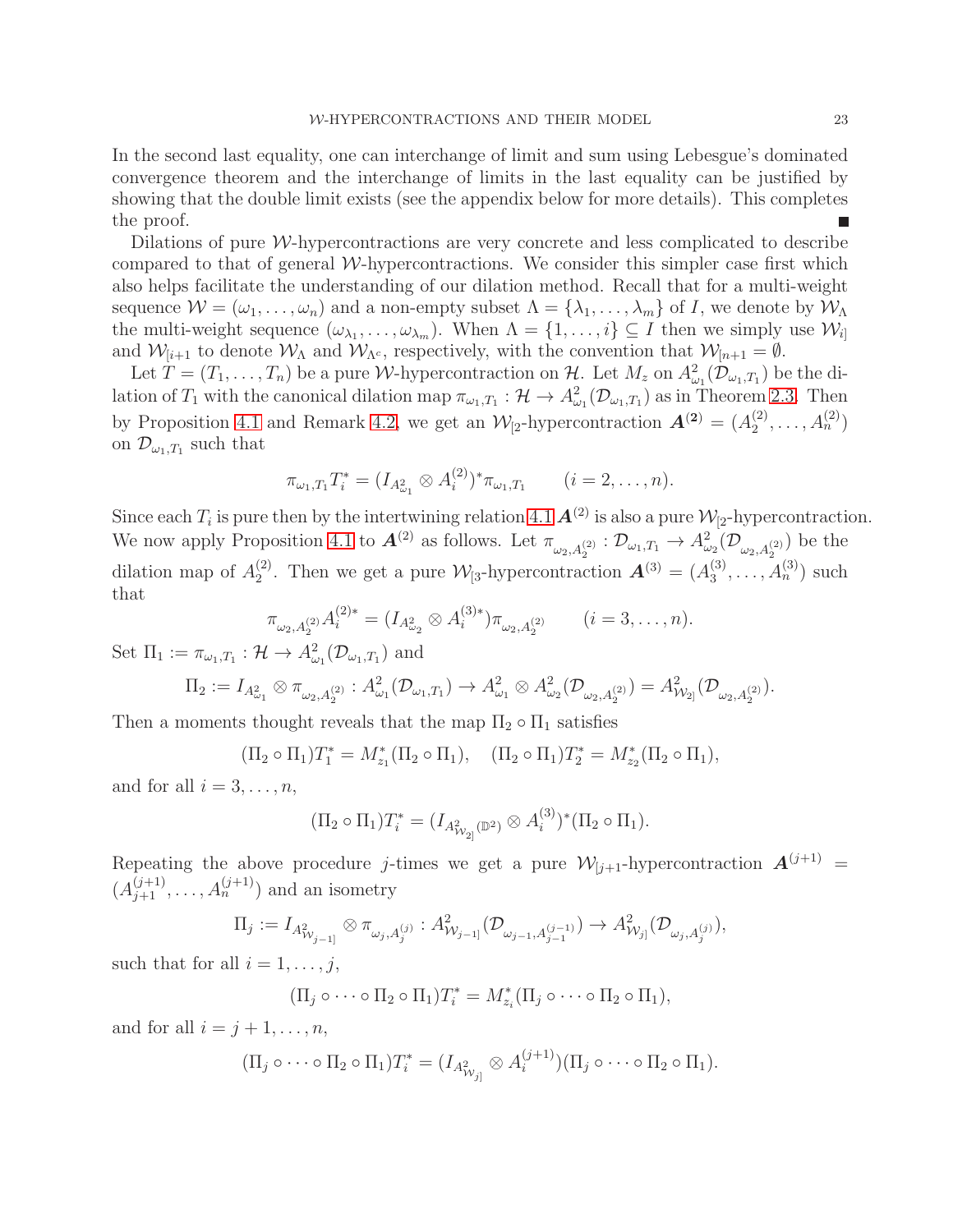In the second last equality, one can interchange of limit and sum using Lebesgue's dominated convergence theorem and the interchange of limits in the last equality can be justified by showing that the double limit exists (see the appendix below for more details). This completes the proof. ∎

Dilations of pure $\mathcal{W}$-hypercontractions are very concrete and less complicated to describe compared to that of general $\mathcal{W}$-hypercontractions. We consider this simpler case first which also helps facilitate the understanding of our dilation method. Recall that for a multi-weight sequence $\mathcal{W} = (\omega_1, \ldots, \omega_n)$ and a non-empty subset $\Lambda = \{\lambda_1, \ldots, \lambda_m\}$ of $I$, we denote by $\mathcal{W}_\Lambda$ the multi-weight sequence $(\omega_{\lambda_1}, \ldots, \omega_{\lambda_m})$. When $\Lambda = \{1, \ldots, i\} \subseteq I$ then we simply use $\mathcal{W}_{i]}$ and $\mathcal{W}_{[i+1}$ to denote $\mathcal{W}_\Lambda$ and $\mathcal{W}_{\Lambda^c}$, respectively, with the convention that $\mathcal{W}_{[n+1} = \emptyset$.

Let $T = (T_1, \ldots, T_n)$ be a pure $\mathcal{W}$-hypercontraction on $\mathcal{H}$. Let $M_z$ on $A^2_{\omega_1}(\mathcal{D}_{\omega_1, T_1})$ be the dilation of $T_1$ with the canonical dilation map $\pi_{\omega_1, T_1} : \mathcal{H} \to A^2_{\omega_1}(\mathcal{D}_{\omega_1, T_1})$ as in Theorem 2.3. Then by Proposition 4.1 and Remark 4.2, we get an $\mathcal{W}_{[2}$-hypercontraction $\boldsymbol{A}^{(2)} = (A^{(2)}_2, \ldots, A^{(2)}_n)$ on $\mathcal{D}_{\omega_1, T_1}$ such that

$$\pi_{\omega_1, T_1} T_i^* = (I_{A^2_{\omega_1}} \otimes A^{(2)}_i)^* \pi_{\omega_1, T_1} \qquad (i = 2, \ldots, n).$$

Since each $T_i$ is pure then by the intertwining relation 4.1 $\boldsymbol{A}^{(2)}$ is also a pure $\mathcal{W}_{[2}$-hypercontraction. We now apply Proposition 4.1 to $\boldsymbol{A}^{(2)}$ as follows. Let $\pi_{\omega_2, A^{(2)}_2} : \mathcal{D}_{\omega_1, T_1} \to A^2_{\omega_2}(\mathcal{D}_{\omega_2, A^{(2)}_2})$ be the dilation map of $A^{(2)}_2$. Then we get a pure $\mathcal{W}_{[3}$-hypercontraction $\boldsymbol{A}^{(3)} = (A^{(3)}_3, \ldots, A^{(3)}_n)$ such that

$$\pi_{\omega_2, A^{(2)}_2} A^{(2)*}_i = (I_{A^2_{\omega_2}} \otimes A^{(3)*}_i) \pi_{\omega_2, A^{(2)}_2} \qquad (i = 3, \ldots, n).$$

Set $\Pi_1 := \pi_{\omega_1, T_1} : \mathcal{H} \to A^2_{\omega_1}(\mathcal{D}_{\omega_1, T_1})$ and

$$\Pi_2 := I_{A^2_{\omega_1}} \otimes \pi_{\omega_2, A^{(2)}_2} : A^2_{\omega_1}(\mathcal{D}_{\omega_1, T_1}) \to A^2_{\omega_1} \otimes A^2_{\omega_2}(\mathcal{D}_{\omega_2, A^{(2)}_2}) = A^2_{\mathcal{W}_{2]}}(\mathcal{D}_{\omega_2, A^{(2)}_2}).$$

Then a moments thought reveals that the map $\Pi_2 \circ \Pi_1$ satisfies

$$(\Pi_2 \circ \Pi_1) T_1^* = M^*_{z_1} (\Pi_2 \circ \Pi_1), \quad (\Pi_2 \circ \Pi_1) T_2^* = M^*_{z_2} (\Pi_2 \circ \Pi_1),$$

and for all $i = 3, \ldots, n$,

$$(\Pi_2 \circ \Pi_1) T_i^* = (I_{A^2_{\mathcal{W}_{2]}}(\mathbb{D}^2)} \otimes A^{(3)}_i)^* (\Pi_2 \circ \Pi_1).$$

Repeating the above procedure $j$-times we get a pure $\mathcal{W}_{[j+1}$-hypercontraction $\boldsymbol{A}^{(j+1)} = (A^{(j+1)}_{j+1}, \ldots, A^{(j+1)}_n)$ and an isometry

$$\Pi_j := I_{A^2_{\mathcal{W}_{j-1]}}} \otimes \pi_{\omega_j, A^{(j)}_j} : A^2_{\mathcal{W}_{j-1]}}(\mathcal{D}_{\omega_{j-1}, A^{(j-1)}_{j-1}}) \to A^2_{\mathcal{W}_{j]}}(\mathcal{D}_{\omega_j, A^{(j)}_j}),$$

such that for all $i = 1, \ldots, j$,

$$(\Pi_j \circ \cdots \circ \Pi_2 \circ \Pi_1) T_i^* = M^*_{z_i} (\Pi_j \circ \cdots \circ \Pi_2 \circ \Pi_1),$$

and for all $i = j+1, \ldots, n$,

$$(\Pi_j \circ \cdots \circ \Pi_2 \circ \Pi_1) T_i^* = (I_{A^2_{\mathcal{W}_{j]}}} \otimes A^{(j+1)}_i)(\Pi_j \circ \cdots \circ \Pi_2 \circ \Pi_1).$$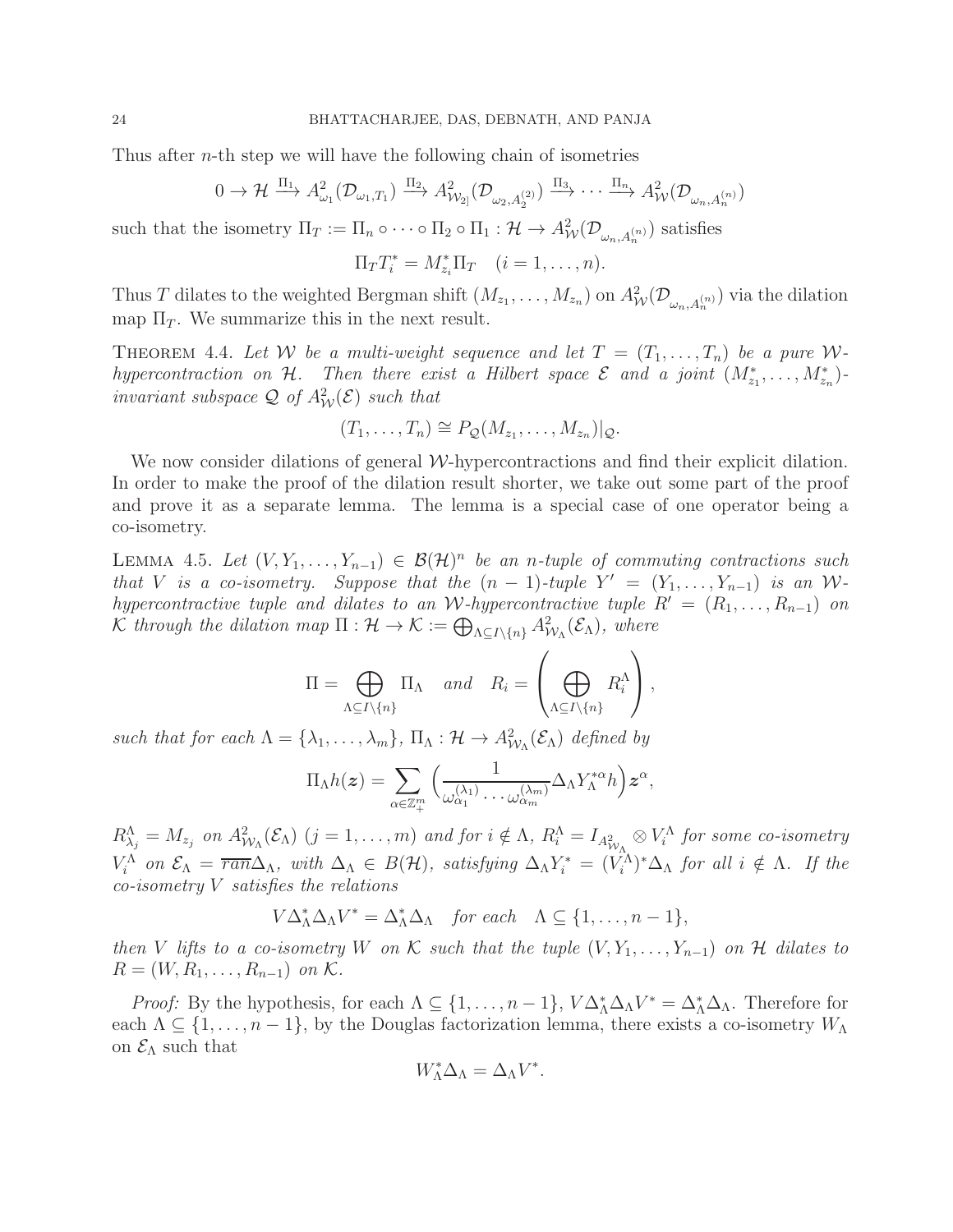Thus after $n$-th step we will have the following chain of isometries

$$0 \to \mathcal{H} \xrightarrow{\Pi_1} A^2_{\omega_1}(\mathcal{D}_{\omega_1,T_1}) \xrightarrow{\Pi_2} A^2_{\mathcal{W}_{2]}}(\mathcal{D}_{\omega_2,A_2^{(2)}}) \xrightarrow{\Pi_3} \cdots \xrightarrow{\Pi_n} A^2_{\mathcal{W}}(\mathcal{D}_{\omega_n,A_n^{(n)}})$$

such that the isometry $\Pi_T := \Pi_n \circ \cdots \circ \Pi_2 \circ \Pi_1 : \mathcal{H} \to A^2_{\mathcal{W}}(\mathcal{D}_{\omega_n,A_n^{(n)}})$ satisfies

$$\Pi_T T_i^* = M_{z_i}^* \Pi_T \quad (i = 1, \ldots, n).$$

Thus $T$ dilates to the weighted Bergman shift $(M_{z_1}, \ldots, M_{z_n})$ on $A^2_{\mathcal{W}}(\mathcal{D}_{\omega_n,A_n^{(n)}})$ via the dilation map $\Pi_T$. We summarize this in the next result.

**Theorem 4.4.** *Let $\mathcal{W}$ be a multi-weight sequence and let $T = (T_1, \ldots, T_n)$ be a pure $\mathcal{W}$-hypercontraction on $\mathcal{H}$. Then there exist a Hilbert space $\mathcal{E}$ and a joint $(M_{z_1}^*, \ldots, M_{z_n}^*)$-invariant subspace $\mathcal{Q}$ of $A^2_{\mathcal{W}}(\mathcal{E})$ such that*

$$(T_1, \ldots, T_n) \cong P_{\mathcal{Q}}(M_{z_1}, \ldots, M_{z_n})|_{\mathcal{Q}}.$$

We now consider dilations of general $\mathcal{W}$-hypercontractions and find their explicit dilation. In order to make the proof of the dilation result shorter, we take out some part of the proof and prove it as a separate lemma. The lemma is a special case of one operator being a co-isometry.

**Lemma 4.5.** *Let $(V, Y_1, \ldots, Y_{n-1}) \in \mathcal{B}(\mathcal{H})^n$ be an $n$-tuple of commuting contractions such that $V$ is a co-isometry. Suppose that the $(n-1)$-tuple $Y' = (Y_1, \ldots, Y_{n-1})$ is an $\mathcal{W}$-hypercontractive tuple and dilates to an $\mathcal{W}$-hypercontractive tuple $R' = (R_1, \ldots, R_{n-1})$ on $\mathcal{K}$ through the dilation map $\Pi : \mathcal{H} \to \mathcal{K} := \bigoplus_{\Lambda \subseteq I \setminus \{n\}} A^2_{\mathcal{W}_\Lambda}(\mathcal{E}_\Lambda)$, where*

$$\Pi = \bigoplus_{\Lambda \subseteq I \setminus \{n\}} \Pi_\Lambda \quad \text{and} \quad R_i = \left( \bigoplus_{\Lambda \subseteq I \setminus \{n\}} R_i^\Lambda \right),$$

*such that for each $\Lambda = \{\lambda_1, \ldots, \lambda_m\}$, $\Pi_\Lambda : \mathcal{H} \to A^2_{\mathcal{W}_\Lambda}(\mathcal{E}_\Lambda)$ defined by*

$$\Pi_\Lambda h(\boldsymbol{z}) = \sum_{\alpha \in \mathbb{Z}_+^m} \Big( \frac{1}{\omega^{(\lambda_1)}_{\alpha_1} \cdots \omega^{(\lambda_m)}_{\alpha_m}} \Delta_\Lambda Y_\Lambda^{*\alpha} h \Big) \boldsymbol{z}^\alpha,$$

*$R^\Lambda_{\lambda_j} = M_{z_j}$ on $A^2_{\mathcal{W}_\Lambda}(\mathcal{E}_\Lambda)$ $(j = 1, \ldots, m)$ and for $i \notin \Lambda$, $R_i^\Lambda = I_{A^2_{\mathcal{W}_\Lambda}} \otimes V_i^\Lambda$ for some co-isometry $V_i^\Lambda$ on $\mathcal{E}_\Lambda = \overline{ran}\Delta_\Lambda$, with $\Delta_\Lambda \in B(\mathcal{H})$, satisfying $\Delta_\Lambda Y_i^* = (V_i^\Lambda)^* \Delta_\Lambda$ for all $i \notin \Lambda$. If the co-isometry $V$ satisfies the relations*

$$V \Delta_\Lambda^* \Delta_\Lambda V^* = \Delta_\Lambda^* \Delta_\Lambda \quad \textit{for each} \quad \Lambda \subseteq \{1, \ldots, n-1\},$$

*then $V$ lifts to a co-isometry $W$ on $\mathcal{K}$ such that the tuple $(V, Y_1, \ldots, Y_{n-1})$ on $\mathcal{H}$ dilates to $R = (W, R_1, \ldots, R_{n-1})$ on $\mathcal{K}$.*

*Proof:* By the hypothesis, for each $\Lambda \subseteq \{1, \ldots, n-1\}$, $V \Delta_\Lambda^* \Delta_\Lambda V^* = \Delta_\Lambda^* \Delta_\Lambda$. Therefore for each $\Lambda \subseteq \{1, \ldots, n-1\}$, by the Douglas factorization lemma, there exists a co-isometry $W_\Lambda$ on $\mathcal{E}_\Lambda$ such that

$$W_\Lambda^* \Delta_\Lambda = \Delta_\Lambda V^*.$$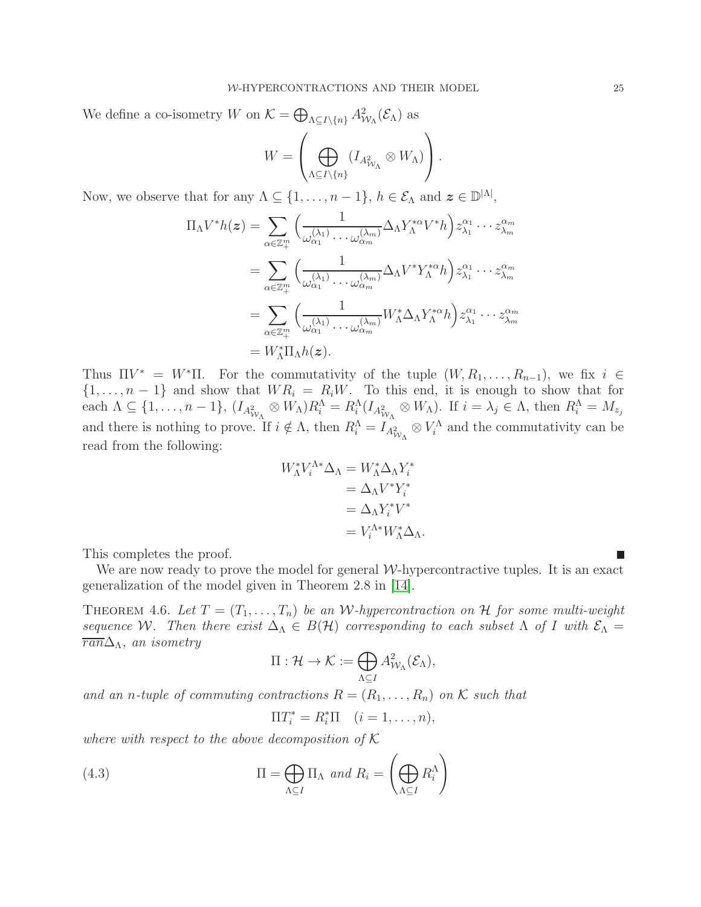We define a co-isometry $W$ on $\mathcal{K} = \bigoplus_{\Lambda \subseteq I \setminus \{n\}} A^2_{\mathcal{W}_\Lambda}(\mathcal{E}_\Lambda)$ as

$$W = \left( \bigoplus_{\Lambda \subseteq I \setminus \{n\}} (I_{A^2_{\mathcal{W}_\Lambda}} \otimes W_\Lambda) \right).$$

Now, we observe that for any $\Lambda \subseteq \{1, \ldots, n-1\}$, $h \in \mathcal{E}_\Lambda$ and $\boldsymbol{z} \in \mathbb{D}^{|\Lambda|}$,

$$\begin{aligned}
\Pi_\Lambda V^* h(\boldsymbol{z}) &= \sum_{\alpha \in \mathbb{Z}_+^m} \Big( \frac{1}{\omega^{(\lambda_1)}_{\alpha_1} \cdots \omega^{(\lambda_m)}_{\alpha_m}} \Delta_\Lambda Y_\Lambda^{*\alpha} V^* h \Big) z_{\lambda_1}^{\alpha_1} \cdots z_{\lambda_m}^{\alpha_m} \\
&= \sum_{\alpha \in \mathbb{Z}_+^m} \Big( \frac{1}{\omega^{(\lambda_1)}_{\alpha_1} \cdots \omega^{(\lambda_m)}_{\alpha_m}} \Delta_\Lambda V^* Y_\Lambda^{*\alpha} h \Big) z_{\lambda_1}^{\alpha_1} \cdots z_{\lambda_m}^{\alpha_m} \\
&= \sum_{\alpha \in \mathbb{Z}_+^m} \Big( \frac{1}{\omega^{(\lambda_1)}_{\alpha_1} \cdots \omega^{(\lambda_m)}_{\alpha_m}} W_\Lambda^* \Delta_\Lambda Y_\Lambda^{*\alpha} h \Big) z_{\lambda_1}^{\alpha_1} \cdots z_{\lambda_m}^{\alpha_m} \\
&= W_\Lambda^* \Pi_\Lambda h(\boldsymbol{z}).
\end{aligned}$$

Thus $\Pi V^* = W^* \Pi$. For the commutativity of the tuple $(W, R_1, \ldots, R_{n-1})$, we fix $i \in \{1, \ldots, n-1\}$ and show that $WR_i = R_i W$. To this end, it is enough to show that for each $\Lambda \subseteq \{1, \ldots, n-1\}$, $(I_{A^2_{\mathcal{W}_\Lambda}} \otimes W_\Lambda) R_i^\Lambda = R_i^\Lambda (I_{A^2_{\mathcal{W}_\Lambda}} \otimes W_\Lambda)$. If $i = \lambda_j \in \Lambda$, then $R_i^\Lambda = M_{z_j}$ and there is nothing to prove. If $i \notin \Lambda$, then $R_i^\Lambda = I_{A^2_{\mathcal{W}_\Lambda}} \otimes V_i^\Lambda$ and the commutativity can be read from the following:

$$\begin{aligned}
W_\Lambda^* V_i^{\Lambda *} \Delta_\Lambda &= W_\Lambda^* \Delta_\Lambda Y_i^* \\
&= \Delta_\Lambda V^* Y_i^* \\
&= \Delta_\Lambda Y_i^* V^* \\
&= V_i^{\Lambda *} W_\Lambda^* \Delta_\Lambda.
\end{aligned}$$

This completes the proof. ∎

We are now ready to prove the model for general $\mathcal{W}$-hypercontractive tuples. It is an exact generalization of the model given in Theorem 2.8 in [14].

Theorem 4.6. *Let $T = (T_1, \ldots, T_n)$ be an $\mathcal{W}$-hypercontraction on $\mathcal{H}$ for some multi-weight sequence $\mathcal{W}$. Then there exist $\Delta_\Lambda \in B(\mathcal{H})$ corresponding to each subset $\Lambda$ of $I$ with $\mathcal{E}_\Lambda = \overline{ran}\Delta_\Lambda$, an isometry*

$$\Pi : \mathcal{H} \to \mathcal{K} := \bigoplus_{\Lambda \subseteq I} A^2_{\mathcal{W}_\Lambda}(\mathcal{E}_\Lambda),$$

*and an $n$-tuple of commuting contractions $R = (R_1, \ldots, R_n)$ on $\mathcal{K}$ such that*

$$\Pi T_i^* = R_i^* \Pi \quad (i = 1, \ldots, n),$$

*where with respect to the above decomposition of $\mathcal{K}$*

$$\Pi = \bigoplus_{\Lambda \subseteq I} \Pi_\Lambda \text{ and } R_i = \left( \bigoplus_{\Lambda \subseteq I} R_i^\Lambda \right) \tag{4.3}$$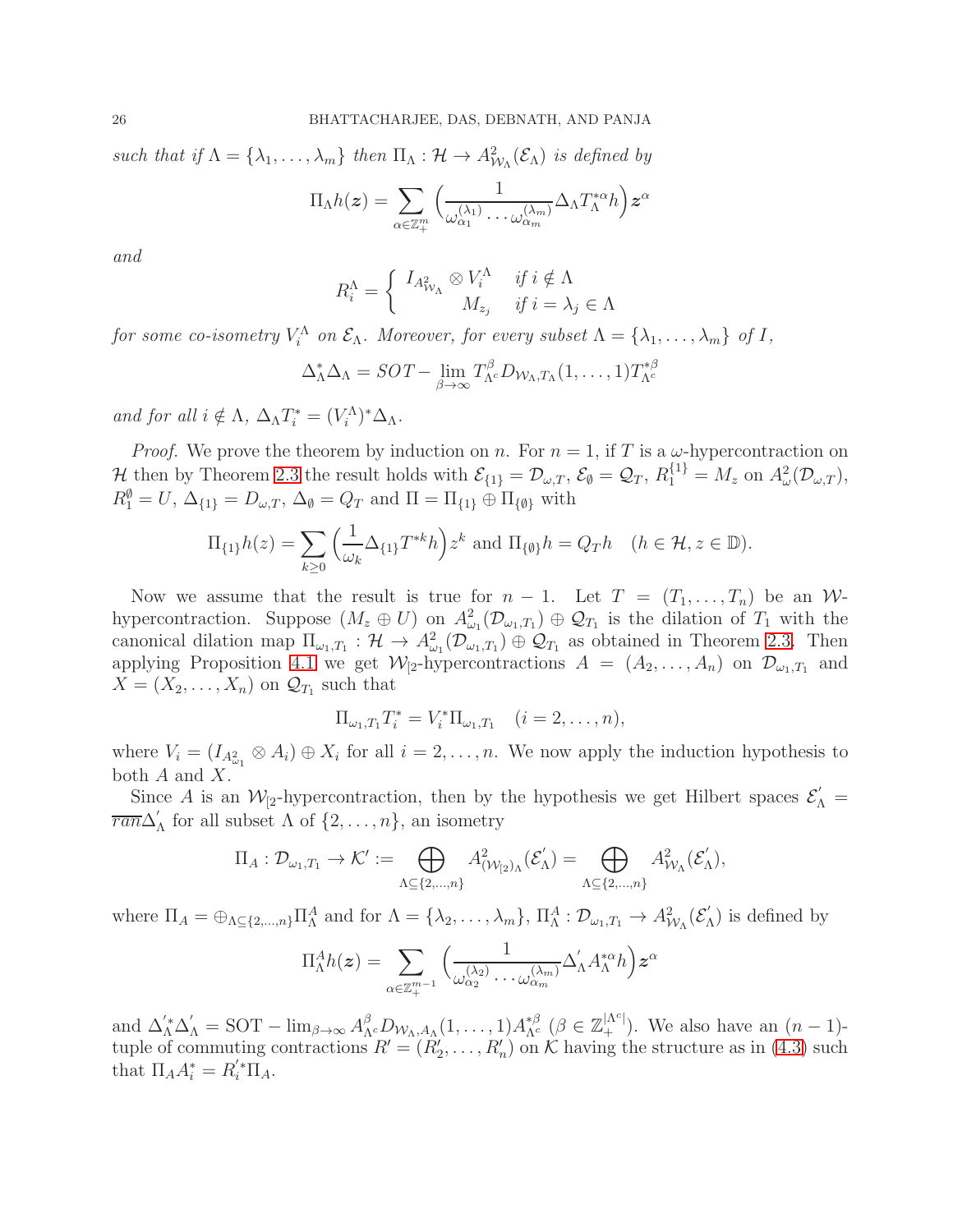*such that if* $\Lambda = \{\lambda_1, \dots, \lambda_m\}$ *then* $\Pi_\Lambda : \mathcal{H} \to A^2_{\mathcal{W}_\Lambda}(\mathcal{E}_\Lambda)$ *is defined by*

$$\Pi_\Lambda h(\boldsymbol{z}) = \sum_{\alpha \in \mathbb{Z}^m_+} \Big( \frac{1}{\omega^{(\lambda_1)}_{\alpha_1} \cdots \omega^{(\lambda_m)}_{\alpha_m}} \Delta_\Lambda T^{*\alpha}_\Lambda h \Big) \boldsymbol{z}^\alpha$$

*and*

$$R^\Lambda_i = \begin{cases} I_{A^2_{\mathcal{W}_\Lambda}} \otimes V^\Lambda_i & \text{if } i \notin \Lambda \\ M_{z_j} & \text{if } i = \lambda_j \in \Lambda \end{cases}$$

*for some co-isometry* $V^\Lambda_i$ *on* $\mathcal{E}_\Lambda$*. Moreover, for every subset* $\Lambda = \{\lambda_1, \dots, \lambda_m\}$ *of* $I$*,*

$$\Delta^*_\Lambda \Delta_\Lambda = SOT - \lim_{\beta \to \infty} T^\beta_{\Lambda^c} D_{\mathcal{W}_\Lambda, T_\Lambda}(1, \dots, 1) T^{*\beta}_{\Lambda^c}$$

*and for all* $i \notin \Lambda$*,* $\Delta_\Lambda T^*_i = (V^\Lambda_i)^* \Delta_\Lambda$*.*

*Proof.* We prove the theorem by induction on $n$. For $n = 1$, if $T$ is a $\omega$-hypercontraction on $\mathcal{H}$ then by Theorem 2.3 the result holds with $\mathcal{E}_{\{1\}} = \mathcal{D}_{\omega,T}$, $\mathcal{E}_\emptyset = \mathcal{Q}_T$, $R^{\{1\}}_1 = M_z$ on $A^2_\omega(\mathcal{D}_{\omega,T})$, $R^\emptyset_1 = U$, $\Delta_{\{1\}} = D_{\omega,T}$, $\Delta_\emptyset = Q_T$ and $\Pi = \Pi_{\{1\}} \oplus \Pi_{\{\emptyset\}}$ with

$$\Pi_{\{1\}} h(z) = \sum_{k \geq 0} \Big( \frac{1}{\omega_k} \Delta_{\{1\}} T^{*k} h \Big) z^k \text{ and } \Pi_{\{\emptyset\}} h = Q_T h \quad (h \in \mathcal{H}, z \in \mathbb{D}).$$

Now we assume that the result is true for $n-1$. Let $T = (T_1, \dots, T_n)$ be an $\mathcal{W}$-hypercontraction. Suppose $(M_z \oplus U)$ on $A^2_{\omega_1}(\mathcal{D}_{\omega_1,T_1}) \oplus \mathcal{Q}_{T_1}$ is the dilation of $T_1$ with the canonical dilation map $\Pi_{\omega_1,T_1} : \mathcal{H} \to A^2_{\omega_1}(\mathcal{D}_{\omega_1,T_1}) \oplus \mathcal{Q}_{T_1}$ as obtained in Theorem 2.3. Then applying Proposition 4.1 we get $\mathcal{W}_{[2}$-hypercontractions $A = (A_2, \dots, A_n)$ on $\mathcal{D}_{\omega_1,T_1}$ and $X = (X_2, \dots, X_n)$ on $\mathcal{Q}_{T_1}$ such that

$$\Pi_{\omega_1,T_1} T^*_i = V^*_i \Pi_{\omega_1,T_1} \quad (i = 2, \dots, n),$$

where $V_i = (I_{A^2_{\omega_1}} \otimes A_i) \oplus X_i$ for all $i = 2, \dots, n$. We now apply the induction hypothesis to both $A$ and $X$.

Since $A$ is an $\mathcal{W}_{[2}$-hypercontraction, then by the hypothesis we get Hilbert spaces $\mathcal{E}'_\Lambda = \overline{ran} \Delta'_\Lambda$ for all subset $\Lambda$ of $\{2, \dots, n\}$, an isometry

$$\Pi_A : \mathcal{D}_{\omega_1,T_1} \to \mathcal{K}' := \bigoplus_{\Lambda \subseteq \{2,\dots,n\}} A^2_{(\mathcal{W}_{[2})_\Lambda}(\mathcal{E}'_\Lambda) = \bigoplus_{\Lambda \subseteq \{2,\dots,n\}} A^2_{\mathcal{W}_\Lambda}(\mathcal{E}'_\Lambda),$$

where $\Pi_A = \oplus_{\Lambda \subseteq \{2,\dots,n\}} \Pi^A_\Lambda$ and for $\Lambda = \{\lambda_2, \dots, \lambda_m\}$, $\Pi^A_\Lambda : \mathcal{D}_{\omega_1,T_1} \to A^2_{\mathcal{W}_\Lambda}(\mathcal{E}'_\Lambda)$ is defined by

$$\Pi^A_\Lambda h(\boldsymbol{z}) = \sum_{\alpha \in \mathbb{Z}^{m-1}_+} \Big( \frac{1}{\omega^{(\lambda_2)}_{\alpha_2} \cdots \omega^{(\lambda_m)}_{\alpha_m}} \Delta'_\Lambda A^{*\alpha}_\Lambda h \Big) \boldsymbol{z}^\alpha$$

and $\Delta'^*_\Lambda \Delta'_\Lambda = \text{SOT} - \lim_{\beta \to \infty} A^\beta_{\Lambda^c} D_{\mathcal{W}_\Lambda, A_\Lambda}(1, \dots, 1) A^{*\beta}_{\Lambda^c}$ $(\beta \in \mathbb{Z}^{|\Lambda^c|}_+)$. We also have an $(n-1)$-tuple of commuting contractions $R' = (R'_2, \dots, R'_n)$ on $\mathcal{K}$ having the structure as in (4.3) such that $\Pi_A A^*_i = R'^*_i \Pi_A$.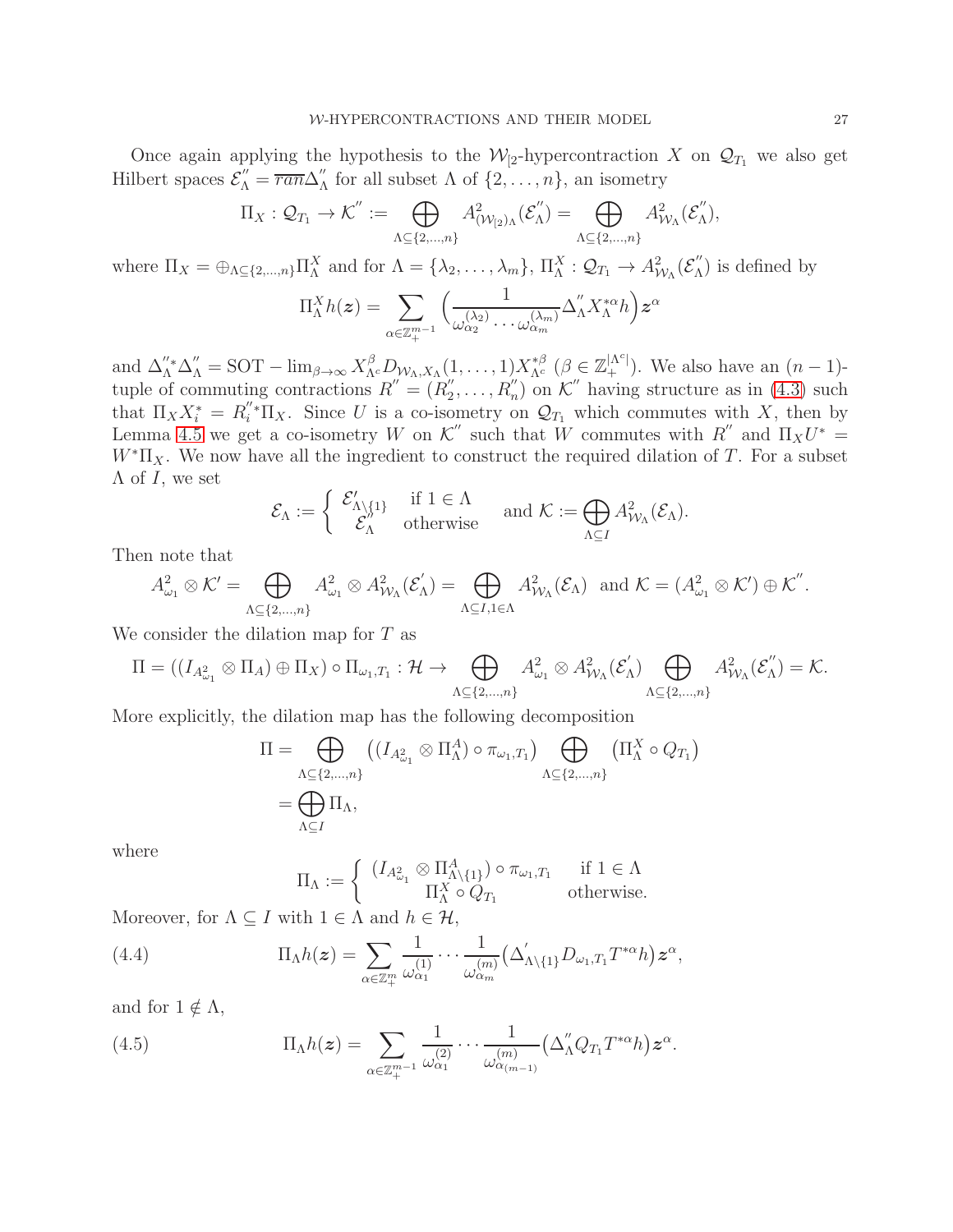Once again applying the hypothesis to the $\mathcal{W}_{[2}$-hypercontraction $X$ on $\mathcal{Q}_{T_1}$ we also get Hilbert spaces $\mathcal{E}^{''}_\Lambda = \overline{ran}\Delta^{''}_\Lambda$ for all subset $\Lambda$ of $\{2,\dots,n\}$, an isometry

$$\Pi_X : \mathcal{Q}_{T_1} \to \mathcal{K}^{''} := \bigoplus_{\Lambda\subseteq\{2,\dots,n\}} A^2_{(\mathcal{W}_{[2})_\Lambda}(\mathcal{E}^{''}_\Lambda) = \bigoplus_{\Lambda\subseteq\{2,\dots,n\}} A^2_{\mathcal{W}_\Lambda}(\mathcal{E}^{''}_\Lambda),$$

where $\Pi_X = \oplus_{\Lambda\subseteq\{2,\dots,n\}}\Pi^X_\Lambda$ and for $\Lambda = \{\lambda_2,\dots,\lambda_m\}$, $\Pi^X_\Lambda : \mathcal{Q}_{T_1} \to A^2_{\mathcal{W}_\Lambda}(\mathcal{E}^{''}_\Lambda)$ is defined by

$$\Pi^X_\Lambda h(\boldsymbol{z}) = \sum_{\alpha\in\mathbb{Z}^{m-1}_+} \Big(\frac{1}{\omega^{(\lambda_2)}_{\alpha_2}\cdots\omega^{(\lambda_m)}_{\alpha_m}}\Delta^{''}_\Lambda X^{*\alpha}_\Lambda h\Big)\boldsymbol{z}^\alpha$$

and $\Delta^{''*}_\Lambda\Delta^{''}_\Lambda = \mathrm{SOT}-\lim_{\beta\to\infty} X^\beta_{\Lambda^c} D_{\mathcal{W}_\Lambda,X_\Lambda}(1,\dots,1)X^{*\beta}_{\Lambda^c}$ $(\beta\in\mathbb{Z}^{|\Lambda^c|}_+)$. We also have an $(n-1)$-tuple of commuting contractions $R^{''} = (R^{''}_2,\dots,R^{''}_n)$ on $\mathcal{K}^{''}$ having structure as in (4.3) such that $\Pi_X X^*_i = R^{''*}_i\Pi_X$. Since $U$ is a co-isometry on $\mathcal{Q}_{T_1}$ which commutes with $X$, then by Lemma 4.5 we get a co-isometry $W$ on $\mathcal{K}^{''}$ such that $W$ commutes with $R^{''}$ and $\Pi_X U^* = W^*\Pi_X$. We now have all the ingredient to construct the required dilation of $T$. For a subset $\Lambda$ of $I$, we set

$$\mathcal{E}_\Lambda := \begin{cases} \mathcal{E}^{'}_{\Lambda\setminus\{1\}} & \text{if } 1\in\Lambda \\ \mathcal{E}^{''}_\Lambda & \text{otherwise}\end{cases} \quad \text{and } \mathcal{K} := \bigoplus_{\Lambda\subseteq I} A^2_{\mathcal{W}_\Lambda}(\mathcal{E}_\Lambda).$$

Then note that

$$A^2_{\omega_1}\otimes\mathcal{K}' = \bigoplus_{\Lambda\subseteq\{2,\dots,n\}} A^2_{\omega_1}\otimes A^2_{\mathcal{W}_\Lambda}(\mathcal{E}^{'}_\Lambda) = \bigoplus_{\Lambda\subseteq I, 1\in\Lambda} A^2_{\mathcal{W}_\Lambda}(\mathcal{E}_\Lambda) \;\text{ and } \mathcal{K} = (A^2_{\omega_1}\otimes\mathcal{K}')\oplus\mathcal{K}^{''}.$$

We consider the dilation map for $T$ as

$$\Pi = ((I_{A^2_{\omega_1}}\otimes\Pi_A)\oplus\Pi_X)\circ\Pi_{\omega_1,T_1} : \mathcal{H}\to \bigoplus_{\Lambda\subseteq\{2,\dots,n\}} A^2_{\omega_1}\otimes A^2_{\mathcal{W}_\Lambda}(\mathcal{E}^{'}_\Lambda)\bigoplus_{\Lambda\subseteq\{2,\dots,n\}} A^2_{\mathcal{W}_\Lambda}(\mathcal{E}^{''}_\Lambda) = \mathcal{K}.$$

More explicitly, the dilation map has the following decomposition

$$\begin{aligned}\Pi &= \bigoplus_{\Lambda\subseteq\{2,\dots,n\}}\big((I_{A^2_{\omega_1}}\otimes\Pi^A_\Lambda)\circ\pi_{\omega_1,T_1}\big)\bigoplus_{\Lambda\subseteq\{2,\dots,n\}}\big(\Pi^X_\Lambda\circ Q_{T_1}\big)\\ &= \bigoplus_{\Lambda\subseteq I}\Pi_\Lambda,\end{aligned}$$

where

$$\Pi_\Lambda := \begin{cases} (I_{A^2_{\omega_1}}\otimes\Pi^A_{\Lambda\setminus\{1\}})\circ\pi_{\omega_1,T_1} & \text{if } 1\in\Lambda\\ \Pi^X_\Lambda\circ Q_{T_1} & \text{otherwise.}\end{cases}$$

Moreover, for $\Lambda\subseteq I$ with $1\in\Lambda$ and $h\in\mathcal{H}$,

$$\Pi_\Lambda h(\boldsymbol{z}) = \sum_{\alpha\in\mathbb{Z}^m_+}\frac{1}{\omega^{(1)}_{\alpha_1}}\cdots\frac{1}{\omega^{(m)}_{\alpha_m}}\big(\Delta^{'}_{\Lambda\setminus\{1\}}D_{\omega_1,T_1}T^{*\alpha}h\big)\boldsymbol{z}^\alpha, \tag{4.4}$$

and for $1\notin\Lambda$,

$$\Pi_\Lambda h(\boldsymbol{z}) = \sum_{\alpha\in\mathbb{Z}^{m-1}_+}\frac{1}{\omega^{(2)}_{\alpha_1}}\cdots\frac{1}{\omega^{(m)}_{\alpha_{(m-1)}}}\big(\Delta^{''}_\Lambda Q_{T_1}T^{*\alpha}h\big)\boldsymbol{z}^\alpha. \tag{4.5}$$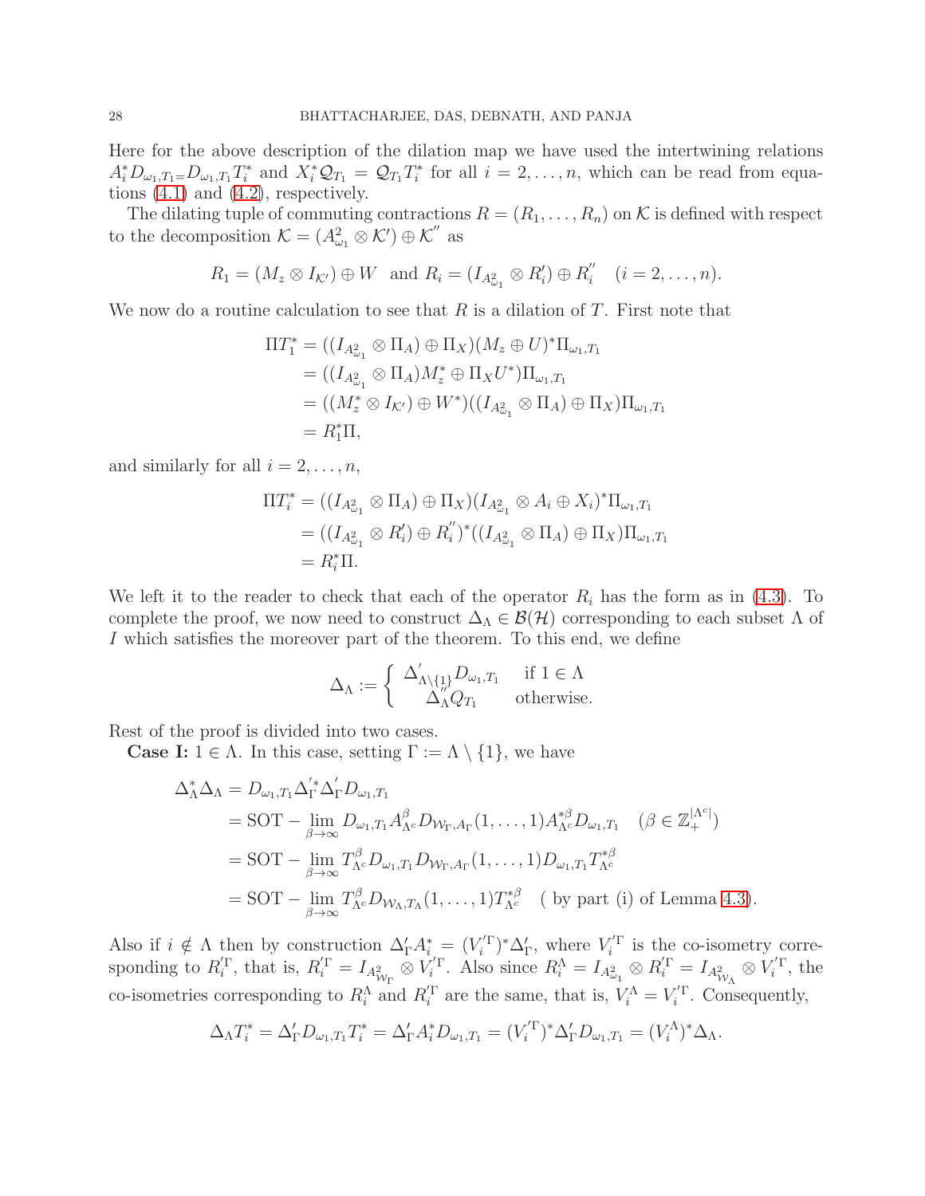Here for the above description of the dilation map we have used the intertwining relations $A_i^* D_{\omega_1,T_1} = D_{\omega_1,T_1} T_i^*$ and $X_i^* \mathcal{Q}_{T_1} = \mathcal{Q}_{T_1} T_i^*$ for all $i = 2, \dots, n$, which can be read from equations (4.1) and (4.2), respectively.

The dilating tuple of commuting contractions $R = (R_1, \dots, R_n)$ on $\mathcal{K}$ is defined with respect to the decomposition $\mathcal{K} = (A^2_{\omega_1} \otimes \mathcal{K}') \oplus \mathcal{K}''$ as

$$R_1 = (M_z \otimes I_{\mathcal{K}'}) \oplus W \quad \text{and} \quad R_i = (I_{A^2_{\omega_1}} \otimes R_i') \oplus R_i'' \quad (i = 2, \dots, n).$$

We now do a routine calculation to see that $R$ is a dilation of $T$. First note that

$$\begin{aligned}
\Pi T_1^* &= ((I_{A^2_{\omega_1}} \otimes \Pi_A) \oplus \Pi_X)(M_z \oplus U)^* \Pi_{\omega_1,T_1} \\
&= ((I_{A^2_{\omega_1}} \otimes \Pi_A) M_z^* \oplus \Pi_X U^*) \Pi_{\omega_1,T_1} \\
&= ((M_z^* \otimes I_{\mathcal{K}'}) \oplus W^*)((I_{A^2_{\omega_1}} \otimes \Pi_A) \oplus \Pi_X) \Pi_{\omega_1,T_1} \\
&= R_1^* \Pi,
\end{aligned}$$

and similarly for all $i = 2, \dots, n$,

$$\begin{aligned}
\Pi T_i^* &= ((I_{A^2_{\omega_1}} \otimes \Pi_A) \oplus \Pi_X)(I_{A^2_{\omega_1}} \otimes A_i \oplus X_i)^* \Pi_{\omega_1,T_1} \\
&= ((I_{A^2_{\omega_1}} \otimes R_i') \oplus R_i'')^*((I_{A^2_{\omega_1}} \otimes \Pi_A) \oplus \Pi_X) \Pi_{\omega_1,T_1} \\
&= R_i^* \Pi.
\end{aligned}$$

We left it to the reader to check that each of the operator $R_i$ has the form as in (4.3). To complete the proof, we now need to construct $\Delta_\Lambda \in \mathcal{B}(\mathcal{H})$ corresponding to each subset $\Lambda$ of $I$ which satisfies the moreover part of the theorem. To this end, we define

$$\Delta_\Lambda := \begin{cases} \Delta'_{\Lambda \setminus \{1\}} D_{\omega_1,T_1} & \text{if } 1 \in \Lambda \\ \Delta''_\Lambda Q_{T_1} & \text{otherwise.} \end{cases}$$

Rest of the proof is divided into two cases.

**Case I:** $1 \in \Lambda$. In this case, setting $\Gamma := \Lambda \setminus \{1\}$, we have

$$\begin{aligned}
\Delta_\Lambda^* \Delta_\Lambda &= D_{\omega_1,T_1} \Delta_\Gamma'^* \Delta_\Gamma' D_{\omega_1,T_1} \\
&= \text{SOT} - \lim_{\beta \to \infty} D_{\omega_1,T_1} A^\beta_{\Lambda^c} D_{\mathcal{W}_\Gamma, A_\Gamma}(1, \dots, 1) A^{*\beta}_{\Lambda^c} D_{\omega_1,T_1} \quad (\beta \in \mathbb{Z}_+^{|\Lambda^c|}) \\
&= \text{SOT} - \lim_{\beta \to \infty} T^\beta_{\Lambda^c} D_{\omega_1,T_1} D_{\mathcal{W}_\Gamma, A_\Gamma}(1, \dots, 1) D_{\omega_1,T_1} T^{*\beta}_{\Lambda^c} \\
&= \text{SOT} - \lim_{\beta \to \infty} T^\beta_{\Lambda^c} D_{\mathcal{W}_\Lambda, T_\Lambda}(1, \dots, 1) T^{*\beta}_{\Lambda^c} \quad (\text{ by part (i) of Lemma 4.3}).
\end{aligned}$$

Also if $i \notin \Lambda$ then by construction $\Delta'_\Gamma A_i^* = (V_i'^\Gamma)^* \Delta'_\Gamma$, where $V_i'^\Gamma$ is the co-isometry corresponding to $R_i'^\Gamma$, that is, $R_i'^\Gamma = I_{A^2_{\mathcal{W}_\Gamma}} \otimes V_i'^\Gamma$. Also since $R_i^\Lambda = I_{A^2_{\omega_1}} \otimes R_i'^\Gamma = I_{A^2_{\mathcal{W}_\Lambda}} \otimes V_i'^\Gamma$, the co-isometries corresponding to $R_i^\Lambda$ and $R_i'^\Gamma$ are the same, that is, $V_i^\Lambda = V_i'^\Gamma$. Consequently,

$$\Delta_\Lambda T_i^* = \Delta'_\Gamma D_{\omega_1,T_1} T_i^* = \Delta'_\Gamma A_i^* D_{\omega_1,T_1} = (V_i'^\Gamma)^* \Delta'_\Gamma D_{\omega_1,T_1} = (V_i^\Lambda)^* \Delta_\Lambda.$$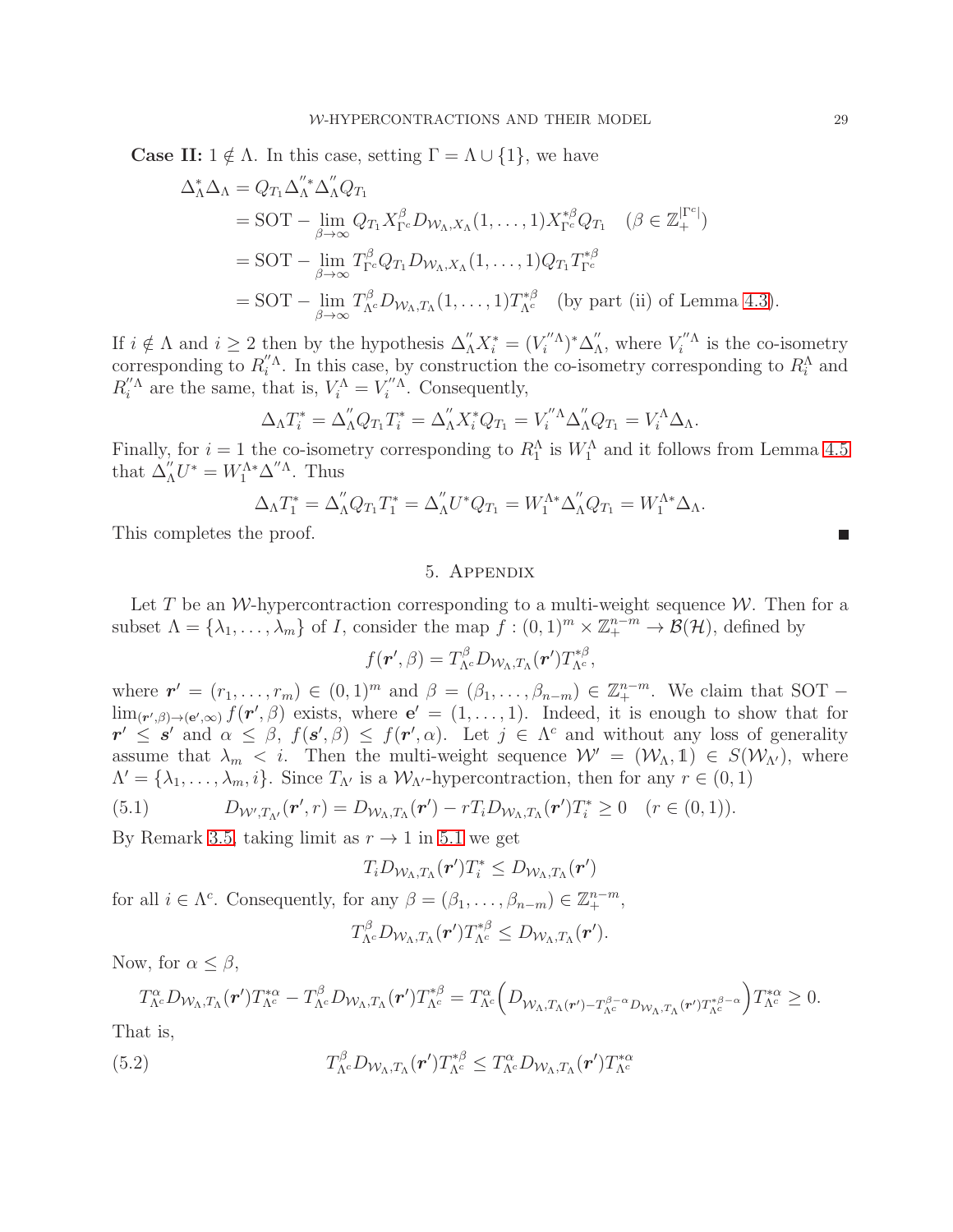**Case II:** $1 \notin \Lambda$. In this case, setting $\Gamma = \Lambda \cup \{1\}$, we have

$$
\begin{aligned}
\Delta_\Lambda^* \Delta_\Lambda &= Q_{T_1} \Delta_\Lambda^{''*} \Delta_\Lambda^{''} Q_{T_1} \\
&= \text{SOT} - \lim_{\beta \to \infty} Q_{T_1} X_{\Gamma^c}^{\beta} D_{\mathcal{W}_\Lambda, X_\Lambda}(1, \dots, 1) X_{\Gamma^c}^{*\beta} Q_{T_1} \quad (\beta \in \mathbb{Z}_+^{|\Gamma^c|}) \\
&= \text{SOT} - \lim_{\beta \to \infty} T_{\Gamma^c}^{\beta} Q_{T_1} D_{\mathcal{W}_\Lambda, X_\Lambda}(1, \dots, 1) Q_{T_1} T_{\Gamma^c}^{*\beta} \\
&= \text{SOT} - \lim_{\beta \to \infty} T_{\Lambda^c}^{\beta} D_{\mathcal{W}_\Lambda, T_\Lambda}(1, \dots, 1) T_{\Lambda^c}^{*\beta} \quad \text{(by part (ii) of Lemma 4.3)}.
\end{aligned}
$$

If $i \notin \Lambda$ and $i \geq 2$ then by the hypothesis $\Delta_\Lambda^{''} X_i^* = (V_i^{''\Lambda})^* \Delta_\Lambda^{''}$, where $V_i^{''\Lambda}$ is the co-isometry corresponding to $R_i^{''\Lambda}$. In this case, by construction the co-isometry corresponding to $R_i^\Lambda$ and $R_i^{''\Lambda}$ are the same, that is, $V_i^\Lambda = V_i^{''\Lambda}$. Consequently,

$$
\Delta_\Lambda T_i^* = \Delta_\Lambda^{''} Q_{T_1} T_i^* = \Delta_\Lambda^{''} X_i^* Q_{T_1} = V_i^{''\Lambda} \Delta_\Lambda^{''} Q_{T_1} = V_i^\Lambda \Delta_\Lambda.
$$

Finally, for $i = 1$ the co-isometry corresponding to $R_1^\Lambda$ is $W_1^\Lambda$ and it follows from Lemma 4.5 that $\Delta_\Lambda^{''} U^* = W_1^{\Lambda *} \Delta^{''\Lambda}$. Thus

$$
\Delta_\Lambda T_1^* = \Delta_\Lambda^{''} Q_{T_1} T_1^* = \Delta_\Lambda^{''} U^* Q_{T_1} = W_1^{\Lambda *} \Delta_\Lambda^{''} Q_{T_1} = W_1^{\Lambda *} \Delta_\Lambda.
$$

This completes the proof. ∎

## 5. Appendix

Let $T$ be an $\mathcal{W}$-hypercontraction corresponding to a multi-weight sequence $\mathcal{W}$. Then for a subset $\Lambda = \{\lambda_1, \dots, \lambda_m\}$ of $I$, consider the map $f : (0,1)^m \times \mathbb{Z}_+^{n-m} \to \mathcal{B}(\mathcal{H})$, defined by

$$
f(\boldsymbol{r}', \beta) = T_{\Lambda^c}^{\beta} D_{\mathcal{W}_\Lambda, T_\Lambda}(\boldsymbol{r}') T_{\Lambda^c}^{*\beta},
$$

where $\boldsymbol{r}' = (r_1, \dots, r_m) \in (0,1)^m$ and $\beta = (\beta_1, \dots, \beta_{n-m}) \in \mathbb{Z}_+^{n-m}$. We claim that SOT $-$ $\lim_{(\boldsymbol{r}', \beta) \to (\mathbf{e}', \infty)} f(\boldsymbol{r}', \beta)$ exists, where $\mathbf{e}' = (1, \dots, 1)$. Indeed, it is enough to show that for $\boldsymbol{r}' \leq \boldsymbol{s}'$ and $\alpha \leq \beta$, $f(\boldsymbol{s}', \beta) \leq f(\boldsymbol{r}', \alpha)$. Let $j \in \Lambda^c$ and without any loss of generality assume that $\lambda_m < i$. Then the multi-weight sequence $\mathcal{W}' = (\mathcal{W}_\Lambda, \mathbb{1}) \in S(\mathcal{W}_{\Lambda'})$, where $\Lambda' = \{\lambda_1, \dots, \lambda_m, i\}$. Since $T_{\Lambda'}$ is a $\mathcal{W}_{\Lambda'}$-hypercontraction, then for any $r \in (0,1)$

$$
D_{\mathcal{W}', T_{\Lambda'}}(\boldsymbol{r}', r) = D_{\mathcal{W}_\Lambda, T_\Lambda}(\boldsymbol{r}') - r T_i D_{\mathcal{W}_\Lambda, T_\Lambda}(\boldsymbol{r}') T_i^* \geq 0 \quad (r \in (0,1)). \tag{5.1}
$$

By Remark 3.5, taking limit as $r \to 1$ in 5.1 we get

$$
T_i D_{\mathcal{W}_\Lambda, T_\Lambda}(\boldsymbol{r}') T_i^* \leq D_{\mathcal{W}_\Lambda, T_\Lambda}(\boldsymbol{r}')
$$

for all $i \in \Lambda^c$. Consequently, for any $\beta = (\beta_1, \dots, \beta_{n-m}) \in \mathbb{Z}_+^{n-m}$,

$$
T_{\Lambda^c}^{\beta} D_{\mathcal{W}_\Lambda, T_\Lambda}(\boldsymbol{r}') T_{\Lambda^c}^{*\beta} \leq D_{\mathcal{W}_\Lambda, T_\Lambda}(\boldsymbol{r}').
$$

Now, for $\alpha \leq \beta$,

$$
T_{\Lambda^c}^{\alpha} D_{\mathcal{W}_\Lambda, T_\Lambda}(\boldsymbol{r}') T_{\Lambda^c}^{*\alpha} - T_{\Lambda^c}^{\beta} D_{\mathcal{W}_\Lambda, T_\Lambda}(\boldsymbol{r}') T_{\Lambda^c}^{*\beta} = T_{\Lambda^c}^{\alpha} \Big( D_{\mathcal{W}_\Lambda, T_\Lambda(\boldsymbol{r}') - T_{\Lambda^c}^{\beta - \alpha} D_{\mathcal{W}_\Lambda, T_\Lambda}(\boldsymbol{r}') T_{\Lambda^c}^{*\beta - \alpha}} \Big) T_{\Lambda^c}^{*\alpha} \geq 0.
$$

That is,

$$
T_{\Lambda^c}^{\beta} D_{\mathcal{W}_\Lambda, T_\Lambda}(\boldsymbol{r}') T_{\Lambda^c}^{*\beta} \leq T_{\Lambda^c}^{\alpha} D_{\mathcal{W}_\Lambda, T_\Lambda}(\boldsymbol{r}') T_{\Lambda^c}^{*\alpha} \tag{5.2}
$$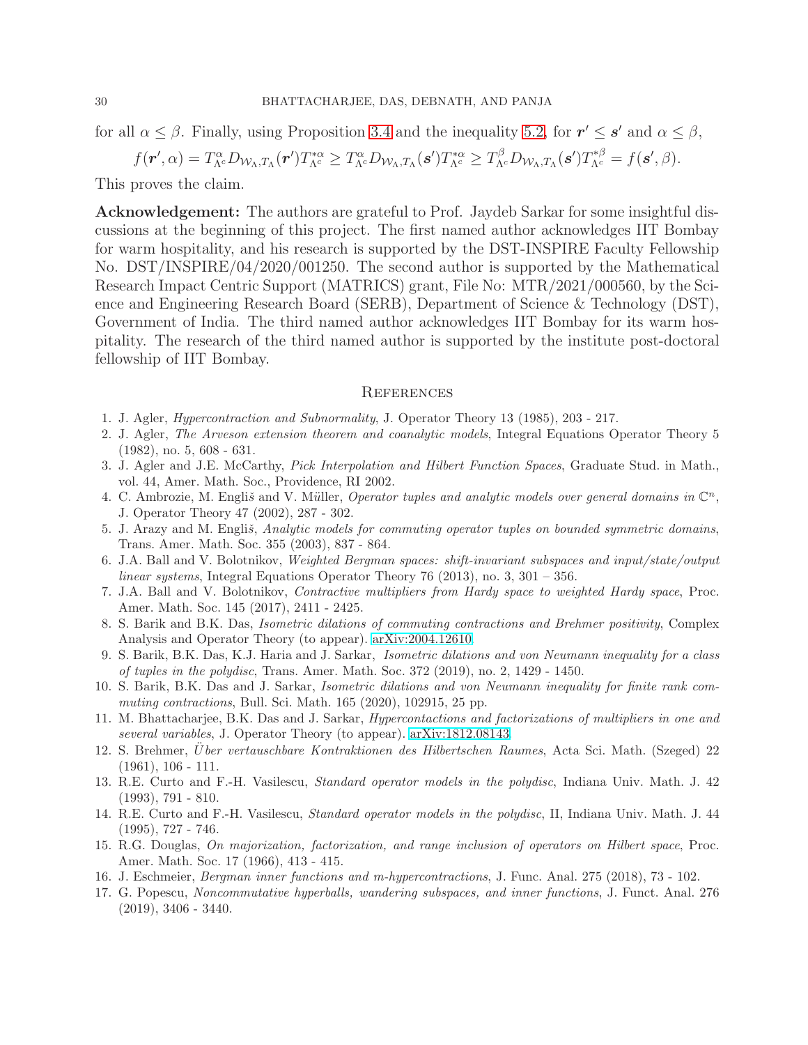for all $\alpha \leq \beta$. Finally, using Proposition 3.4 and the inequality 5.2, for $\boldsymbol{r}' \leq \boldsymbol{s}'$ and $\alpha \leq \beta$,

$$f(\boldsymbol{r}', \alpha) = T_{\Lambda^c}^{\alpha} D_{\mathcal{W}_\Lambda, T_\Lambda}(\boldsymbol{r}') T_{\Lambda^c}^{*\alpha} \geq T_{\Lambda^c}^{\alpha} D_{\mathcal{W}_\Lambda, T_\Lambda}(\boldsymbol{s}') T_{\Lambda^c}^{*\alpha} \geq T_{\Lambda^c}^{\beta} D_{\mathcal{W}_\Lambda, T_\Lambda}(\boldsymbol{s}') T_{\Lambda^c}^{*\beta} = f(\boldsymbol{s}', \beta).$$

This proves the claim.

**Acknowledgement:** The authors are grateful to Prof. Jaydeb Sarkar for some insightful discussions at the beginning of this project. The first named author acknowledges IIT Bombay for warm hospitality, and his research is supported by the DST-INSPIRE Faculty Fellowship No. DST/INSPIRE/04/2020/001250. The second author is supported by the Mathematical Research Impact Centric Support (MATRICS) grant, File No: MTR/2021/000560, by the Science and Engineering Research Board (SERB), Department of Science & Technology (DST), Government of India. The third named author acknowledges IIT Bombay for its warm hospitality. The research of the third named author is supported by the institute post-doctoral fellowship of IIT Bombay.

## References

1. J. Agler, *Hypercontraction and Subnormality*, J. Operator Theory 13 (1985), 203 - 217.
2. J. Agler, *The Arveson extension theorem and coanalytic models*, Integral Equations Operator Theory 5 (1982), no. 5, 608 - 631.
3. J. Agler and J.E. McCarthy, *Pick Interpolation and Hilbert Function Spaces*, Graduate Stud. in Math., vol. 44, Amer. Math. Soc., Providence, RI 2002.
4. C. Ambrozie, M. Engliš and V. Müller, *Operator tuples and analytic models over general domains in* $\mathbb{C}^n$, J. Operator Theory 47 (2002), 287 - 302.
5. J. Arazy and M. Engliš, *Analytic models for commuting operator tuples on bounded symmetric domains*, Trans. Amer. Math. Soc. 355 (2003), 837 - 864.
6. J.A. Ball and V. Bolotnikov, *Weighted Bergman spaces: shift-invariant subspaces and input/state/output linear systems*, Integral Equations Operator Theory 76 (2013), no. 3, 301 – 356.
7. J.A. Ball and V. Bolotnikov, *Contractive multipliers from Hardy space to weighted Hardy space*, Proc. Amer. Math. Soc. 145 (2017), 2411 - 2425.
8. S. Barik and B.K. Das, *Isometric dilations of commuting contractions and Brehmer positivity*, Complex Analysis and Operator Theory (to appear). arXiv:2004.12610
9. S. Barik, B.K. Das, K.J. Haria and J. Sarkar, *Isometric dilations and von Neumann inequality for a class of tuples in the polydisc*, Trans. Amer. Math. Soc. 372 (2019), no. 2, 1429 - 1450.
10. S. Barik, B.K. Das and J. Sarkar, *Isometric dilations and von Neumann inequality for finite rank commuting contractions*, Bull. Sci. Math. 165 (2020), 102915, 25 pp.
11. M. Bhattacharjee, B.K. Das and J. Sarkar, *Hypercontactions and factorizations of multipliers in one and several variables*, J. Operator Theory (to appear). arXiv:1812.08143
12. S. Brehmer, *Über vertauschbare Kontraktionen des Hilbertschen Raumes*, Acta Sci. Math. (Szeged) 22 (1961), 106 - 111.
13. R.E. Curto and F.-H. Vasilescu, *Standard operator models in the polydisc*, Indiana Univ. Math. J. 42 (1993), 791 - 810.
14. R.E. Curto and F.-H. Vasilescu, *Standard operator models in the polydisc*, II, Indiana Univ. Math. J. 44 (1995), 727 - 746.
15. R.G. Douglas, *On majorization, factorization, and range inclusion of operators on Hilbert space*, Proc. Amer. Math. Soc. 17 (1966), 413 - 415.
16. J. Eschmeier, *Bergman inner functions and m-hypercontractions*, J. Func. Anal. 275 (2018), 73 - 102.
17. G. Popescu, *Noncommutative hyperballs, wandering subspaces, and inner functions*, J. Funct. Anal. 276 (2019), 3406 - 3440.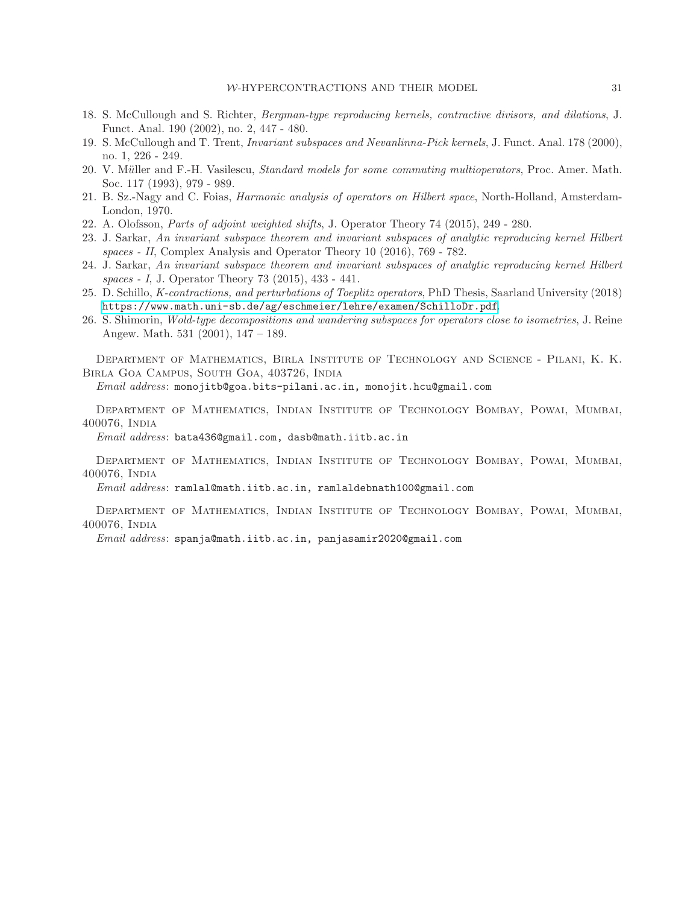18. S. McCullough and S. Richter, *Bergman-type reproducing kernels, contractive divisors, and dilations*, J. Funct. Anal. 190 (2002), no. 2, 447 - 480.
19. S. McCullough and T. Trent, *Invariant subspaces and Nevanlinna-Pick kernels*, J. Funct. Anal. 178 (2000), no. 1, 226 - 249.
20. V. Müller and F.-H. Vasilescu, *Standard models for some commuting multioperators*, Proc. Amer. Math. Soc. 117 (1993), 979 - 989.
21. B. Sz.-Nagy and C. Foias, *Harmonic analysis of operators on Hilbert space*, North-Holland, Amsterdam-London, 1970.
22. A. Olofsson, *Parts of adjoint weighted shifts*, J. Operator Theory 74 (2015), 249 - 280.
23. J. Sarkar, *An invariant subspace theorem and invariant subspaces of analytic reproducing kernel Hilbert spaces - II*, Complex Analysis and Operator Theory 10 (2016), 769 - 782.
24. J. Sarkar, *An invariant subspace theorem and invariant subspaces of analytic reproducing kernel Hilbert spaces - I*, J. Operator Theory 73 (2015), 433 - 441.
25. D. Schillo, *K-contractions, and perturbations of Toeplitz operators*, PhD Thesis, Saarland University (2018) https://www.math.uni-sb.de/ag/eschmeier/lehre/examen/SchilloDr.pdf.
26. S. Shimorin, *Wold-type decompositions and wandering subspaces for operators close to isometries*, J. Reine Angew. Math. 531 (2001), 147 – 189.

Department of Mathematics, Birla Institute of Technology and Science - Pilani, K. K. Birla Goa Campus, South Goa, 403726, India

*Email address*: monojitb@goa.bits-pilani.ac.in, monojit.hcu@gmail.com

Department of Mathematics, Indian Institute of Technology Bombay, Powai, Mumbai, 400076, India

*Email address*: bata436@gmail.com, dasb@math.iitb.ac.in

Department of Mathematics, Indian Institute of Technology Bombay, Powai, Mumbai, 400076, India

*Email address*: ramlal@math.iitb.ac.in, ramlaldebnath100@gmail.com

Department of Mathematics, Indian Institute of Technology Bombay, Powai, Mumbai, 400076, India

*Email address*: spanja@math.iitb.ac.in, panjasamir2020@gmail.com